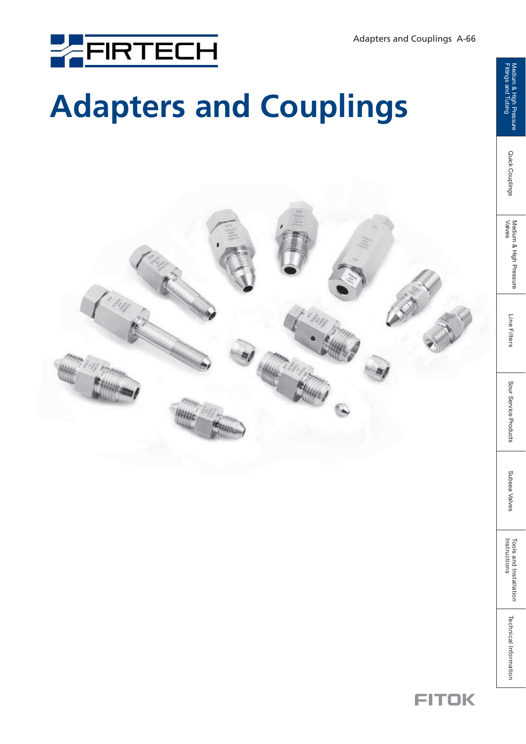# Adapters and Couplings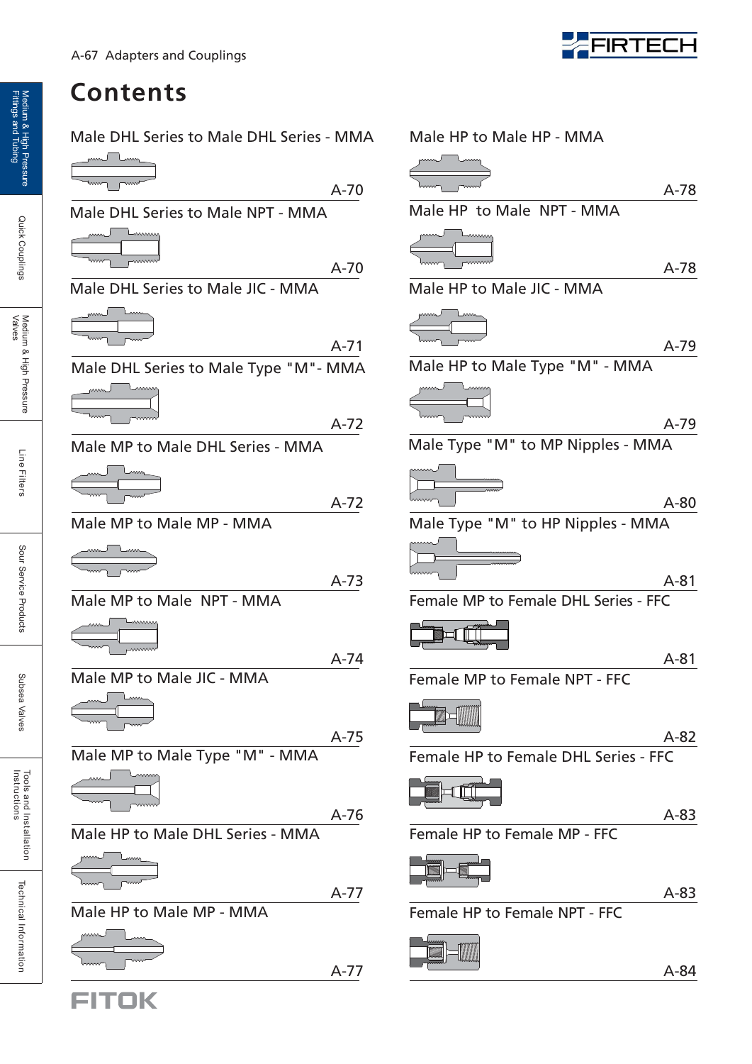# Contents

Male DHL Series to Male DHL Series - MMA — A-70

Male DHL Series to Male NPT - MMA — A-70

Male DHL Series to Male JIC - MMA — A-71

Male DHL Series to Male Type "M"- MMA — A-72

Male MP to Male DHL Series - MMA — A-72

Male MP to Male MP - MMA — A-73

Male MP to Male NPT - MMA — A-74

Male MP to Male JIC - MMA — A-75

Male MP to Male Type "M" - MMA — A-76

Male HP to Male DHL Series - MMA — A-77

Male HP to Male MP - MMA — A-77

Male HP to Male HP - MMA — A-78

Male HP to Male NPT - MMA — A-78

Male HP to Male JIC - MMA — A-79

Male HP to Male Type "M" - MMA — A-79

Male Type "M" to MP Nipples - MMA — A-80

Male Type "M" to HP Nipples - MMA — A-81

Female MP to Female DHL Series - FFC — A-81

Female MP to Female NPT - FFC — A-82

Female HP to Female DHL Series - FFC — A-83

Female HP to Female MP - FFC — A-83

Female HP to Female NPT - FFC — A-84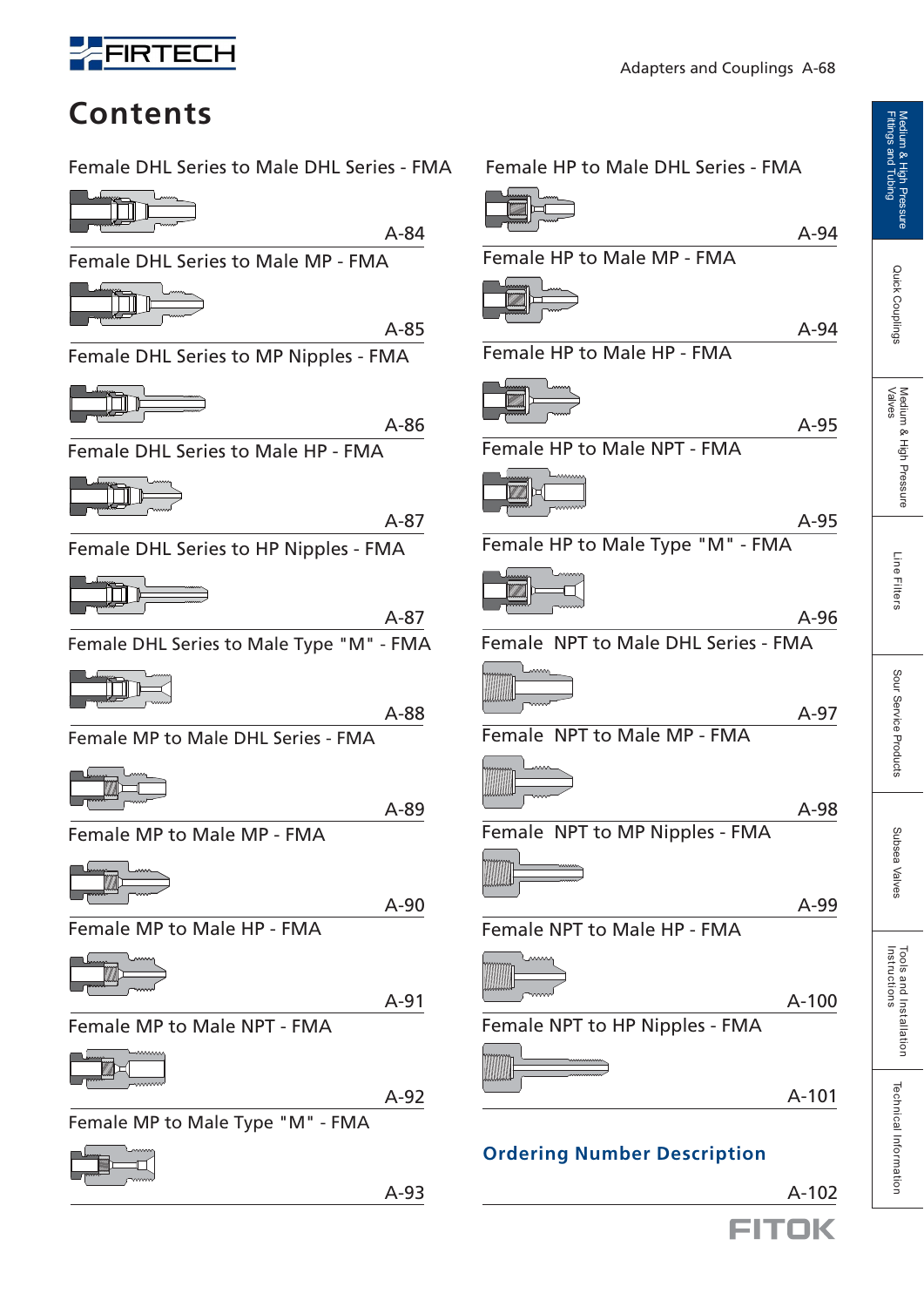# Contents

Female DHL Series to Male DHL Series - FMA ... A-84

Female DHL Series to Male MP - FMA ... A-85

Female DHL Series to MP Nipples - FMA ... A-86

Female DHL Series to Male HP - FMA ... A-87

Female DHL Series to HP Nipples - FMA ... A-87

Female DHL Series to Male Type "M" - FMA ... A-88

Female MP to Male DHL Series - FMA ... A-89

Female MP to Male MP - FMA ... A-90

Female MP to Male HP - FMA ... A-91

Female MP to Male NPT - FMA ... A-92

Female MP to Male Type "M" - FMA ... A-93

Female HP to Male DHL Series - FMA ... A-94

Female HP to Male MP - FMA ... A-94

Female HP to Male HP - FMA ... A-95

Female HP to Male NPT - FMA ... A-95

Female HP to Male Type "M" - FMA ... A-96

Female NPT to Male DHL Series - FMA ... A-97

Female NPT to Male MP - FMA ... A-98

Female NPT to MP Nipples - FMA ... A-99

Female NPT to Male HP - FMA ... A-100

Female NPT to HP Nipples - FMA ... A-101

**Ordering Number Description** ... A-102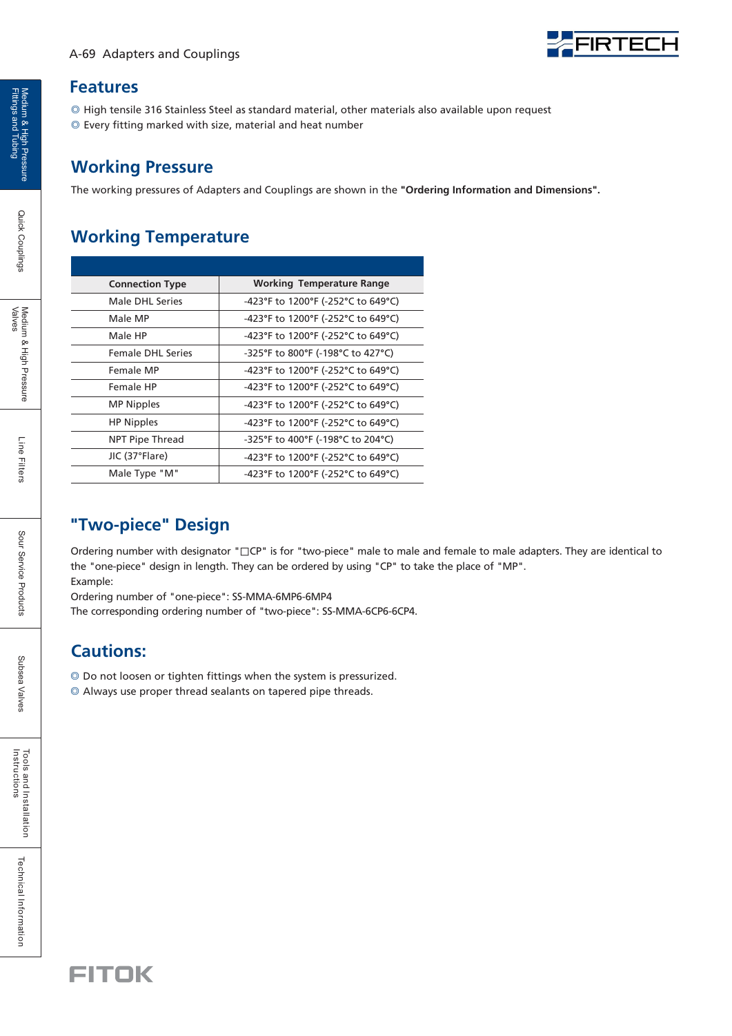## Features

◎ High tensile 316 Stainless Steel as standard material, other materials also available upon request
◎ Every fitting marked with size, material and heat number

## Working Pressure

The working pressures of Adapters and Couplings are shown in the **"Ordering Information and Dimensions".**

## Working Temperature

| Connection Type | Working Temperature Range |
|---|---|
| Male DHL Series | -423°F to 1200°F (-252°C to 649°C) |
| Male MP | -423°F to 1200°F (-252°C to 649°C) |
| Male HP | -423°F to 1200°F (-252°C to 649°C) |
| Female DHL Series | -325°F to 800°F (-198°C to 427°C) |
| Female MP | -423°F to 1200°F (-252°C to 649°C) |
| Female HP | -423°F to 1200°F (-252°C to 649°C) |
| MP Nipples | -423°F to 1200°F (-252°C to 649°C) |
| HP Nipples | -423°F to 1200°F (-252°C to 649°C) |
| NPT Pipe Thread | -325°F to 400°F (-198°C to 204°C) |
| JIC (37°Flare) | -423°F to 1200°F (-252°C to 649°C) |
| Male Type "M" | -423°F to 1200°F (-252°C to 649°C) |

## "Two-piece" Design

Ordering number with designator "□CP" is for "two-piece" male to male and female to male adapters. They are identical to the "one-piece" design in length. They can be ordered by using "CP" to take the place of "MP".
Example:
Ordering number of "one-piece": SS-MMA-6MP6-6MP4
The corresponding ordering number of "two-piece": SS-MMA-6CP6-6CP4.

## Cautions:

◎ Do not loosen or tighten fittings when the system is pressurized.
◎ Always use proper thread sealants on tapered pipe threads.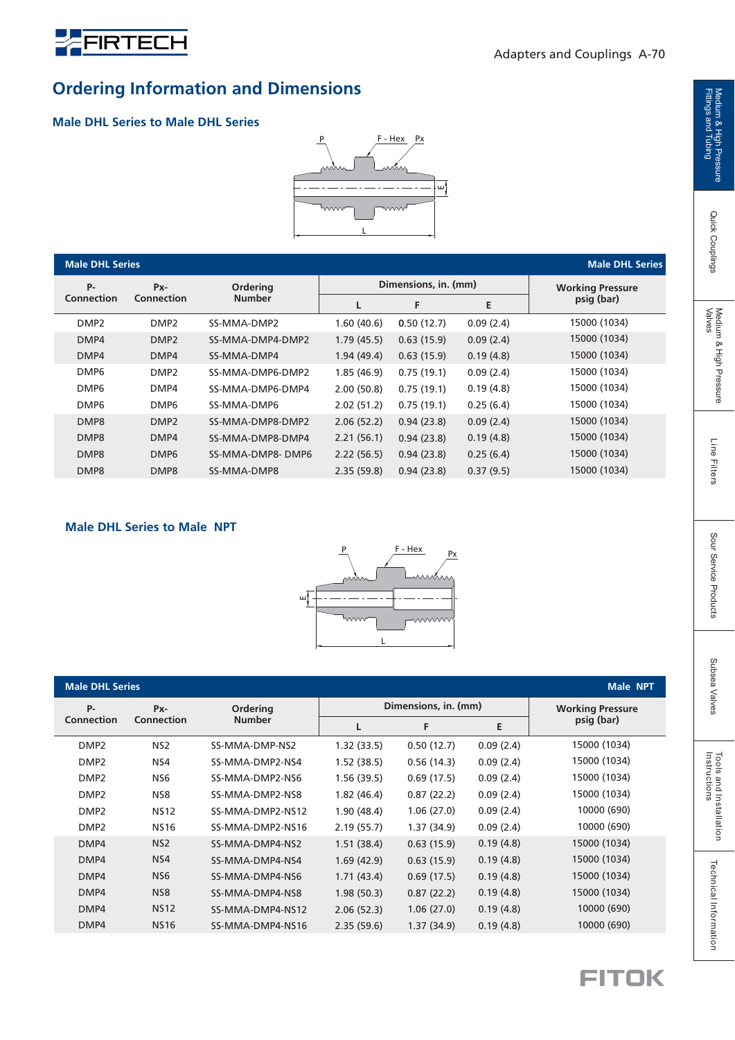## Ordering Information and Dimensions

### Male DHL Series to Male DHL Series

| P-Connection | Px-Connection | Ordering Number | Dimensions, in. (mm) | | | Working Pressure psig (bar) |
|---|---|---|---|---|---|---|
| | | | L | F | E | |
| DMP2 | DMP2 | SS-MMA-DMP2 | 1.60 (40.6) | 0.50 (12.7) | 0.09 (2.4) | 15000 (1034) |
| DMP4 | DMP2 | SS-MMA-DMP4-DMP2 | 1.79 (45.5) | 0.63 (15.9) | 0.09 (2.4) | 15000 (1034) |
| DMP4 | DMP4 | SS-MMA-DMP4 | 1.94 (49.4) | 0.63 (15.9) | 0.19 (4.8) | 15000 (1034) |
| DMP6 | DMP2 | SS-MMA-DMP6-DMP2 | 1.85 (46.9) | 0.75 (19.1) | 0.09 (2.4) | 15000 (1034) |
| DMP6 | DMP4 | SS-MMA-DMP6-DMP4 | 2.00 (50.8) | 0.75 (19.1) | 0.19 (4.8) | 15000 (1034) |
| DMP6 | DMP6 | SS-MMA-DMP6 | 2.02 (51.2) | 0.75 (19.1) | 0.25 (6.4) | 15000 (1034) |
| DMP8 | DMP2 | SS-MMA-DMP8-DMP2 | 2.06 (52.2) | 0.94 (23.8) | 0.09 (2.4) | 15000 (1034) |
| DMP8 | DMP4 | SS-MMA-DMP8-DMP4 | 2.21 (56.1) | 0.94 (23.8) | 0.19 (4.8) | 15000 (1034) |
| DMP8 | DMP6 | SS-MMA-DMP8- DMP6 | 2.22 (56.5) | 0.94 (23.8) | 0.25 (6.4) | 15000 (1034) |
| DMP8 | DMP8 | SS-MMA-DMP8 | 2.35 (59.8) | 0.94 (23.8) | 0.37 (9.5) | 15000 (1034) |

### Male DHL Series to Male NPT

| P-Connection | Px-Connection | Ordering Number | Dimensions, in. (mm) | | | Working Pressure psig (bar) |
|---|---|---|---|---|---|---|
| | | | L | F | E | |
| DMP2 | NS2 | SS-MMA-DMP-NS2 | 1.32 (33.5) | 0.50 (12.7) | 0.09 (2.4) | 15000 (1034) |
| DMP2 | NS4 | SS-MMA-DMP2-NS4 | 1.52 (38.5) | 0.56 (14.3) | 0.09 (2.4) | 15000 (1034) |
| DMP2 | NS6 | SS-MMA-DMP2-NS6 | 1.56 (39.5) | 0.69 (17.5) | 0.09 (2.4) | 15000 (1034) |
| DMP2 | NS8 | SS-MMA-DMP2-NS8 | 1.82 (46.4) | 0.87 (22.2) | 0.09 (2.4) | 15000 (1034) |
| DMP2 | NS12 | SS-MMA-DMP2-NS12 | 1.90 (48.4) | 1.06 (27.0) | 0.09 (2.4) | 10000 (690) |
| DMP2 | NS16 | SS-MMA-DMP2-NS16 | 2.19 (55.7) | 1.37 (34.9) | 0.09 (2.4) | 10000 (690) |
| DMP4 | NS2 | SS-MMA-DMP4-NS2 | 1.51 (38.4) | 0.63 (15.9) | 0.19 (4.8) | 15000 (1034) |
| DMP4 | NS4 | SS-MMA-DMP4-NS4 | 1.69 (42.9) | 0.63 (15.9) | 0.19 (4.8) | 15000 (1034) |
| DMP4 | NS6 | SS-MMA-DMP4-NS6 | 1.71 (43.4) | 0.69 (17.5) | 0.19 (4.8) | 15000 (1034) |
| DMP4 | NS8 | SS-MMA-DMP4-NS8 | 1.98 (50.3) | 0.87 (22.2) | 0.19 (4.8) | 15000 (1034) |
| DMP4 | NS12 | SS-MMA-DMP4-NS12 | 2.06 (52.3) | 1.06 (27.0) | 0.19 (4.8) | 10000 (690) |
| DMP4 | NS16 | SS-MMA-DMP4-NS16 | 2.35 (59.6) | 1.37 (34.9) | 0.19 (4.8) | 10000 (690) |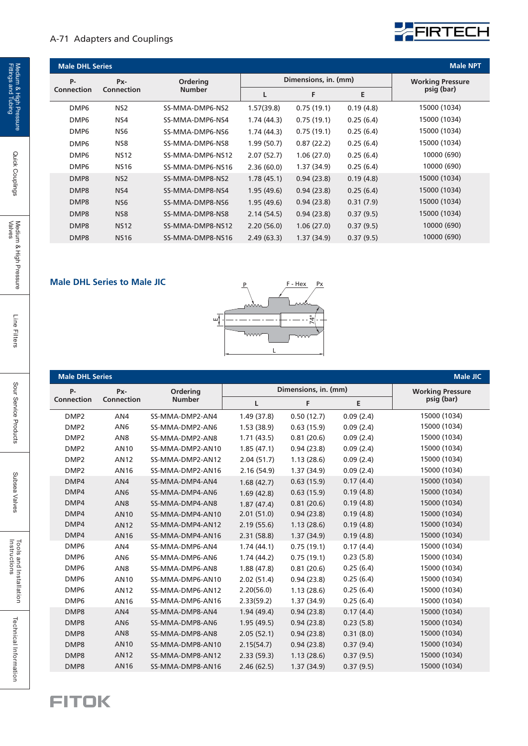## Male DHL Series — Male NPT

| P-Connection | Px-Connection | Ordering Number | Dimensions, in. (mm) | | | Working Pressure psig (bar) |
|---|---|---|---|---|---|---|
| | | | L | F | E | |
| DMP6 | NS2 | SS-MMA-DMP6-NS2 | 1.57(39.8) | 0.75 (19.1) | 0.19 (4.8) | 15000 (1034) |
| DMP6 | NS4 | SS-MMA-DMP6-NS4 | 1.74 (44.3) | 0.75 (19.1) | 0.25 (6.4) | 15000 (1034) |
| DMP6 | NS6 | SS-MMA-DMP6-NS6 | 1.74 (44.3) | 0.75 (19.1) | 0.25 (6.4) | 15000 (1034) |
| DMP6 | NS8 | SS-MMA-DMP6-NS8 | 1.99 (50.7) | 0.87 (22.2) | 0.25 (6.4) | 15000 (1034) |
| DMP6 | NS12 | SS-MMA-DMP6-NS12 | 2.07 (52.7) | 1.06 (27.0) | 0.25 (6.4) | 10000 (690) |
| DMP6 | NS16 | SS-MMA-DMP6-NS16 | 2.36 (60.0) | 1.37 (34.9) | 0.25 (6.4) | 10000 (690) |
| DMP8 | NS2 | SS-MMA-DMP8-NS2 | 1.78 (45.1) | 0.94 (23.8) | 0.19 (4.8) | 15000 (1034) |
| DMP8 | NS4 | SS-MMA-DMP8-NS4 | 1.95 (49.6) | 0.94 (23.8) | 0.25 (6.4) | 15000 (1034) |
| DMP8 | NS6 | SS-MMA-DMP8-NS6 | 1.95 (49.6) | 0.94 (23.8) | 0.31 (7.9) | 15000 (1034) |
| DMP8 | NS8 | SS-MMA-DMP8-NS8 | 2.14 (54.5) | 0.94 (23.8) | 0.37 (9.5) | 15000 (1034) |
| DMP8 | NS12 | SS-MMA-DMP8-NS12 | 2.20 (56.0) | 1.06 (27.0) | 0.37 (9.5) | 10000 (690) |
| DMP8 | NS16 | SS-MMA-DMP8-NS16 | 2.49 (63.3) | 1.37 (34.9) | 0.37 (9.5) | 10000 (690) |

## Male DHL Series to Male JIC

P   F - Hex   Px   E   74°   L

## Male DHL Series — Male JIC

| P-Connection | Px-Connection | Ordering Number | Dimensions, in. (mm) | | | Working Pressure psig (bar) |
|---|---|---|---|---|---|---|
| | | | L | F | E | |
| DMP2 | AN4 | SS-MMA-DMP2-AN4 | 1.49 (37.8) | 0.50 (12.7) | 0.09 (2.4) | 15000 (1034) |
| DMP2 | AN6 | SS-MMA-DMP2-AN6 | 1.53 (38.9) | 0.63 (15.9) | 0.09 (2.4) | 15000 (1034) |
| DMP2 | AN8 | SS-MMA-DMP2-AN8 | 1.71 (43.5) | 0.81 (20.6) | 0.09 (2.4) | 15000 (1034) |
| DMP2 | AN10 | SS-MMA-DMP2-AN10 | 1.85 (47.1) | 0.94 (23.8) | 0.09 (2.4) | 15000 (1034) |
| DMP2 | AN12 | SS-MMA-DMP2-AN12 | 2.04 (51.7) | 1.13 (28.6) | 0.09 (2.4) | 15000 (1034) |
| DMP2 | AN16 | SS-MMA-DMP2-AN16 | 2.16 (54.9) | 1.37 (34.9) | 0.09 (2.4) | 15000 (1034) |
| DMP4 | AN4 | SS-MMA-DMP4-AN4 | 1.68 (42.7) | 0.63 (15.9) | 0.17 (4.4) | 15000 (1034) |
| DMP4 | AN6 | SS-MMA-DMP4-AN6 | 1.69 (42.8) | 0.63 (15.9) | 0.19 (4.8) | 15000 (1034) |
| DMP4 | AN8 | SS-MMA-DMP4-AN8 | 1.87 (47.4) | 0.81 (20.6) | 0.19 (4.8) | 15000 (1034) |
| DMP4 | AN10 | SS-MMA-DMP4-AN10 | 2.01 (51.0) | 0.94 (23.8) | 0.19 (4.8) | 15000 (1034) |
| DMP4 | AN12 | SS-MMA-DMP4-AN12 | 2.19 (55.6) | 1.13 (28.6) | 0.19 (4.8) | 15000 (1034) |
| DMP4 | AN16 | SS-MMA-DMP4-AN16 | 2.31 (58.8) | 1.37 (34.9) | 0.19 (4.8) | 15000 (1034) |
| DMP6 | AN4 | SS-MMA-DMP6-AN4 | 1.74 (44.1) | 0.75 (19.1) | 0.17 (4.4) | 15000 (1034) |
| DMP6 | AN6 | SS-MMA-DMP6-AN6 | 1.74 (44.2) | 0.75 (19.1) | 0.23 (5.8) | 15000 (1034) |
| DMP6 | AN8 | SS-MMA-DMP6-AN8 | 1.88 (47.8) | 0.81 (20.6) | 0.25 (6.4) | 15000 (1034) |
| DMP6 | AN10 | SS-MMA-DMP6-AN10 | 2.02 (51.4) | 0.94 (23.8) | 0.25 (6.4) | 15000 (1034) |
| DMP6 | AN12 | SS-MMA-DMP6-AN12 | 2.20(56.0) | 1.13 (28.6) | 0.25 (6.4) | 15000 (1034) |
| DMP6 | AN16 | SS-MMA-DMP6-AN16 | 2.33(59.2) | 1.37 (34.9) | 0.25 (6.4) | 15000 (1034) |
| DMP8 | AN4 | SS-MMA-DMP8-AN4 | 1.94 (49.4) | 0.94 (23.8) | 0.17 (4.4) | 15000 (1034) |
| DMP8 | AN6 | SS-MMA-DMP8-AN6 | 1.95 (49.5) | 0.94 (23.8) | 0.23 (5.8) | 15000 (1034) |
| DMP8 | AN8 | SS-MMA-DMP8-AN8 | 2.05 (52.1) | 0.94 (23.8) | 0.31 (8.0) | 15000 (1034) |
| DMP8 | AN10 | SS-MMA-DMP8-AN10 | 2.15(54.7) | 0.94 (23.8) | 0.37 (9.4) | 15000 (1034) |
| DMP8 | AN12 | SS-MMA-DMP8-AN12 | 2.33 (59.3) | 1.13 (28.6) | 0.37 (9.5) | 15000 (1034) |
| DMP8 | AN16 | SS-MMA-DMP8-AN16 | 2.46 (62.5) | 1.37 (34.9) | 0.37 (9.5) | 15000 (1034) |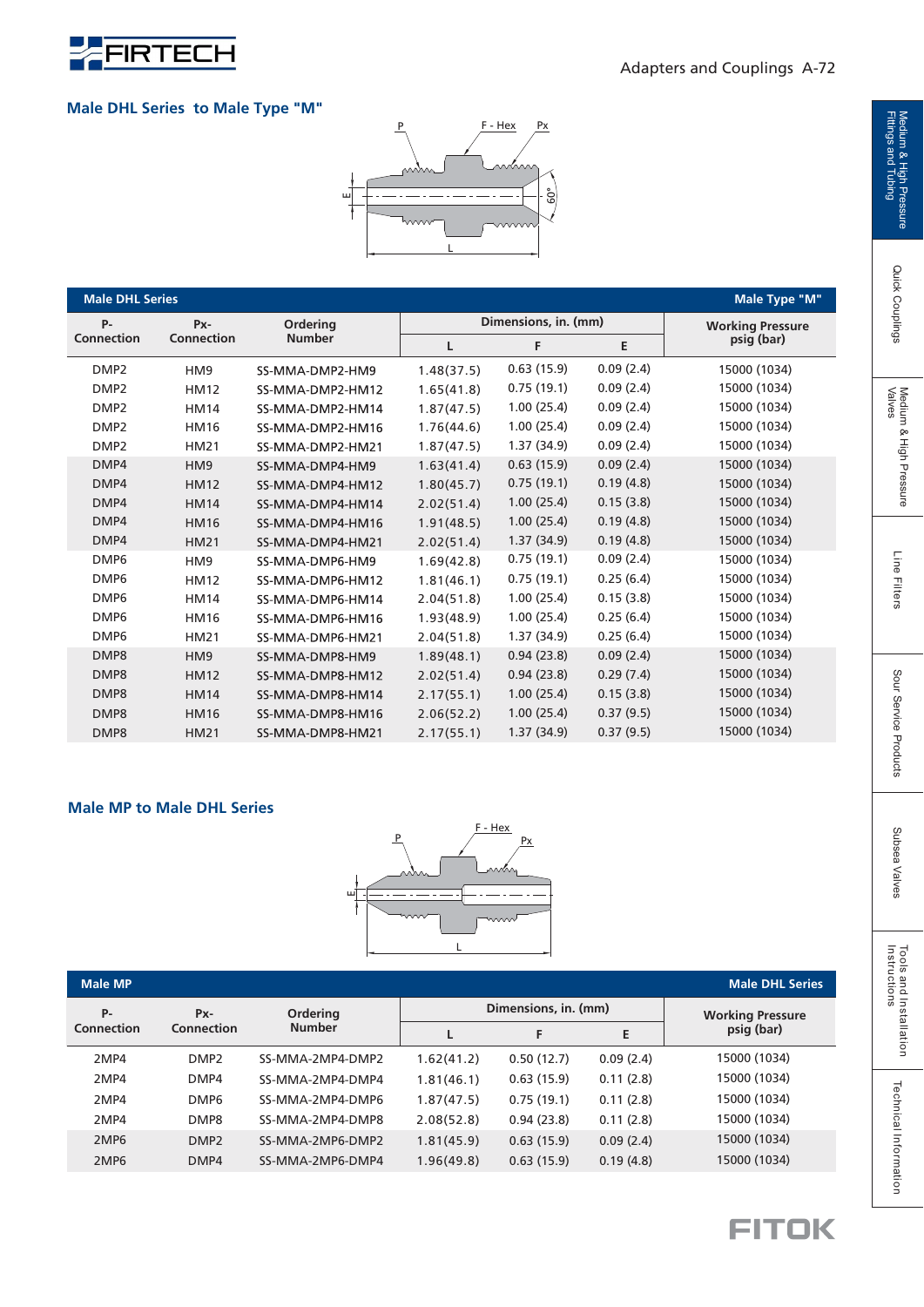## Male DHL Series to Male Type "M"

| Male DHL Series | | | | | | Male Type "M" |
|---|---|---|---|---|---|---|
| P-Connection | Px-Connection | Ordering Number | Dimensions, in. (mm) | | | Working Pressure psig (bar) |
| | | | L | F | E | |
| DMP2 | HM9 | SS-MMA-DMP2-HM9 | 1.48(37.5) | 0.63 (15.9) | 0.09 (2.4) | 15000 (1034) |
| DMP2 | HM12 | SS-MMA-DMP2-HM12 | 1.65(41.8) | 0.75 (19.1) | 0.09 (2.4) | 15000 (1034) |
| DMP2 | HM14 | SS-MMA-DMP2-HM14 | 1.87(47.5) | 1.00 (25.4) | 0.09 (2.4) | 15000 (1034) |
| DMP2 | HM16 | SS-MMA-DMP2-HM16 | 1.76(44.6) | 1.00 (25.4) | 0.09 (2.4) | 15000 (1034) |
| DMP2 | HM21 | SS-MMA-DMP2-HM21 | 1.87(47.5) | 1.37 (34.9) | 0.09 (2.4) | 15000 (1034) |
| DMP4 | HM9 | SS-MMA-DMP4-HM9 | 1.63(41.4) | 0.63 (15.9) | 0.09 (2.4) | 15000 (1034) |
| DMP4 | HM12 | SS-MMA-DMP4-HM12 | 1.80(45.7) | 0.75 (19.1) | 0.19 (4.8) | 15000 (1034) |
| DMP4 | HM14 | SS-MMA-DMP4-HM14 | 2.02(51.4) | 1.00 (25.4) | 0.15 (3.8) | 15000 (1034) |
| DMP4 | HM16 | SS-MMA-DMP4-HM16 | 1.91(48.5) | 1.00 (25.4) | 0.19 (4.8) | 15000 (1034) |
| DMP4 | HM21 | SS-MMA-DMP4-HM21 | 2.02(51.4) | 1.37 (34.9) | 0.19 (4.8) | 15000 (1034) |
| DMP6 | HM9 | SS-MMA-DMP6-HM9 | 1.69(42.8) | 0.75 (19.1) | 0.09 (2.4) | 15000 (1034) |
| DMP6 | HM12 | SS-MMA-DMP6-HM12 | 1.81(46.1) | 0.75 (19.1) | 0.25 (6.4) | 15000 (1034) |
| DMP6 | HM14 | SS-MMA-DMP6-HM14 | 2.04(51.8) | 1.00 (25.4) | 0.15 (3.8) | 15000 (1034) |
| DMP6 | HM16 | SS-MMA-DMP6-HM16 | 1.93(48.9) | 1.00 (25.4) | 0.25 (6.4) | 15000 (1034) |
| DMP6 | HM21 | SS-MMA-DMP6-HM21 | 2.04(51.8) | 1.37 (34.9) | 0.25 (6.4) | 15000 (1034) |
| DMP8 | HM9 | SS-MMA-DMP8-HM9 | 1.89(48.1) | 0.94 (23.8) | 0.09 (2.4) | 15000 (1034) |
| DMP8 | HM12 | SS-MMA-DMP8-HM12 | 2.02(51.4) | 0.94 (23.8) | 0.29 (7.4) | 15000 (1034) |
| DMP8 | HM14 | SS-MMA-DMP8-HM14 | 2.17(55.1) | 1.00 (25.4) | 0.15 (3.8) | 15000 (1034) |
| DMP8 | HM16 | SS-MMA-DMP8-HM16 | 2.06(52.2) | 1.00 (25.4) | 0.37 (9.5) | 15000 (1034) |
| DMP8 | HM21 | SS-MMA-DMP8-HM21 | 2.17(55.1) | 1.37 (34.9) | 0.37 (9.5) | 15000 (1034) |

## Male MP to Male DHL Series

| Male MP | | | | | | Male DHL Series |
|---|---|---|---|---|---|---|
| P-Connection | Px-Connection | Ordering Number | Dimensions, in. (mm) | | | Working Pressure psig (bar) |
| | | | L | F | E | |
| 2MP4 | DMP2 | SS-MMA-2MP4-DMP2 | 1.62(41.2) | 0.50 (12.7) | 0.09 (2.4) | 15000 (1034) |
| 2MP4 | DMP4 | SS-MMA-2MP4-DMP4 | 1.81(46.1) | 0.63 (15.9) | 0.11 (2.8) | 15000 (1034) |
| 2MP4 | DMP6 | SS-MMA-2MP4-DMP6 | 1.87(47.5) | 0.75 (19.1) | 0.11 (2.8) | 15000 (1034) |
| 2MP4 | DMP8 | SS-MMA-2MP4-DMP8 | 2.08(52.8) | 0.94 (23.8) | 0.11 (2.8) | 15000 (1034) |
| 2MP6 | DMP2 | SS-MMA-2MP6-DMP2 | 1.81(45.9) | 0.63 (15.9) | 0.09 (2.4) | 15000 (1034) |
| 2MP6 | DMP4 | SS-MMA-2MP6-DMP4 | 1.96(49.8) | 0.63 (15.9) | 0.19 (4.8) | 15000 (1034) |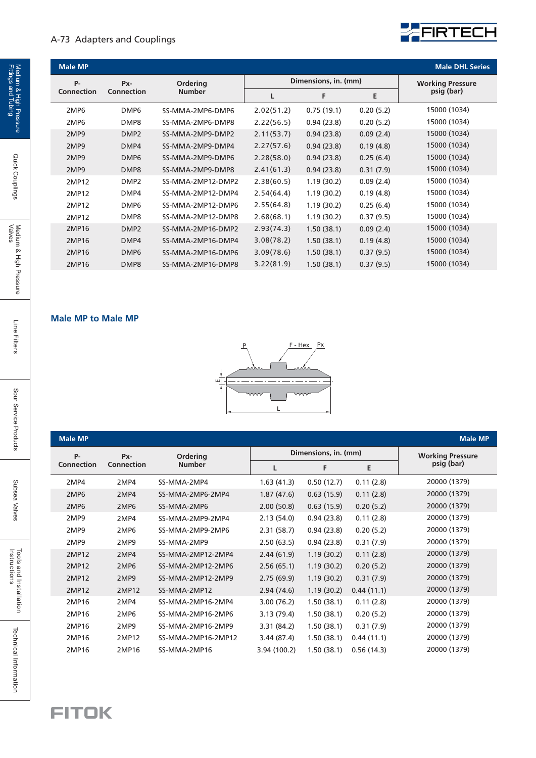| Male MP | | | | | | Male DHL Series |
|---|---|---|---|---|---|---|
| P-Connection | Px-Connection | Ordering Number | Dimensions, in. (mm) | | | Working Pressure psig (bar) |
| | | | L | F | E | |
| 2MP6 | DMP6 | SS-MMA-2MP6-DMP6 | 2.02(51.2) | 0.75 (19.1) | 0.20 (5.2) | 15000 (1034) |
| 2MP6 | DMP8 | SS-MMA-2MP6-DMP8 | 2.22(56.5) | 0.94 (23.8) | 0.20 (5.2) | 15000 (1034) |
| 2MP9 | DMP2 | SS-MMA-2MP9-DMP2 | 2.11(53.7) | 0.94 (23.8) | 0.09 (2.4) | 15000 (1034) |
| 2MP9 | DMP4 | SS-MMA-2MP9-DMP4 | 2.27(57.6) | 0.94 (23.8) | 0.19 (4.8) | 15000 (1034) |
| 2MP9 | DMP6 | SS-MMA-2MP9-DMP6 | 2.28(58.0) | 0.94 (23.8) | 0.25 (6.4) | 15000 (1034) |
| 2MP9 | DMP8 | SS-MMA-2MP9-DMP8 | 2.41(61.3) | 0.94 (23.8) | 0.31 (7.9) | 15000 (1034) |
| 2MP12 | DMP2 | SS-MMA-2MP12-DMP2 | 2.38(60.5) | 1.19 (30.2) | 0.09 (2.4) | 15000 (1034) |
| 2MP12 | DMP4 | SS-MMA-2MP12-DMP4 | 2.54(64.4) | 1.19 (30.2) | 0.19 (4.8) | 15000 (1034) |
| 2MP12 | DMP6 | SS-MMA-2MP12-DMP6 | 2.55(64.8) | 1.19 (30.2) | 0.25 (6.4) | 15000 (1034) |
| 2MP12 | DMP8 | SS-MMA-2MP12-DMP8 | 2.68(68.1) | 1.19 (30.2) | 0.37 (9.5) | 15000 (1034) |
| 2MP16 | DMP2 | SS-MMA-2MP16-DMP2 | 2.93(74.3) | 1.50 (38.1) | 0.09 (2.4) | 15000 (1034) |
| 2MP16 | DMP4 | SS-MMA-2MP16-DMP4 | 3.08(78.2) | 1.50 (38.1) | 0.19 (4.8) | 15000 (1034) |
| 2MP16 | DMP6 | SS-MMA-2MP16-DMP6 | 3.09(78.6) | 1.50 (38.1) | 0.37 (9.5) | 15000 (1034) |
| 2MP16 | DMP8 | SS-MMA-2MP16-DMP8 | 3.22(81.9) | 1.50 (38.1) | 0.37 (9.5) | 15000 (1034) |

## Male MP to Male MP

P    F - Hex    Px

E

L

| Male MP | | | | | | Male MP |
|---|---|---|---|---|---|---|
| P-Connection | Px-Connection | Ordering Number | Dimensions, in. (mm) | | | Working Pressure psig (bar) |
| | | | L | F | E | |
| 2MP4 | 2MP4 | SS-MMA-2MP4 | 1.63 (41.3) | 0.50 (12.7) | 0.11 (2.8) | 20000 (1379) |
| 2MP6 | 2MP4 | SS-MMA-2MP6-2MP4 | 1.87 (47.6) | 0.63 (15.9) | 0.11 (2.8) | 20000 (1379) |
| 2MP6 | 2MP6 | SS-MMA-2MP6 | 2.00 (50.8) | 0.63 (15.9) | 0.20 (5.2) | 20000 (1379) |
| 2MP9 | 2MP4 | SS-MMA-2MP9-2MP4 | 2.13 (54.0) | 0.94 (23.8) | 0.11 (2.8) | 20000 (1379) |
| 2MP9 | 2MP6 | SS-MMA-2MP9-2MP6 | 2.31 (58.7) | 0.94 (23.8) | 0.20 (5.2) | 20000 (1379) |
| 2MP9 | 2MP9 | SS-MMA-2MP9 | 2.50 (63.5) | 0.94 (23.8) | 0.31 (7.9) | 20000 (1379) |
| 2MP12 | 2MP4 | SS-MMA-2MP12-2MP4 | 2.44 (61.9) | 1.19 (30.2) | 0.11 (2.8) | 20000 (1379) |
| 2MP12 | 2MP6 | SS-MMA-2MP12-2MP6 | 2.56 (65.1) | 1.19 (30.2) | 0.20 (5.2) | 20000 (1379) |
| 2MP12 | 2MP9 | SS-MMA-2MP12-2MP9 | 2.75 (69.9) | 1.19 (30.2) | 0.31 (7.9) | 20000 (1379) |
| 2MP12 | 2MP12 | SS-MMA-2MP12 | 2.94 (74.6) | 1.19 (30.2) | 0.44 (11.1) | 20000 (1379) |
| 2MP16 | 2MP4 | SS-MMA-2MP16-2MP4 | 3.00 (76.2) | 1.50 (38.1) | 0.11 (2.8) | 20000 (1379) |
| 2MP16 | 2MP6 | SS-MMA-2MP16-2MP6 | 3.13 (79.4) | 1.50 (38.1) | 0.20 (5.2) | 20000 (1379) |
| 2MP16 | 2MP9 | SS-MMA-2MP16-2MP9 | 3.31 (84.2) | 1.50 (38.1) | 0.31 (7.9) | 20000 (1379) |
| 2MP16 | 2MP12 | SS-MMA-2MP16-2MP12 | 3.44 (87.4) | 1.50 (38.1) | 0.44 (11.1) | 20000 (1379) |
| 2MP16 | 2MP16 | SS-MMA-2MP16 | 3.94 (100.2) | 1.50 (38.1) | 0.56 (14.3) | 20000 (1379) |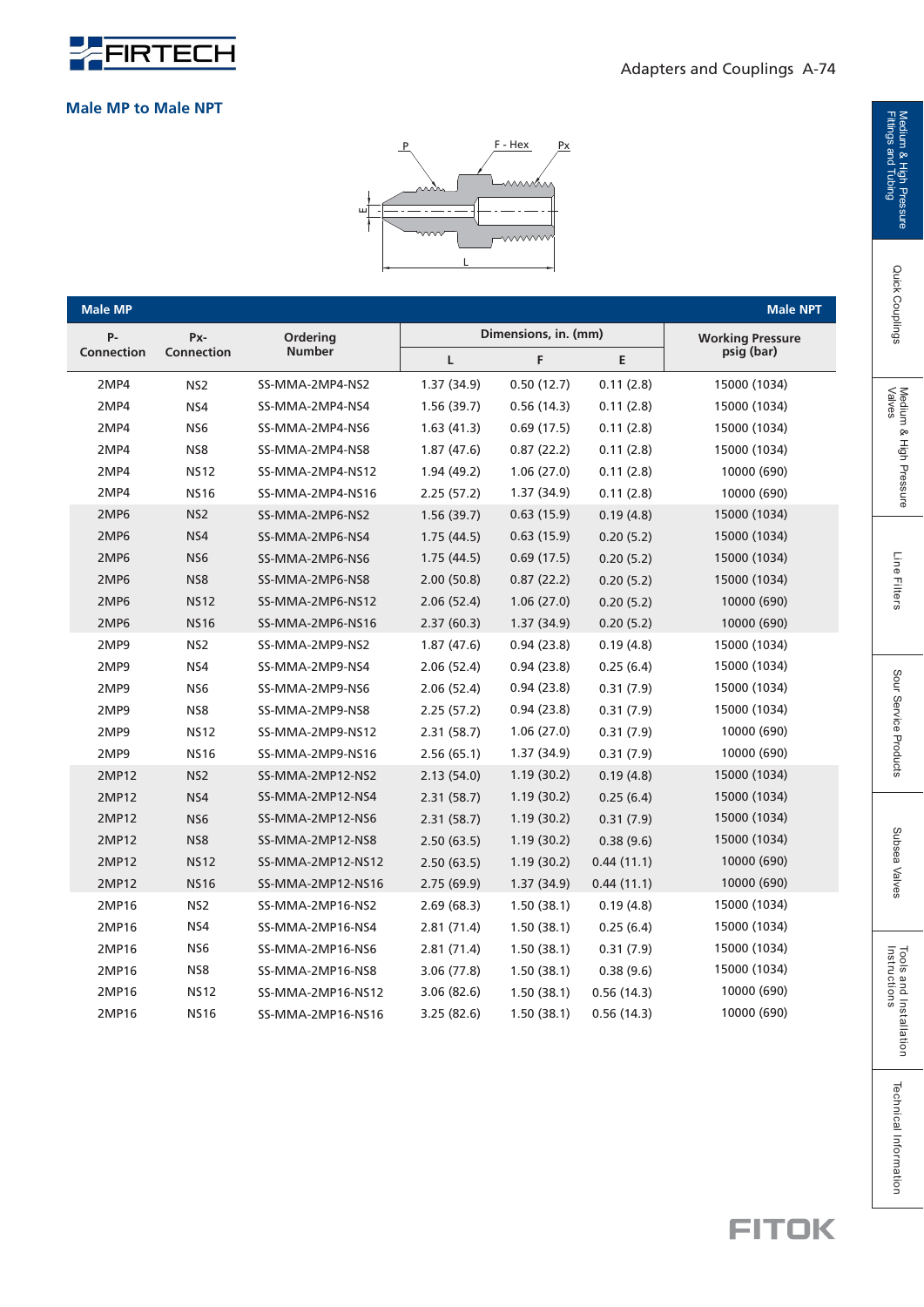## Male MP to Male NPT

| Male MP | | | | | | Male NPT |
|---|---|---|---|---|---|---|
| P-Connection | Px-Connection | Ordering Number | Dimensions, in. (mm) | | | Working Pressure psig (bar) |
| | | | L | F | E | |
| 2MP4 | NS2 | SS-MMA-2MP4-NS2 | 1.37 (34.9) | 0.50 (12.7) | 0.11 (2.8) | 15000 (1034) |
| 2MP4 | NS4 | SS-MMA-2MP4-NS4 | 1.56 (39.7) | 0.56 (14.3) | 0.11 (2.8) | 15000 (1034) |
| 2MP4 | NS6 | SS-MMA-2MP4-NS6 | 1.63 (41.3) | 0.69 (17.5) | 0.11 (2.8) | 15000 (1034) |
| 2MP4 | NS8 | SS-MMA-2MP4-NS8 | 1.87 (47.6) | 0.87 (22.2) | 0.11 (2.8) | 15000 (1034) |
| 2MP4 | NS12 | SS-MMA-2MP4-NS12 | 1.94 (49.2) | 1.06 (27.0) | 0.11 (2.8) | 10000 (690) |
| 2MP4 | NS16 | SS-MMA-2MP4-NS16 | 2.25 (57.2) | 1.37 (34.9) | 0.11 (2.8) | 10000 (690) |
| 2MP6 | NS2 | SS-MMA-2MP6-NS2 | 1.56 (39.7) | 0.63 (15.9) | 0.19 (4.8) | 15000 (1034) |
| 2MP6 | NS4 | SS-MMA-2MP6-NS4 | 1.75 (44.5) | 0.63 (15.9) | 0.20 (5.2) | 15000 (1034) |
| 2MP6 | NS6 | SS-MMA-2MP6-NS6 | 1.75 (44.5) | 0.69 (17.5) | 0.20 (5.2) | 15000 (1034) |
| 2MP6 | NS8 | SS-MMA-2MP6-NS8 | 2.00 (50.8) | 0.87 (22.2) | 0.20 (5.2) | 15000 (1034) |
| 2MP6 | NS12 | SS-MMA-2MP6-NS12 | 2.06 (52.4) | 1.06 (27.0) | 0.20 (5.2) | 10000 (690) |
| 2MP6 | NS16 | SS-MMA-2MP6-NS16 | 2.37 (60.3) | 1.37 (34.9) | 0.20 (5.2) | 10000 (690) |
| 2MP9 | NS2 | SS-MMA-2MP9-NS2 | 1.87 (47.6) | 0.94 (23.8) | 0.19 (4.8) | 15000 (1034) |
| 2MP9 | NS4 | SS-MMA-2MP9-NS4 | 2.06 (52.4) | 0.94 (23.8) | 0.25 (6.4) | 15000 (1034) |
| 2MP9 | NS6 | SS-MMA-2MP9-NS6 | 2.06 (52.4) | 0.94 (23.8) | 0.31 (7.9) | 15000 (1034) |
| 2MP9 | NS8 | SS-MMA-2MP9-NS8 | 2.25 (57.2) | 0.94 (23.8) | 0.31 (7.9) | 15000 (1034) |
| 2MP9 | NS12 | SS-MMA-2MP9-NS12 | 2.31 (58.7) | 1.06 (27.0) | 0.31 (7.9) | 10000 (690) |
| 2MP9 | NS16 | SS-MMA-2MP9-NS16 | 2.56 (65.1) | 1.37 (34.9) | 0.31 (7.9) | 10000 (690) |
| 2MP12 | NS2 | SS-MMA-2MP12-NS2 | 2.13 (54.0) | 1.19 (30.2) | 0.19 (4.8) | 15000 (1034) |
| 2MP12 | NS4 | SS-MMA-2MP12-NS4 | 2.31 (58.7) | 1.19 (30.2) | 0.25 (6.4) | 15000 (1034) |
| 2MP12 | NS6 | SS-MMA-2MP12-NS6 | 2.31 (58.7) | 1.19 (30.2) | 0.31 (7.9) | 15000 (1034) |
| 2MP12 | NS8 | SS-MMA-2MP12-NS8 | 2.50 (63.5) | 1.19 (30.2) | 0.38 (9.6) | 15000 (1034) |
| 2MP12 | NS12 | SS-MMA-2MP12-NS12 | 2.50 (63.5) | 1.19 (30.2) | 0.44 (11.1) | 10000 (690) |
| 2MP12 | NS16 | SS-MMA-2MP12-NS16 | 2.75 (69.9) | 1.37 (34.9) | 0.44 (11.1) | 10000 (690) |
| 2MP16 | NS2 | SS-MMA-2MP16-NS2 | 2.69 (68.3) | 1.50 (38.1) | 0.19 (4.8) | 15000 (1034) |
| 2MP16 | NS4 | SS-MMA-2MP16-NS4 | 2.81 (71.4) | 1.50 (38.1) | 0.25 (6.4) | 15000 (1034) |
| 2MP16 | NS6 | SS-MMA-2MP16-NS6 | 2.81 (71.4) | 1.50 (38.1) | 0.31 (7.9) | 15000 (1034) |
| 2MP16 | NS8 | SS-MMA-2MP16-NS8 | 3.06 (77.8) | 1.50 (38.1) | 0.38 (9.6) | 15000 (1034) |
| 2MP16 | NS12 | SS-MMA-2MP16-NS12 | 3.06 (82.6) | 1.50 (38.1) | 0.56 (14.3) | 10000 (690) |
| 2MP16 | NS16 | SS-MMA-2MP16-NS16 | 3.25 (82.6) | 1.50 (38.1) | 0.56 (14.3) | 10000 (690) |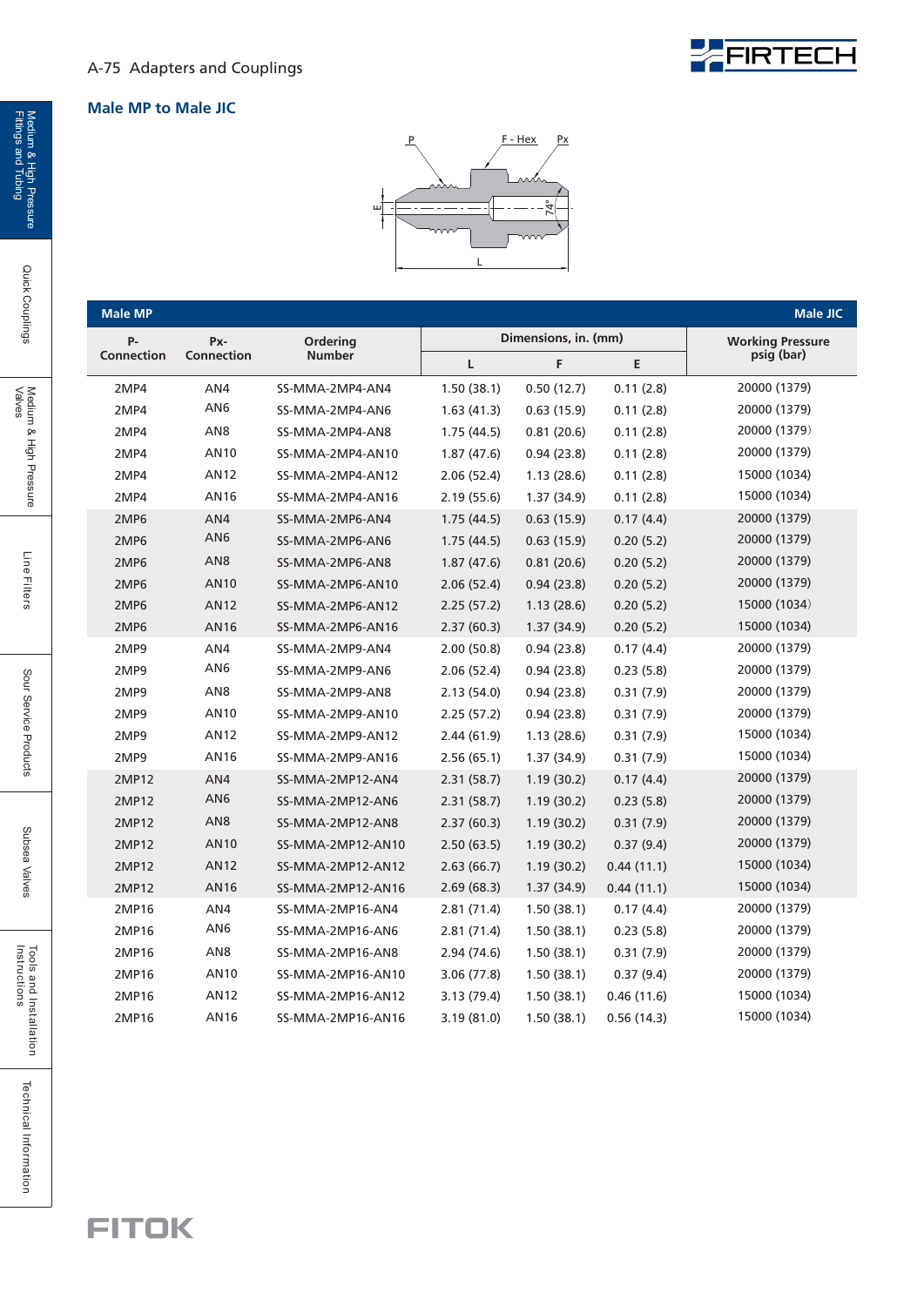## Male MP to Male JIC

| Male MP | | | | | | Male JIC |
|---|---|---|---|---|---|---|
| P-Connection | Px-Connection | Ordering Number | Dimensions, in. (mm) | | | Working Pressure psig (bar) |
| | | | L | F | E | |
| 2MP4 | AN4 | SS-MMA-2MP4-AN4 | 1.50 (38.1) | 0.50 (12.7) | 0.11 (2.8) | 20000 (1379) |
| 2MP4 | AN6 | SS-MMA-2MP4-AN6 | 1.63 (41.3) | 0.63 (15.9) | 0.11 (2.8) | 20000 (1379) |
| 2MP4 | AN8 | SS-MMA-2MP4-AN8 | 1.75 (44.5) | 0.81 (20.6) | 0.11 (2.8) | 20000 (1379) |
| 2MP4 | AN10 | SS-MMA-2MP4-AN10 | 1.87 (47.6) | 0.94 (23.8) | 0.11 (2.8) | 20000 (1379) |
| 2MP4 | AN12 | SS-MMA-2MP4-AN12 | 2.06 (52.4) | 1.13 (28.6) | 0.11 (2.8) | 15000 (1034) |
| 2MP4 | AN16 | SS-MMA-2MP4-AN16 | 2.19 (55.6) | 1.37 (34.9) | 0.11 (2.8) | 15000 (1034) |
| 2MP6 | AN4 | SS-MMA-2MP6-AN4 | 1.75 (44.5) | 0.63 (15.9) | 0.17 (4.4) | 20000 (1379) |
| 2MP6 | AN6 | SS-MMA-2MP6-AN6 | 1.75 (44.5) | 0.63 (15.9) | 0.20 (5.2) | 20000 (1379) |
| 2MP6 | AN8 | SS-MMA-2MP6-AN8 | 1.87 (47.6) | 0.81 (20.6) | 0.20 (5.2) | 20000 (1379) |
| 2MP6 | AN10 | SS-MMA-2MP6-AN10 | 2.06 (52.4) | 0.94 (23.8) | 0.20 (5.2) | 20000 (1379) |
| 2MP6 | AN12 | SS-MMA-2MP6-AN12 | 2.25 (57.2) | 1.13 (28.6) | 0.20 (5.2) | 15000 (1034) |
| 2MP6 | AN16 | SS-MMA-2MP6-AN16 | 2.37 (60.3) | 1.37 (34.9) | 0.20 (5.2) | 15000 (1034) |
| 2MP9 | AN4 | SS-MMA-2MP9-AN4 | 2.00 (50.8) | 0.94 (23.8) | 0.17 (4.4) | 20000 (1379) |
| 2MP9 | AN6 | SS-MMA-2MP9-AN6 | 2.06 (52.4) | 0.94 (23.8) | 0.23 (5.8) | 20000 (1379) |
| 2MP9 | AN8 | SS-MMA-2MP9-AN8 | 2.13 (54.0) | 0.94 (23.8) | 0.31 (7.9) | 20000 (1379) |
| 2MP9 | AN10 | SS-MMA-2MP9-AN10 | 2.25 (57.2) | 0.94 (23.8) | 0.31 (7.9) | 20000 (1379) |
| 2MP9 | AN12 | SS-MMA-2MP9-AN12 | 2.44 (61.9) | 1.13 (28.6) | 0.31 (7.9) | 15000 (1034) |
| 2MP9 | AN16 | SS-MMA-2MP9-AN16 | 2.56 (65.1) | 1.37 (34.9) | 0.31 (7.9) | 15000 (1034) |
| 2MP12 | AN4 | SS-MMA-2MP12-AN4 | 2.31 (58.7) | 1.19 (30.2) | 0.17 (4.4) | 20000 (1379) |
| 2MP12 | AN6 | SS-MMA-2MP12-AN6 | 2.31 (58.7) | 1.19 (30.2) | 0.23 (5.8) | 20000 (1379) |
| 2MP12 | AN8 | SS-MMA-2MP12-AN8 | 2.37 (60.3) | 1.19 (30.2) | 0.31 (7.9) | 20000 (1379) |
| 2MP12 | AN10 | SS-MMA-2MP12-AN10 | 2.50 (63.5) | 1.19 (30.2) | 0.37 (9.4) | 20000 (1379) |
| 2MP12 | AN12 | SS-MMA-2MP12-AN12 | 2.63 (66.7) | 1.19 (30.2) | 0.44 (11.1) | 15000 (1034) |
| 2MP12 | AN16 | SS-MMA-2MP12-AN16 | 2.69 (68.3) | 1.37 (34.9) | 0.44 (11.1) | 15000 (1034) |
| 2MP16 | AN4 | SS-MMA-2MP16-AN4 | 2.81 (71.4) | 1.50 (38.1) | 0.17 (4.4) | 20000 (1379) |
| 2MP16 | AN6 | SS-MMA-2MP16-AN6 | 2.81 (71.4) | 1.50 (38.1) | 0.23 (5.8) | 20000 (1379) |
| 2MP16 | AN8 | SS-MMA-2MP16-AN8 | 2.94 (74.6) | 1.50 (38.1) | 0.31 (7.9) | 20000 (1379) |
| 2MP16 | AN10 | SS-MMA-2MP16-AN10 | 3.06 (77.8) | 1.50 (38.1) | 0.37 (9.4) | 20000 (1379) |
| 2MP16 | AN12 | SS-MMA-2MP16-AN12 | 3.13 (79.4) | 1.50 (38.1) | 0.46 (11.6) | 15000 (1034) |
| 2MP16 | AN16 | SS-MMA-2MP16-AN16 | 3.19 (81.0) | 1.50 (38.1) | 0.56 (14.3) | 15000 (1034) |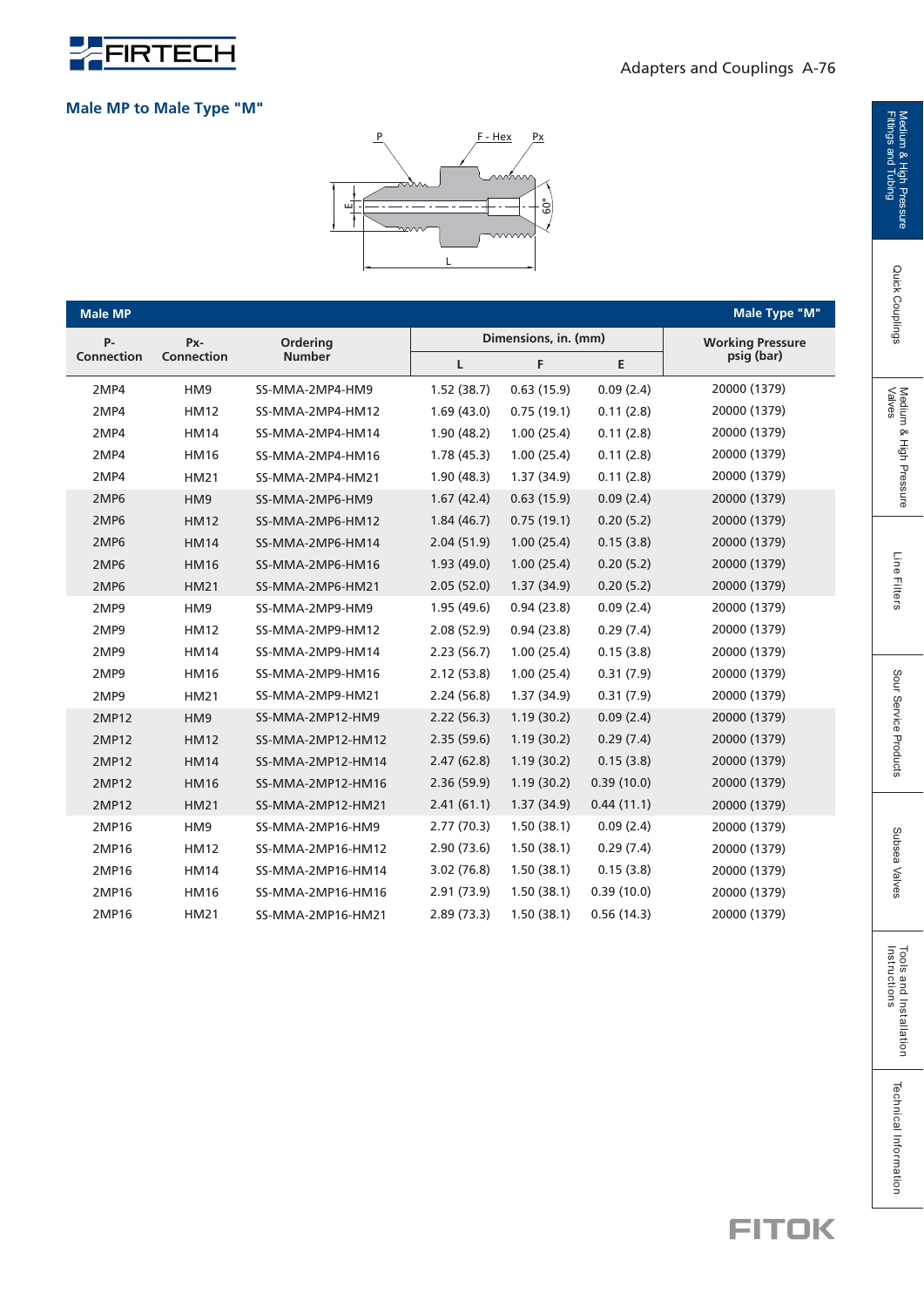## Male MP to Male Type "M"

| Male MP | | | | | | Male Type "M" |
|---|---|---|---|---|---|---|
| P-Connection | Px-Connection | Ordering Number | Dimensions, in. (mm) | | | Working Pressure psig (bar) |
| | | | L | F | E | |
| 2MP4 | HM9 | SS-MMA-2MP4-HM9 | 1.52 (38.7) | 0.63 (15.9) | 0.09 (2.4) | 20000 (1379) |
| 2MP4 | HM12 | SS-MMA-2MP4-HM12 | 1.69 (43.0) | 0.75 (19.1) | 0.11 (2.8) | 20000 (1379) |
| 2MP4 | HM14 | SS-MMA-2MP4-HM14 | 1.90 (48.2) | 1.00 (25.4) | 0.11 (2.8) | 20000 (1379) |
| 2MP4 | HM16 | SS-MMA-2MP4-HM16 | 1.78 (45.3) | 1.00 (25.4) | 0.11 (2.8) | 20000 (1379) |
| 2MP4 | HM21 | SS-MMA-2MP4-HM21 | 1.90 (48.3) | 1.37 (34.9) | 0.11 (2.8) | 20000 (1379) |
| 2MP6 | HM9 | SS-MMA-2MP6-HM9 | 1.67 (42.4) | 0.63 (15.9) | 0.09 (2.4) | 20000 (1379) |
| 2MP6 | HM12 | SS-MMA-2MP6-HM12 | 1.84 (46.7) | 0.75 (19.1) | 0.20 (5.2) | 20000 (1379) |
| 2MP6 | HM14 | SS-MMA-2MP6-HM14 | 2.04 (51.9) | 1.00 (25.4) | 0.15 (3.8) | 20000 (1379) |
| 2MP6 | HM16 | SS-MMA-2MP6-HM16 | 1.93 (49.0) | 1.00 (25.4) | 0.20 (5.2) | 20000 (1379) |
| 2MP6 | HM21 | SS-MMA-2MP6-HM21 | 2.05 (52.0) | 1.37 (34.9) | 0.20 (5.2) | 20000 (1379) |
| 2MP9 | HM9 | SS-MMA-2MP9-HM9 | 1.95 (49.6) | 0.94 (23.8) | 0.09 (2.4) | 20000 (1379) |
| 2MP9 | HM12 | SS-MMA-2MP9-HM12 | 2.08 (52.9) | 0.94 (23.8) | 0.29 (7.4) | 20000 (1379) |
| 2MP9 | HM14 | SS-MMA-2MP9-HM14 | 2.23 (56.7) | 1.00 (25.4) | 0.15 (3.8) | 20000 (1379) |
| 2MP9 | HM16 | SS-MMA-2MP9-HM16 | 2.12 (53.8) | 1.00 (25.4) | 0.31 (7.9) | 20000 (1379) |
| 2MP9 | HM21 | SS-MMA-2MP9-HM21 | 2.24 (56.8) | 1.37 (34.9) | 0.31 (7.9) | 20000 (1379) |
| 2MP12 | HM9 | SS-MMA-2MP12-HM9 | 2.22 (56.3) | 1.19 (30.2) | 0.09 (2.4) | 20000 (1379) |
| 2MP12 | HM12 | SS-MMA-2MP12-HM12 | 2.35 (59.6) | 1.19 (30.2) | 0.29 (7.4) | 20000 (1379) |
| 2MP12 | HM14 | SS-MMA-2MP12-HM14 | 2.47 (62.8) | 1.19 (30.2) | 0.15 (3.8) | 20000 (1379) |
| 2MP12 | HM16 | SS-MMA-2MP12-HM16 | 2.36 (59.9) | 1.19 (30.2) | 0.39 (10.0) | 20000 (1379) |
| 2MP12 | HM21 | SS-MMA-2MP12-HM21 | 2.41 (61.1) | 1.37 (34.9) | 0.44 (11.1) | 20000 (1379) |
| 2MP16 | HM9 | SS-MMA-2MP16-HM9 | 2.77 (70.3) | 1.50 (38.1) | 0.09 (2.4) | 20000 (1379) |
| 2MP16 | HM12 | SS-MMA-2MP16-HM12 | 2.90 (73.6) | 1.50 (38.1) | 0.29 (7.4) | 20000 (1379) |
| 2MP16 | HM14 | SS-MMA-2MP16-HM14 | 3.02 (76.8) | 1.50 (38.1) | 0.15 (3.8) | 20000 (1379) |
| 2MP16 | HM16 | SS-MMA-2MP16-HM16 | 2.91 (73.9) | 1.50 (38.1) | 0.39 (10.0) | 20000 (1379) |
| 2MP16 | HM21 | SS-MMA-2MP16-HM21 | 2.89 (73.3) | 1.50 (38.1) | 0.56 (14.3) | 20000 (1379) |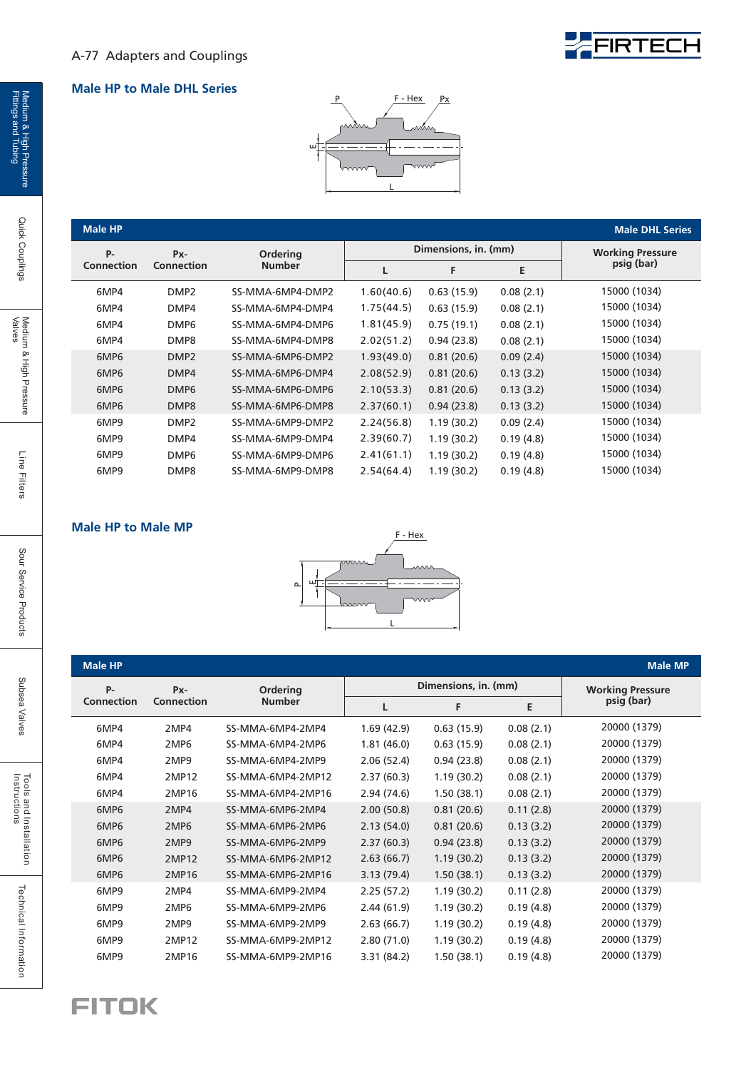## Male HP to Male DHL Series

| P-Connection | Px-Connection | Ordering Number | Dimensions, in. (mm) | | | Working Pressure psig (bar) |
|---|---|---|---|---|---|---|
| | | | L | F | E | |
| 6MP4 | DMP2 | SS-MMA-6MP4-DMP2 | 1.60(40.6) | 0.63 (15.9) | 0.08 (2.1) | 15000 (1034) |
| 6MP4 | DMP4 | SS-MMA-6MP4-DMP4 | 1.75(44.5) | 0.63 (15.9) | 0.08 (2.1) | 15000 (1034) |
| 6MP4 | DMP6 | SS-MMA-6MP4-DMP6 | 1.81(45.9) | 0.75 (19.1) | 0.08 (2.1) | 15000 (1034) |
| 6MP4 | DMP8 | SS-MMA-6MP4-DMP8 | 2.02(51.2) | 0.94 (23.8) | 0.08 (2.1) | 15000 (1034) |
| 6MP6 | DMP2 | SS-MMA-6MP6-DMP2 | 1.93(49.0) | 0.81 (20.6) | 0.09 (2.4) | 15000 (1034) |
| 6MP6 | DMP4 | SS-MMA-6MP6-DMP4 | 2.08(52.9) | 0.81 (20.6) | 0.13 (3.2) | 15000 (1034) |
| 6MP6 | DMP6 | SS-MMA-6MP6-DMP6 | 2.10(53.3) | 0.81 (20.6) | 0.13 (3.2) | 15000 (1034) |
| 6MP6 | DMP8 | SS-MMA-6MP6-DMP8 | 2.37(60.1) | 0.94 (23.8) | 0.13 (3.2) | 15000 (1034) |
| 6MP9 | DMP2 | SS-MMA-6MP9-DMP2 | 2.24(56.8) | 1.19 (30.2) | 0.09 (2.4) | 15000 (1034) |
| 6MP9 | DMP4 | SS-MMA-6MP9-DMP4 | 2.39(60.7) | 1.19 (30.2) | 0.19 (4.8) | 15000 (1034) |
| 6MP9 | DMP6 | SS-MMA-6MP9-DMP6 | 2.41(61.1) | 1.19 (30.2) | 0.19 (4.8) | 15000 (1034) |
| 6MP9 | DMP8 | SS-MMA-6MP9-DMP8 | 2.54(64.4) | 1.19 (30.2) | 0.19 (4.8) | 15000 (1034) |

## Male HP to Male MP

| P-Connection | Px-Connection | Ordering Number | Dimensions, in. (mm) | | | Working Pressure psig (bar) |
|---|---|---|---|---|---|---|
| | | | L | F | E | |
| 6MP4 | 2MP4 | SS-MMA-6MP4-2MP4 | 1.69 (42.9) | 0.63 (15.9) | 0.08 (2.1) | 20000 (1379) |
| 6MP4 | 2MP6 | SS-MMA-6MP4-2MP6 | 1.81 (46.0) | 0.63 (15.9) | 0.08 (2.1) | 20000 (1379) |
| 6MP4 | 2MP9 | SS-MMA-6MP4-2MP9 | 2.06 (52.4) | 0.94 (23.8) | 0.08 (2.1) | 20000 (1379) |
| 6MP4 | 2MP12 | SS-MMA-6MP4-2MP12 | 2.37 (60.3) | 1.19 (30.2) | 0.08 (2.1) | 20000 (1379) |
| 6MP4 | 2MP16 | SS-MMA-6MP4-2MP16 | 2.94 (74.6) | 1.50 (38.1) | 0.08 (2.1) | 20000 (1379) |
| 6MP6 | 2MP4 | SS-MMA-6MP6-2MP4 | 2.00 (50.8) | 0.81 (20.6) | 0.11 (2.8) | 20000 (1379) |
| 6MP6 | 2MP6 | SS-MMA-6MP6-2MP6 | 2.13 (54.0) | 0.81 (20.6) | 0.13 (3.2) | 20000 (1379) |
| 6MP6 | 2MP9 | SS-MMA-6MP6-2MP9 | 2.37 (60.3) | 0.94 (23.8) | 0.13 (3.2) | 20000 (1379) |
| 6MP6 | 2MP12 | SS-MMA-6MP6-2MP12 | 2.63 (66.7) | 1.19 (30.2) | 0.13 (3.2) | 20000 (1379) |
| 6MP6 | 2MP16 | SS-MMA-6MP6-2MP16 | 3.13 (79.4) | 1.50 (38.1) | 0.13 (3.2) | 20000 (1379) |
| 6MP9 | 2MP4 | SS-MMA-6MP9-2MP4 | 2.25 (57.2) | 1.19 (30.2) | 0.11 (2.8) | 20000 (1379) |
| 6MP9 | 2MP6 | SS-MMA-6MP9-2MP6 | 2.44 (61.9) | 1.19 (30.2) | 0.19 (4.8) | 20000 (1379) |
| 6MP9 | 2MP9 | SS-MMA-6MP9-2MP9 | 2.63 (66.7) | 1.19 (30.2) | 0.19 (4.8) | 20000 (1379) |
| 6MP9 | 2MP12 | SS-MMA-6MP9-2MP12 | 2.80 (71.0) | 1.19 (30.2) | 0.19 (4.8) | 20000 (1379) |
| 6MP9 | 2MP16 | SS-MMA-6MP9-2MP16 | 3.31 (84.2) | 1.50 (38.1) | 0.19 (4.8) | 20000 (1379) |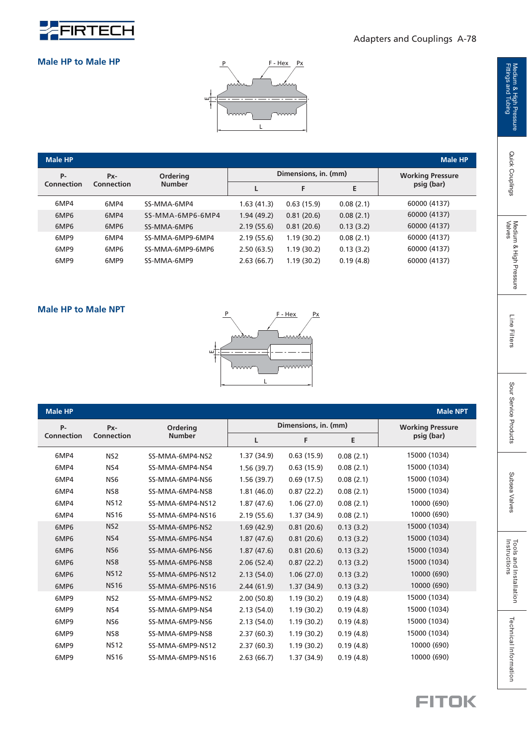## Male HP to Male HP

| Male HP | | | | | | Male HP |
|---|---|---|---|---|---|---|
| P- Connection | Px- Connection | Ordering Number | Dimensions, in. (mm) | | | Working Pressure psig (bar) |
| | | | L | F | E | |
| 6MP4 | 6MP4 | SS-MMA-6MP4 | 1.63 (41.3) | 0.63 (15.9) | 0.08 (2.1) | 60000 (4137) |
| 6MP6 | 6MP4 | SS-MMA-6MP6-6MP4 | 1.94 (49.2) | 0.81 (20.6) | 0.08 (2.1) | 60000 (4137) |
| 6MP6 | 6MP6 | SS-MMA-6MP6 | 2.19 (55.6) | 0.81 (20.6) | 0.13 (3.2) | 60000 (4137) |
| 6MP9 | 6MP4 | SS-MMA-6MP9-6MP4 | 2.19 (55.6) | 1.19 (30.2) | 0.08 (2.1) | 60000 (4137) |
| 6MP9 | 6MP6 | SS-MMA-6MP9-6MP6 | 2.50 (63.5) | 1.19 (30.2) | 0.13 (3.2) | 60000 (4137) |
| 6MP9 | 6MP9 | SS-MMA-6MP9 | 2.63 (66.7) | 1.19 (30.2) | 0.19 (4.8) | 60000 (4137) |

## Male HP to Male NPT

| Male HP | | | | | | Male NPT |
|---|---|---|---|---|---|---|
| P- Connection | Px- Connection | Ordering Number | Dimensions, in. (mm) | | | Working Pressure psig (bar) |
| | | | L | F | E | |
| 6MP4 | NS2 | SS-MMA-6MP4-NS2 | 1.37 (34.9) | 0.63 (15.9) | 0.08 (2.1) | 15000 (1034) |
| 6MP4 | NS4 | SS-MMA-6MP4-NS4 | 1.56 (39.7) | 0.63 (15.9) | 0.08 (2.1) | 15000 (1034) |
| 6MP4 | NS6 | SS-MMA-6MP4-NS6 | 1.56 (39.7) | 0.69 (17.5) | 0.08 (2.1) | 15000 (1034) |
| 6MP4 | NS8 | SS-MMA-6MP4-NS8 | 1.81 (46.0) | 0.87 (22.2) | 0.08 (2.1) | 15000 (1034) |
| 6MP4 | NS12 | SS-MMA-6MP4-NS12 | 1.87 (47.6) | 1.06 (27.0) | 0.08 (2.1) | 10000 (690) |
| 6MP4 | NS16 | SS-MMA-6MP4-NS16 | 2.19 (55.6) | 1.37 (34.9) | 0.08 (2.1) | 10000 (690) |
| 6MP6 | NS2 | SS-MMA-6MP6-NS2 | 1.69 (42.9) | 0.81 (20.6) | 0.13 (3.2) | 15000 (1034) |
| 6MP6 | NS4 | SS-MMA-6MP6-NS4 | 1.87 (47.6) | 0.81 (20.6) | 0.13 (3.2) | 15000 (1034) |
| 6MP6 | NS6 | SS-MMA-6MP6-NS6 | 1.87 (47.6) | 0.81 (20.6) | 0.13 (3.2) | 15000 (1034) |
| 6MP6 | NS8 | SS-MMA-6MP6-NS8 | 2.06 (52.4) | 0.87 (22.2) | 0.13 (3.2) | 15000 (1034) |
| 6MP6 | NS12 | SS-MMA-6MP6-NS12 | 2.13 (54.0) | 1.06 (27.0) | 0.13 (3.2) | 10000 (690) |
| 6MP6 | NS16 | SS-MMA-6MP6-NS16 | 2.44 (61.9) | 1.37 (34.9) | 0.13 (3.2) | 10000 (690) |
| 6MP9 | NS2 | SS-MMA-6MP9-NS2 | 2.00 (50.8) | 1.19 (30.2) | 0.19 (4.8) | 15000 (1034) |
| 6MP9 | NS4 | SS-MMA-6MP9-NS4 | 2.13 (54.0) | 1.19 (30.2) | 0.19 (4.8) | 15000 (1034) |
| 6MP9 | NS6 | SS-MMA-6MP9-NS6 | 2.13 (54.0) | 1.19 (30.2) | 0.19 (4.8) | 15000 (1034) |
| 6MP9 | NS8 | SS-MMA-6MP9-NS8 | 2.37 (60.3) | 1.19 (30.2) | 0.19 (4.8) | 15000 (1034) |
| 6MP9 | NS12 | SS-MMA-6MP9-NS12 | 2.37 (60.3) | 1.19 (30.2) | 0.19 (4.8) | 10000 (690) |
| 6MP9 | NS16 | SS-MMA-6MP9-NS16 | 2.63 (66.7) | 1.37 (34.9) | 0.19 (4.8) | 10000 (690) |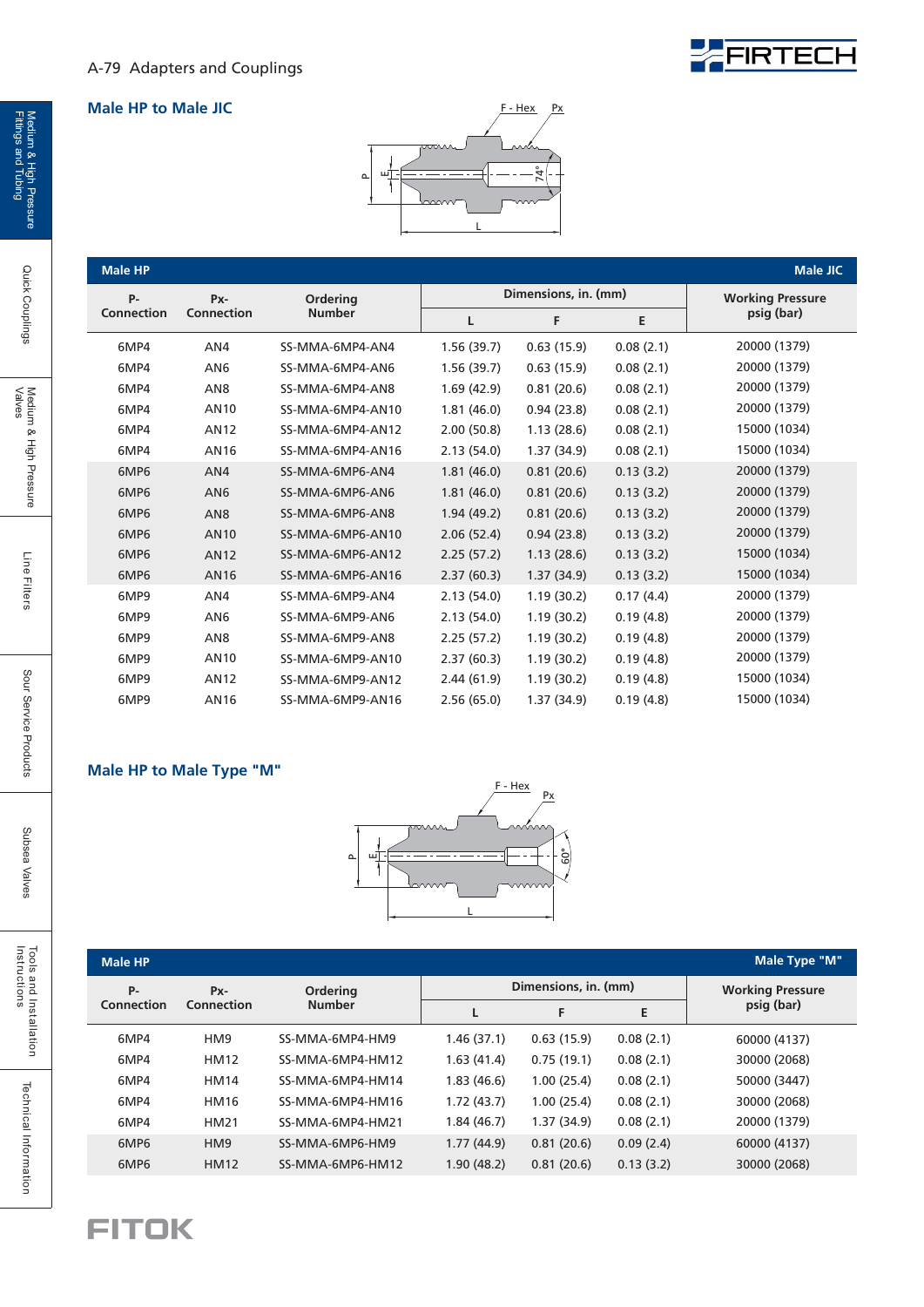## Male HP to Male JIC

| Male HP | | | | | | Male JIC |
|---|---|---|---|---|---|---|
| P-Connection | Px-Connection | Ordering Number | Dimensions, in. (mm) | | | Working Pressure psig (bar) |
| | | | L | F | E | |
| 6MP4 | AN4 | SS-MMA-6MP4-AN4 | 1.56 (39.7) | 0.63 (15.9) | 0.08 (2.1) | 20000 (1379) |
| 6MP4 | AN6 | SS-MMA-6MP4-AN6 | 1.56 (39.7) | 0.63 (15.9) | 0.08 (2.1) | 20000 (1379) |
| 6MP4 | AN8 | SS-MMA-6MP4-AN8 | 1.69 (42.9) | 0.81 (20.6) | 0.08 (2.1) | 20000 (1379) |
| 6MP4 | AN10 | SS-MMA-6MP4-AN10 | 1.81 (46.0) | 0.94 (23.8) | 0.08 (2.1) | 20000 (1379) |
| 6MP4 | AN12 | SS-MMA-6MP4-AN12 | 2.00 (50.8) | 1.13 (28.6) | 0.08 (2.1) | 15000 (1034) |
| 6MP4 | AN16 | SS-MMA-6MP4-AN16 | 2.13 (54.0) | 1.37 (34.9) | 0.08 (2.1) | 15000 (1034) |
| 6MP6 | AN4 | SS-MMA-6MP6-AN4 | 1.81 (46.0) | 0.81 (20.6) | 0.13 (3.2) | 20000 (1379) |
| 6MP6 | AN6 | SS-MMA-6MP6-AN6 | 1.81 (46.0) | 0.81 (20.6) | 0.13 (3.2) | 20000 (1379) |
| 6MP6 | AN8 | SS-MMA-6MP6-AN8 | 1.94 (49.2) | 0.81 (20.6) | 0.13 (3.2) | 20000 (1379) |
| 6MP6 | AN10 | SS-MMA-6MP6-AN10 | 2.06 (52.4) | 0.94 (23.8) | 0.13 (3.2) | 20000 (1379) |
| 6MP6 | AN12 | SS-MMA-6MP6-AN12 | 2.25 (57.2) | 1.13 (28.6) | 0.13 (3.2) | 15000 (1034) |
| 6MP6 | AN16 | SS-MMA-6MP6-AN16 | 2.37 (60.3) | 1.37 (34.9) | 0.13 (3.2) | 15000 (1034) |
| 6MP9 | AN4 | SS-MMA-6MP9-AN4 | 2.13 (54.0) | 1.19 (30.2) | 0.17 (4.4) | 20000 (1379) |
| 6MP9 | AN6 | SS-MMA-6MP9-AN6 | 2.13 (54.0) | 1.19 (30.2) | 0.19 (4.8) | 20000 (1379) |
| 6MP9 | AN8 | SS-MMA-6MP9-AN8 | 2.25 (57.2) | 1.19 (30.2) | 0.19 (4.8) | 20000 (1379) |
| 6MP9 | AN10 | SS-MMA-6MP9-AN10 | 2.37 (60.3) | 1.19 (30.2) | 0.19 (4.8) | 20000 (1379) |
| 6MP9 | AN12 | SS-MMA-6MP9-AN12 | 2.44 (61.9) | 1.19 (30.2) | 0.19 (4.8) | 15000 (1034) |
| 6MP9 | AN16 | SS-MMA-6MP9-AN16 | 2.56 (65.0) | 1.37 (34.9) | 0.19 (4.8) | 15000 (1034) |

## Male HP to Male Type "M"

| Male HP | | | | | | Male Type "M" |
|---|---|---|---|---|---|---|
| P-Connection | Px-Connection | Ordering Number | Dimensions, in. (mm) | | | Working Pressure psig (bar) |
| | | | L | F | E | |
| 6MP4 | HM9 | SS-MMA-6MP4-HM9 | 1.46 (37.1) | 0.63 (15.9) | 0.08 (2.1) | 60000 (4137) |
| 6MP4 | HM12 | SS-MMA-6MP4-HM12 | 1.63 (41.4) | 0.75 (19.1) | 0.08 (2.1) | 30000 (2068) |
| 6MP4 | HM14 | SS-MMA-6MP4-HM14 | 1.83 (46.6) | 1.00 (25.4) | 0.08 (2.1) | 50000 (3447) |
| 6MP4 | HM16 | SS-MMA-6MP4-HM16 | 1.72 (43.7) | 1.00 (25.4) | 0.08 (2.1) | 30000 (2068) |
| 6MP4 | HM21 | SS-MMA-6MP4-HM21 | 1.84 (46.7) | 1.37 (34.9) | 0.08 (2.1) | 20000 (1379) |
| 6MP6 | HM9 | SS-MMA-6MP6-HM9 | 1.77 (44.9) | 0.81 (20.6) | 0.09 (2.4) | 60000 (4137) |
| 6MP6 | HM12 | SS-MMA-6MP6-HM12 | 1.90 (48.2) | 0.81 (20.6) | 0.13 (3.2) | 30000 (2068) |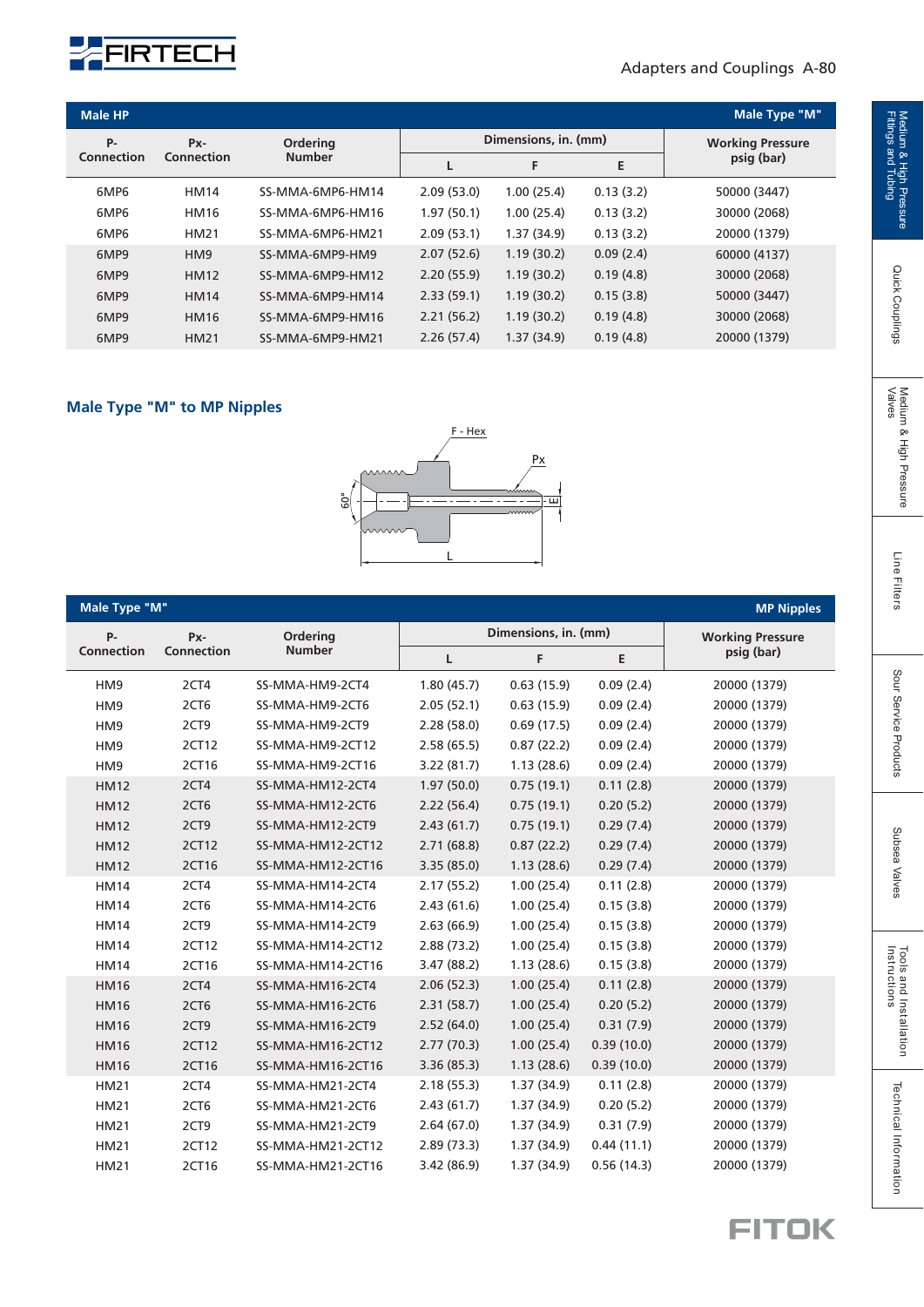| Male HP | | | | | | Male Type "M" |
|---|---|---|---|---|---|---|
| P-Connection | Px-Connection | Ordering Number | Dimensions, in. (mm) | | | Working Pressure psig (bar) |
| | | | L | F | E | |
| 6MP6 | HM14 | SS-MMA-6MP6-HM14 | 2.09 (53.0) | 1.00 (25.4) | 0.13 (3.2) | 50000 (3447) |
| 6MP6 | HM16 | SS-MMA-6MP6-HM16 | 1.97 (50.1) | 1.00 (25.4) | 0.13 (3.2) | 30000 (2068) |
| 6MP6 | HM21 | SS-MMA-6MP6-HM21 | 2.09 (53.1) | 1.37 (34.9) | 0.13 (3.2) | 20000 (1379) |
| 6MP9 | HM9 | SS-MMA-6MP9-HM9 | 2.07 (52.6) | 1.19 (30.2) | 0.09 (2.4) | 60000 (4137) |
| 6MP9 | HM12 | SS-MMA-6MP9-HM12 | 2.20 (55.9) | 1.19 (30.2) | 0.19 (4.8) | 30000 (2068) |
| 6MP9 | HM14 | SS-MMA-6MP9-HM14 | 2.33 (59.1) | 1.19 (30.2) | 0.15 (3.8) | 50000 (3447) |
| 6MP9 | HM16 | SS-MMA-6MP9-HM16 | 2.21 (56.2) | 1.19 (30.2) | 0.19 (4.8) | 30000 (2068) |
| 6MP9 | HM21 | SS-MMA-6MP9-HM21 | 2.26 (57.4) | 1.37 (34.9) | 0.19 (4.8) | 20000 (1379) |

## Male Type "M" to MP Nipples

F - Hex, Px, 60°, E, L

| Male Type "M" | | | | | | MP Nipples |
|---|---|---|---|---|---|---|
| P-Connection | Px-Connection | Ordering Number | Dimensions, in. (mm) | | | Working Pressure psig (bar) |
| | | | L | F | E | |
| HM9 | 2CT4 | SS-MMA-HM9-2CT4 | 1.80 (45.7) | 0.63 (15.9) | 0.09 (2.4) | 20000 (1379) |
| HM9 | 2CT6 | SS-MMA-HM9-2CT6 | 2.05 (52.1) | 0.63 (15.9) | 0.09 (2.4) | 20000 (1379) |
| HM9 | 2CT9 | SS-MMA-HM9-2CT9 | 2.28 (58.0) | 0.69 (17.5) | 0.09 (2.4) | 20000 (1379) |
| HM9 | 2CT12 | SS-MMA-HM9-2CT12 | 2.58 (65.5) | 0.87 (22.2) | 0.09 (2.4) | 20000 (1379) |
| HM9 | 2CT16 | SS-MMA-HM9-2CT16 | 3.22 (81.7) | 1.13 (28.6) | 0.09 (2.4) | 20000 (1379) |
| HM12 | 2CT4 | SS-MMA-HM12-2CT4 | 1.97 (50.0) | 0.75 (19.1) | 0.11 (2.8) | 20000 (1379) |
| HM12 | 2CT6 | SS-MMA-HM12-2CT6 | 2.22 (56.4) | 0.75 (19.1) | 0.20 (5.2) | 20000 (1379) |
| HM12 | 2CT9 | SS-MMA-HM12-2CT9 | 2.43 (61.7) | 0.75 (19.1) | 0.29 (7.4) | 20000 (1379) |
| HM12 | 2CT12 | SS-MMA-HM12-2CT12 | 2.71 (68.8) | 0.87 (22.2) | 0.29 (7.4) | 20000 (1379) |
| HM12 | 2CT16 | SS-MMA-HM12-2CT16 | 3.35 (85.0) | 1.13 (28.6) | 0.29 (7.4) | 20000 (1379) |
| HM14 | 2CT4 | SS-MMA-HM14-2CT4 | 2.17 (55.2) | 1.00 (25.4) | 0.11 (2.8) | 20000 (1379) |
| HM14 | 2CT6 | SS-MMA-HM14-2CT6 | 2.43 (61.6) | 1.00 (25.4) | 0.15 (3.8) | 20000 (1379) |
| HM14 | 2CT9 | SS-MMA-HM14-2CT9 | 2.63 (66.9) | 1.00 (25.4) | 0.15 (3.8) | 20000 (1379) |
| HM14 | 2CT12 | SS-MMA-HM14-2CT12 | 2.88 (73.2) | 1.00 (25.4) | 0.15 (3.8) | 20000 (1379) |
| HM14 | 2CT16 | SS-MMA-HM14-2CT16 | 3.47 (88.2) | 1.13 (28.6) | 0.15 (3.8) | 20000 (1379) |
| HM16 | 2CT4 | SS-MMA-HM16-2CT4 | 2.06 (52.3) | 1.00 (25.4) | 0.11 (2.8) | 20000 (1379) |
| HM16 | 2CT6 | SS-MMA-HM16-2CT6 | 2.31 (58.7) | 1.00 (25.4) | 0.20 (5.2) | 20000 (1379) |
| HM16 | 2CT9 | SS-MMA-HM16-2CT9 | 2.52 (64.0) | 1.00 (25.4) | 0.31 (7.9) | 20000 (1379) |
| HM16 | 2CT12 | SS-MMA-HM16-2CT12 | 2.77 (70.3) | 1.00 (25.4) | 0.39 (10.0) | 20000 (1379) |
| HM16 | 2CT16 | SS-MMA-HM16-2CT16 | 3.36 (85.3) | 1.13 (28.6) | 0.39 (10.0) | 20000 (1379) |
| HM21 | 2CT4 | SS-MMA-HM21-2CT4 | 2.18 (55.3) | 1.37 (34.9) | 0.11 (2.8) | 20000 (1379) |
| HM21 | 2CT6 | SS-MMA-HM21-2CT6 | 2.43 (61.7) | 1.37 (34.9) | 0.20 (5.2) | 20000 (1379) |
| HM21 | 2CT9 | SS-MMA-HM21-2CT9 | 2.64 (67.0) | 1.37 (34.9) | 0.31 (7.9) | 20000 (1379) |
| HM21 | 2CT12 | SS-MMA-HM21-2CT12 | 2.89 (73.3) | 1.37 (34.9) | 0.44 (11.1) | 20000 (1379) |
| HM21 | 2CT16 | SS-MMA-HM21-2CT16 | 3.42 (86.9) | 1.37 (34.9) | 0.56 (14.3) | 20000 (1379) |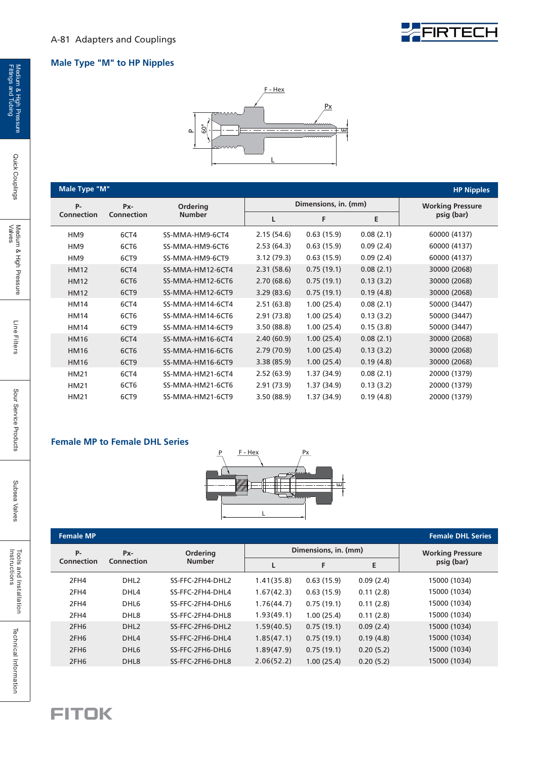## Male Type "M" to HP Nipples

| Male Type "M" | | | | | | HP Nipples |
|---|---|---|---|---|---|---|
| P- Connection | Px- Connection | Ordering Number | Dimensions, in. (mm) | | | Working Pressure psig (bar) |
| | | | L | F | E | |
| HM9 | 6CT4 | SS-MMA-HM9-6CT4 | 2.15 (54.6) | 0.63 (15.9) | 0.08 (2.1) | 60000 (4137) |
| HM9 | 6CT6 | SS-MMA-HM9-6CT6 | 2.53 (64.3) | 0.63 (15.9) | 0.09 (2.4) | 60000 (4137) |
| HM9 | 6CT9 | SS-MMA-HM9-6CT9 | 3.12 (79.3) | 0.63 (15.9) | 0.09 (2.4) | 60000 (4137) |
| HM12 | 6CT4 | SS-MMA-HM12-6CT4 | 2.31 (58.6) | 0.75 (19.1) | 0.08 (2.1) | 30000 (2068) |
| HM12 | 6CT6 | SS-MMA-HM12-6CT6 | 2.70 (68.6) | 0.75 (19.1) | 0.13 (3.2) | 30000 (2068) |
| HM12 | 6CT9 | SS-MMA-HM12-6CT9 | 3.29 (83.6) | 0.75 (19.1) | 0.19 (4.8) | 30000 (2068) |
| HM14 | 6CT4 | SS-MMA-HM14-6CT4 | 2.51 (63.8) | 1.00 (25.4) | 0.08 (2.1) | 50000 (3447) |
| HM14 | 6CT6 | SS-MMA-HM14-6CT6 | 2.91 (73.8) | 1.00 (25.4) | 0.13 (3.2) | 50000 (3447) |
| HM14 | 6CT9 | SS-MMA-HM14-6CT9 | 3.50 (88.8) | 1.00 (25.4) | 0.15 (3.8) | 50000 (3447) |
| HM16 | 6CT4 | SS-MMA-HM16-6CT4 | 2.40 (60.9) | 1.00 (25.4) | 0.08 (2.1) | 30000 (2068) |
| HM16 | 6CT6 | SS-MMA-HM16-6CT6 | 2.79 (70.9) | 1.00 (25.4) | 0.13 (3.2) | 30000 (2068) |
| HM16 | 6CT9 | SS-MMA-HM16-6CT9 | 3.38 (85.9) | 1.00 (25.4) | 0.19 (4.8) | 30000 (2068) |
| HM21 | 6CT4 | SS-MMA-HM21-6CT4 | 2.52 (63.9) | 1.37 (34.9) | 0.08 (2.1) | 20000 (1379) |
| HM21 | 6CT6 | SS-MMA-HM21-6CT6 | 2.91 (73.9) | 1.37 (34.9) | 0.13 (3.2) | 20000 (1379) |
| HM21 | 6CT9 | SS-MMA-HM21-6CT9 | 3.50 (88.9) | 1.37 (34.9) | 0.19 (4.8) | 20000 (1379) |

## Female MP to Female DHL Series

| Female MP | | | | | | Female DHL Series |
|---|---|---|---|---|---|---|
| P- Connection | Px- Connection | Ordering Number | Dimensions, in. (mm) | | | Working Pressure psig (bar) |
| | | | L | F | E | |
| 2FH4 | DHL2 | SS-FFC-2FH4-DHL2 | 1.41(35.8) | 0.63 (15.9) | 0.09 (2.4) | 15000 (1034) |
| 2FH4 | DHL4 | SS-FFC-2FH4-DHL4 | 1.67(42.3) | 0.63 (15.9) | 0.11 (2.8) | 15000 (1034) |
| 2FH4 | DHL6 | SS-FFC-2FH4-DHL6 | 1.76(44.7) | 0.75 (19.1) | 0.11 (2.8) | 15000 (1034) |
| 2FH4 | DHL8 | SS-FFC-2FH4-DHL8 | 1.93(49.1) | 1.00 (25.4) | 0.11 (2.8) | 15000 (1034) |
| 2FH6 | DHL2 | SS-FFC-2FH6-DHL2 | 1.59(40.5) | 0.75 (19.1) | 0.09 (2.4) | 15000 (1034) |
| 2FH6 | DHL4 | SS-FFC-2FH6-DHL4 | 1.85(47.1) | 0.75 (19.1) | 0.19 (4.8) | 15000 (1034) |
| 2FH6 | DHL6 | SS-FFC-2FH6-DHL6 | 1.89(47.9) | 0.75 (19.1) | 0.20 (5.2) | 15000 (1034) |
| 2FH6 | DHL8 | SS-FFC-2FH6-DHL8 | 2.06(52.2) | 1.00 (25.4) | 0.20 (5.2) | 15000 (1034) |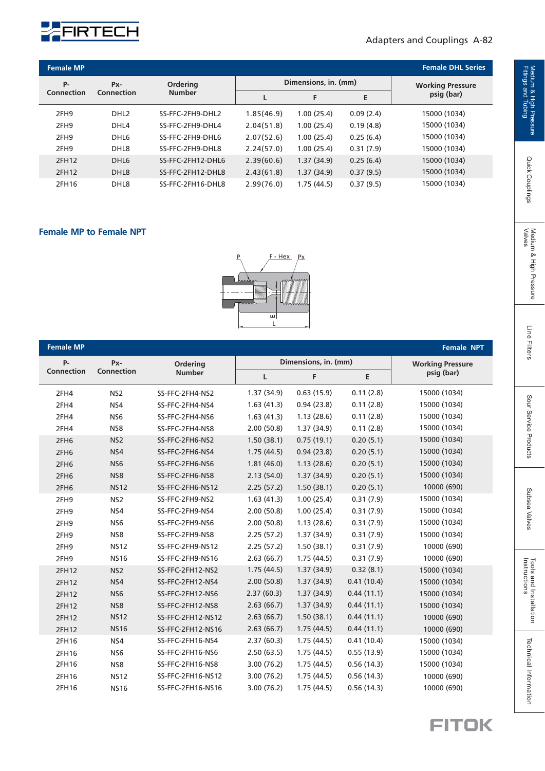| Female MP | | | | | | Female DHL Series |
|---|---|---|---|---|---|---|
| P-Connection | Px-Connection | Ordering Number | Dimensions, in. (mm) | | | Working Pressure psig (bar) |
| | | | L | F | E | |
| 2FH9 | DHL2 | SS-FFC-2FH9-DHL2 | 1.85(46.9) | 1.00 (25.4) | 0.09 (2.4) | 15000 (1034) |
| 2FH9 | DHL4 | SS-FFC-2FH9-DHL4 | 2.04(51.8) | 1.00 (25.4) | 0.19 (4.8) | 15000 (1034) |
| 2FH9 | DHL6 | SS-FFC-2FH9-DHL6 | 2.07(52.6) | 1.00 (25.4) | 0.25 (6.4) | 15000 (1034) |
| 2FH9 | DHL8 | SS-FFC-2FH9-DHL8 | 2.24(57.0) | 1.00 (25.4) | 0.31 (7.9) | 15000 (1034) |
| 2FH12 | DHL6 | SS-FFC-2FH12-DHL6 | 2.39(60.6) | 1.37 (34.9) | 0.25 (6.4) | 15000 (1034) |
| 2FH12 | DHL8 | SS-FFC-2FH12-DHL8 | 2.43(61.8) | 1.37 (34.9) | 0.37 (9.5) | 15000 (1034) |
| 2FH16 | DHL8 | SS-FFC-2FH16-DHL8 | 2.99(76.0) | 1.75 (44.5) | 0.37 (9.5) | 15000 (1034) |

## Female MP to Female NPT

P F - Hex Px

E L

| Female MP | | | | | | Female NPT |
|---|---|---|---|---|---|---|
| P-Connection | Px-Connection | Ordering Number | Dimensions, in. (mm) | | | Working Pressure psig (bar) |
| | | | L | F | E | |
| 2FH4 | NS2 | SS-FFC-2FH4-NS2 | 1.37 (34.9) | 0.63 (15.9) | 0.11 (2.8) | 15000 (1034) |
| 2FH4 | NS4 | SS-FFC-2FH4-NS4 | 1.63 (41.3) | 0.94 (23.8) | 0.11 (2.8) | 15000 (1034) |
| 2FH4 | NS6 | SS-FFC-2FH4-NS6 | 1.63 (41.3) | 1.13 (28.6) | 0.11 (2.8) | 15000 (1034) |
| 2FH4 | NS8 | SS-FFC-2FH4-NS8 | 2.00 (50.8) | 1.37 (34.9) | 0.11 (2.8) | 15000 (1034) |
| 2FH6 | NS2 | SS-FFC-2FH6-NS2 | 1.50 (38.1) | 0.75 (19.1) | 0.20 (5.1) | 15000 (1034) |
| 2FH6 | NS4 | SS-FFC-2FH6-NS4 | 1.75 (44.5) | 0.94 (23.8) | 0.20 (5.1) | 15000 (1034) |
| 2FH6 | NS6 | SS-FFC-2FH6-NS6 | 1.81 (46.0) | 1.13 (28.6) | 0.20 (5.1) | 15000 (1034) |
| 2FH6 | NS8 | SS-FFC-2FH6-NS8 | 2.13 (54.0) | 1.37 (34.9) | 0.20 (5.1) | 15000 (1034) |
| 2FH6 | NS12 | SS-FFC-2FH6-NS12 | 2.25 (57.2) | 1.50 (38.1) | 0.20 (5.1) | 10000 (690) |
| 2FH9 | NS2 | SS-FFC-2FH9-NS2 | 1.63 (41.3) | 1.00 (25.4) | 0.31 (7.9) | 15000 (1034) |
| 2FH9 | NS4 | SS-FFC-2FH9-NS4 | 2.00 (50.8) | 1.00 (25.4) | 0.31 (7.9) | 15000 (1034) |
| 2FH9 | NS6 | SS-FFC-2FH9-NS6 | 2.00 (50.8) | 1.13 (28.6) | 0.31 (7.9) | 15000 (1034) |
| 2FH9 | NS8 | SS-FFC-2FH9-NS8 | 2.25 (57.2) | 1.37 (34.9) | 0.31 (7.9) | 15000 (1034) |
| 2FH9 | NS12 | SS-FFC-2FH9-NS12 | 2.25 (57.2) | 1.50 (38.1) | 0.31 (7.9) | 10000 (690) |
| 2FH9 | NS16 | SS-FFC-2FH9-NS16 | 2.63 (66.7) | 1.75 (44.5) | 0.31 (7.9) | 10000 (690) |
| 2FH12 | NS2 | SS-FFC-2FH12-NS2 | 1.75 (44.5) | 1.37 (34.9) | 0.32 (8.1) | 15000 (1034) |
| 2FH12 | NS4 | SS-FFC-2FH12-NS4 | 2.00 (50.8) | 1.37 (34.9) | 0.41 (10.4) | 15000 (1034) |
| 2FH12 | NS6 | SS-FFC-2FH12-NS6 | 2.37 (60.3) | 1.37 (34.9) | 0.44 (11.1) | 15000 (1034) |
| 2FH12 | NS8 | SS-FFC-2FH12-NS8 | 2.63 (66.7) | 1.37 (34.9) | 0.44 (11.1) | 15000 (1034) |
| 2FH12 | NS12 | SS-FFC-2FH12-NS12 | 2.63 (66.7) | 1.50 (38.1) | 0.44 (11.1) | 10000 (690) |
| 2FH12 | NS16 | SS-FFC-2FH12-NS16 | 2.63 (66.7) | 1.75 (44.5) | 0.44 (11.1) | 10000 (690) |
| 2FH16 | NS4 | SS-FFC-2FH16-NS4 | 2.37 (60.3) | 1.75 (44.5) | 0.41 (10.4) | 15000 (1034) |
| 2FH16 | NS6 | SS-FFC-2FH16-NS6 | 2.50 (63.5) | 1.75 (44.5) | 0.55 (13.9) | 15000 (1034) |
| 2FH16 | NS8 | SS-FFC-2FH16-NS8 | 3.00 (76.2) | 1.75 (44.5) | 0.56 (14.3) | 15000 (1034) |
| 2FH16 | NS12 | SS-FFC-2FH16-NS12 | 3.00 (76.2) | 1.75 (44.5) | 0.56 (14.3) | 10000 (690) |
| 2FH16 | NS16 | SS-FFC-2FH16-NS16 | 3.00 (76.2) | 1.75 (44.5) | 0.56 (14.3) | 10000 (690) |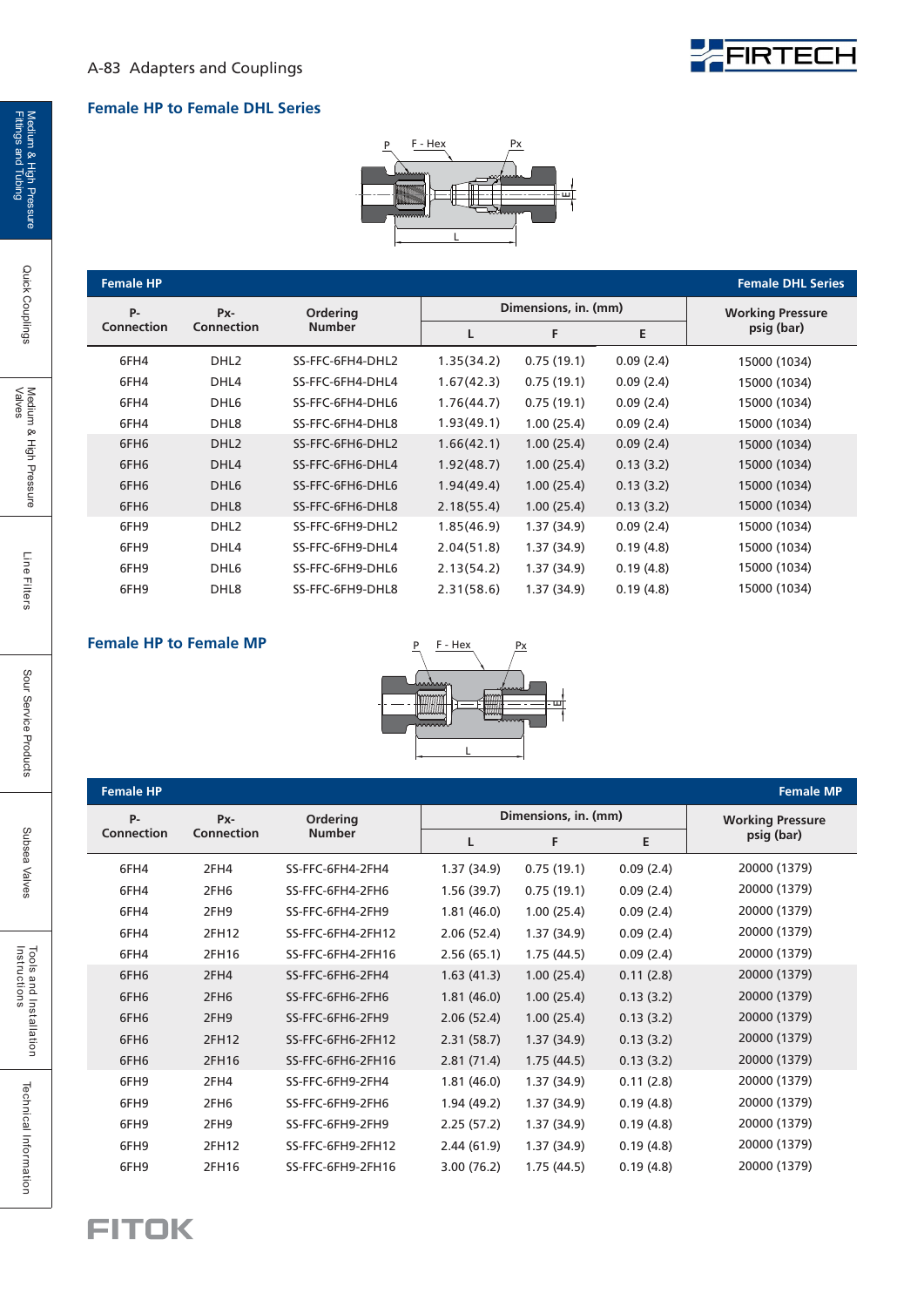## Female HP to Female DHL Series

| Female HP | | | | | | Female DHL Series |
|---|---|---|---|---|---|---|
| P-Connection | Px-Connection | Ordering Number | Dimensions, in. (mm) | | | Working Pressure psig (bar) |
| | | | L | F | E | |
| 6FH4 | DHL2 | SS-FFC-6FH4-DHL2 | 1.35(34.2) | 0.75 (19.1) | 0.09 (2.4) | 15000 (1034) |
| 6FH4 | DHL4 | SS-FFC-6FH4-DHL4 | 1.67(42.3) | 0.75 (19.1) | 0.09 (2.4) | 15000 (1034) |
| 6FH4 | DHL6 | SS-FFC-6FH4-DHL6 | 1.76(44.7) | 0.75 (19.1) | 0.09 (2.4) | 15000 (1034) |
| 6FH4 | DHL8 | SS-FFC-6FH4-DHL8 | 1.93(49.1) | 1.00 (25.4) | 0.09 (2.4) | 15000 (1034) |
| 6FH6 | DHL2 | SS-FFC-6FH6-DHL2 | 1.66(42.1) | 1.00 (25.4) | 0.09 (2.4) | 15000 (1034) |
| 6FH6 | DHL4 | SS-FFC-6FH6-DHL4 | 1.92(48.7) | 1.00 (25.4) | 0.13 (3.2) | 15000 (1034) |
| 6FH6 | DHL6 | SS-FFC-6FH6-DHL6 | 1.94(49.4) | 1.00 (25.4) | 0.13 (3.2) | 15000 (1034) |
| 6FH6 | DHL8 | SS-FFC-6FH6-DHL8 | 2.18(55.4) | 1.00 (25.4) | 0.13 (3.2) | 15000 (1034) |
| 6FH9 | DHL2 | SS-FFC-6FH9-DHL2 | 1.85(46.9) | 1.37 (34.9) | 0.09 (2.4) | 15000 (1034) |
| 6FH9 | DHL4 | SS-FFC-6FH9-DHL4 | 2.04(51.8) | 1.37 (34.9) | 0.19 (4.8) | 15000 (1034) |
| 6FH9 | DHL6 | SS-FFC-6FH9-DHL6 | 2.13(54.2) | 1.37 (34.9) | 0.19 (4.8) | 15000 (1034) |
| 6FH9 | DHL8 | SS-FFC-6FH9-DHL8 | 2.31(58.6) | 1.37 (34.9) | 0.19 (4.8) | 15000 (1034) |

## Female HP to Female MP

| Female HP | | | | | | Female MP |
|---|---|---|---|---|---|---|
| P-Connection | Px-Connection | Ordering Number | Dimensions, in. (mm) | | | Working Pressure psig (bar) |
| | | | L | F | E | |
| 6FH4 | 2FH4 | SS-FFC-6FH4-2FH4 | 1.37 (34.9) | 0.75 (19.1) | 0.09 (2.4) | 20000 (1379) |
| 6FH4 | 2FH6 | SS-FFC-6FH4-2FH6 | 1.56 (39.7) | 0.75 (19.1) | 0.09 (2.4) | 20000 (1379) |
| 6FH4 | 2FH9 | SS-FFC-6FH4-2FH9 | 1.81 (46.0) | 1.00 (25.4) | 0.09 (2.4) | 20000 (1379) |
| 6FH4 | 2FH12 | SS-FFC-6FH4-2FH12 | 2.06 (52.4) | 1.37 (34.9) | 0.09 (2.4) | 20000 (1379) |
| 6FH4 | 2FH16 | SS-FFC-6FH4-2FH16 | 2.56 (65.1) | 1.75 (44.5) | 0.09 (2.4) | 20000 (1379) |
| 6FH6 | 2FH4 | SS-FFC-6FH6-2FH4 | 1.63 (41.3) | 1.00 (25.4) | 0.11 (2.8) | 20000 (1379) |
| 6FH6 | 2FH6 | SS-FFC-6FH6-2FH6 | 1.81 (46.0) | 1.00 (25.4) | 0.13 (3.2) | 20000 (1379) |
| 6FH6 | 2FH9 | SS-FFC-6FH6-2FH9 | 2.06 (52.4) | 1.00 (25.4) | 0.13 (3.2) | 20000 (1379) |
| 6FH6 | 2FH12 | SS-FFC-6FH6-2FH12 | 2.31 (58.7) | 1.37 (34.9) | 0.13 (3.2) | 20000 (1379) |
| 6FH6 | 2FH16 | SS-FFC-6FH6-2FH16 | 2.81 (71.4) | 1.75 (44.5) | 0.13 (3.2) | 20000 (1379) |
| 6FH9 | 2FH4 | SS-FFC-6FH9-2FH4 | 1.81 (46.0) | 1.37 (34.9) | 0.11 (2.8) | 20000 (1379) |
| 6FH9 | 2FH6 | SS-FFC-6FH9-2FH6 | 1.94 (49.2) | 1.37 (34.9) | 0.19 (4.8) | 20000 (1379) |
| 6FH9 | 2FH9 | SS-FFC-6FH9-2FH9 | 2.25 (57.2) | 1.37 (34.9) | 0.19 (4.8) | 20000 (1379) |
| 6FH9 | 2FH12 | SS-FFC-6FH9-2FH12 | 2.44 (61.9) | 1.37 (34.9) | 0.19 (4.8) | 20000 (1379) |
| 6FH9 | 2FH16 | SS-FFC-6FH9-2FH16 | 3.00 (76.2) | 1.75 (44.5) | 0.19 (4.8) | 20000 (1379) |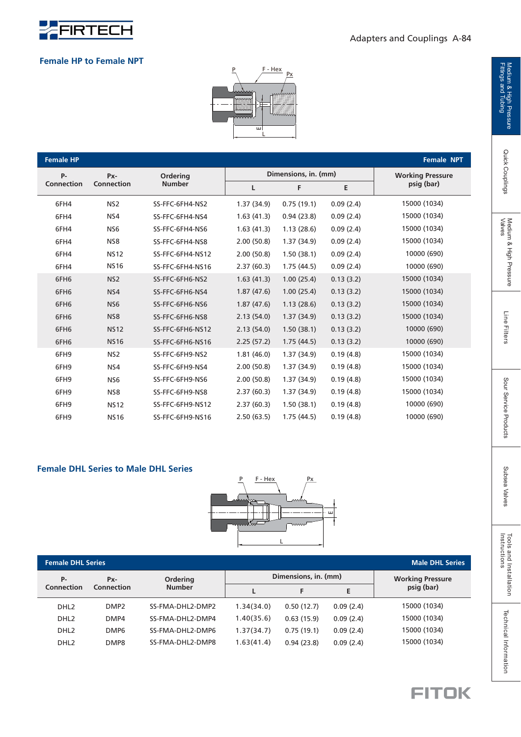## Female HP to Female NPT

| Female HP | | | | | | Female NPT |
|---|---|---|---|---|---|---|
| P-Connection | Px-Connection | Ordering Number | Dimensions, in. (mm) | | | Working Pressure psig (bar) |
| | | | L | F | E | |
| 6FH4 | NS2 | SS-FFC-6FH4-NS2 | 1.37 (34.9) | 0.75 (19.1) | 0.09 (2.4) | 15000 (1034) |
| 6FH4 | NS4 | SS-FFC-6FH4-NS4 | 1.63 (41.3) | 0.94 (23.8) | 0.09 (2.4) | 15000 (1034) |
| 6FH4 | NS6 | SS-FFC-6FH4-NS6 | 1.63 (41.3) | 1.13 (28.6) | 0.09 (2.4) | 15000 (1034) |
| 6FH4 | NS8 | SS-FFC-6FH4-NS8 | 2.00 (50.8) | 1.37 (34.9) | 0.09 (2.4) | 15000 (1034) |
| 6FH4 | NS12 | SS-FFC-6FH4-NS12 | 2.00 (50.8) | 1.50 (38.1) | 0.09 (2.4) | 10000 (690) |
| 6FH4 | NS16 | SS-FFC-6FH4-NS16 | 2.37 (60.3) | 1.75 (44.5) | 0.09 (2.4) | 10000 (690) |
| 6FH6 | NS2 | SS-FFC-6FH6-NS2 | 1.63 (41.3) | 1.00 (25.4) | 0.13 (3.2) | 15000 (1034) |
| 6FH6 | NS4 | SS-FFC-6FH6-NS4 | 1.87 (47.6) | 1.00 (25.4) | 0.13 (3.2) | 15000 (1034) |
| 6FH6 | NS6 | SS-FFC-6FH6-NS6 | 1.87 (47.6) | 1.13 (28.6) | 0.13 (3.2) | 15000 (1034) |
| 6FH6 | NS8 | SS-FFC-6FH6-NS8 | 2.13 (54.0) | 1.37 (34.9) | 0.13 (3.2) | 15000 (1034) |
| 6FH6 | NS12 | SS-FFC-6FH6-NS12 | 2.13 (54.0) | 1.50 (38.1) | 0.13 (3.2) | 10000 (690) |
| 6FH6 | NS16 | SS-FFC-6FH6-NS16 | 2.25 (57.2) | 1.75 (44.5) | 0.13 (3.2) | 10000 (690) |
| 6FH9 | NS2 | SS-FFC-6FH9-NS2 | 1.81 (46.0) | 1.37 (34.9) | 0.19 (4.8) | 15000 (1034) |
| 6FH9 | NS4 | SS-FFC-6FH9-NS4 | 2.00 (50.8) | 1.37 (34.9) | 0.19 (4.8) | 15000 (1034) |
| 6FH9 | NS6 | SS-FFC-6FH9-NS6 | 2.00 (50.8) | 1.37 (34.9) | 0.19 (4.8) | 15000 (1034) |
| 6FH9 | NS8 | SS-FFC-6FH9-NS8 | 2.37 (60.3) | 1.37 (34.9) | 0.19 (4.8) | 15000 (1034) |
| 6FH9 | NS12 | SS-FFC-6FH9-NS12 | 2.37 (60.3) | 1.50 (38.1) | 0.19 (4.8) | 10000 (690) |
| 6FH9 | NS16 | SS-FFC-6FH9-NS16 | 2.50 (63.5) | 1.75 (44.5) | 0.19 (4.8) | 10000 (690) |

## Female DHL Series to Male DHL Series

| Female DHL Series | | | | | | Male DHL Series |
|---|---|---|---|---|---|---|
| P-Connection | Px-Connection | Ordering Number | Dimensions, in. (mm) | | | Working Pressure psig (bar) |
| | | | L | F | E | |
| DHL2 | DMP2 | SS-FMA-DHL2-DMP2 | 1.34(34.0) | 0.50 (12.7) | 0.09 (2.4) | 15000 (1034) |
| DHL2 | DMP4 | SS-FMA-DHL2-DMP4 | 1.40(35.6) | 0.63 (15.9) | 0.09 (2.4) | 15000 (1034) |
| DHL2 | DMP6 | SS-FMA-DHL2-DMP6 | 1.37(34.7) | 0.75 (19.1) | 0.09 (2.4) | 15000 (1034) |
| DHL2 | DMP8 | SS-FMA-DHL2-DMP8 | 1.63(41.4) | 0.94 (23.8) | 0.09 (2.4) | 15000 (1034) |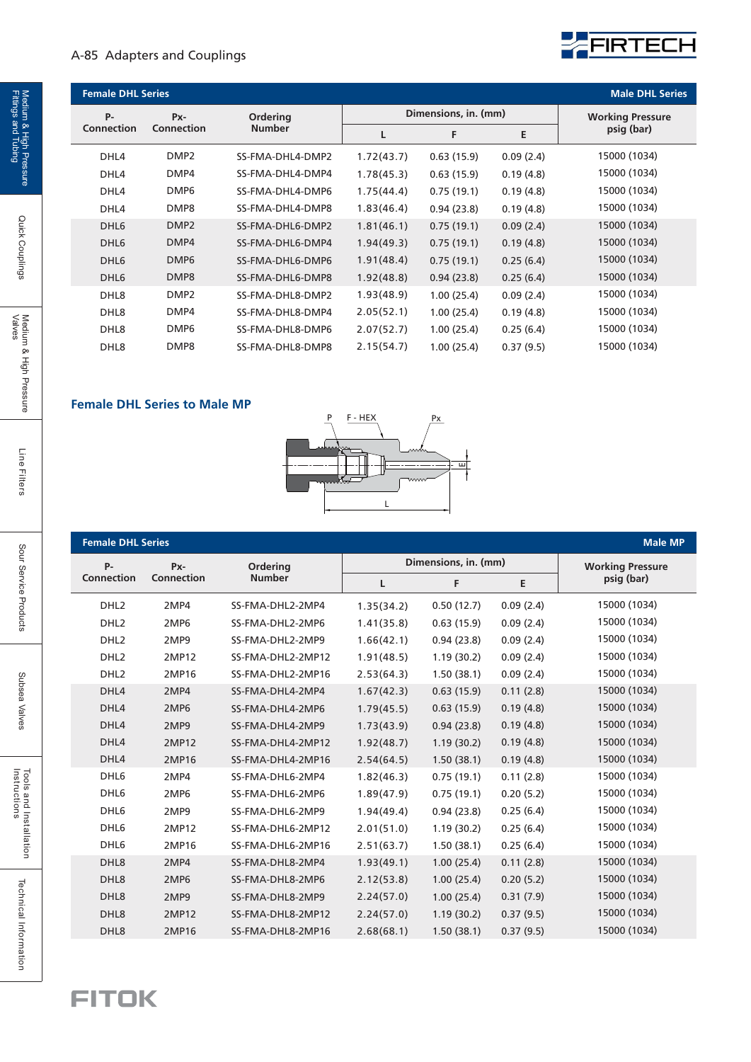| Female DHL Series | | | | | | Male DHL Series |
|---|---|---|---|---|---|---|
| P-Connection | Px-Connection | Ordering Number | Dimensions, in. (mm) | | | Working Pressure psig (bar) |
| | | | L | F | E | |
| DHL4 | DMP2 | SS-FMA-DHL4-DMP2 | 1.72(43.7) | 0.63 (15.9) | 0.09 (2.4) | 15000 (1034) |
| DHL4 | DMP4 | SS-FMA-DHL4-DMP4 | 1.78(45.3) | 0.63 (15.9) | 0.19 (4.8) | 15000 (1034) |
| DHL4 | DMP6 | SS-FMA-DHL4-DMP6 | 1.75(44.4) | 0.75 (19.1) | 0.19 (4.8) | 15000 (1034) |
| DHL4 | DMP8 | SS-FMA-DHL4-DMP8 | 1.83(46.4) | 0.94 (23.8) | 0.19 (4.8) | 15000 (1034) |
| DHL6 | DMP2 | SS-FMA-DHL6-DMP2 | 1.81(46.1) | 0.75 (19.1) | 0.09 (2.4) | 15000 (1034) |
| DHL6 | DMP4 | SS-FMA-DHL6-DMP4 | 1.94(49.3) | 0.75 (19.1) | 0.19 (4.8) | 15000 (1034) |
| DHL6 | DMP6 | SS-FMA-DHL6-DMP6 | 1.91(48.4) | 0.75 (19.1) | 0.25 (6.4) | 15000 (1034) |
| DHL6 | DMP8 | SS-FMA-DHL6-DMP8 | 1.92(48.8) | 0.94 (23.8) | 0.25 (6.4) | 15000 (1034) |
| DHL8 | DMP2 | SS-FMA-DHL8-DMP2 | 1.93(48.9) | 1.00 (25.4) | 0.09 (2.4) | 15000 (1034) |
| DHL8 | DMP4 | SS-FMA-DHL8-DMP4 | 2.05(52.1) | 1.00 (25.4) | 0.19 (4.8) | 15000 (1034) |
| DHL8 | DMP6 | SS-FMA-DHL8-DMP6 | 2.07(52.7) | 1.00 (25.4) | 0.25 (6.4) | 15000 (1034) |
| DHL8 | DMP8 | SS-FMA-DHL8-DMP8 | 2.15(54.7) | 1.00 (25.4) | 0.37 (9.5) | 15000 (1034) |

## Female DHL Series to Male MP

| Female DHL Series | | | | | | Male MP |
|---|---|---|---|---|---|---|
| P-Connection | Px-Connection | Ordering Number | Dimensions, in. (mm) | | | Working Pressure psig (bar) |
| | | | L | F | E | |
| DHL2 | 2MP4 | SS-FMA-DHL2-2MP4 | 1.35(34.2) | 0.50 (12.7) | 0.09 (2.4) | 15000 (1034) |
| DHL2 | 2MP6 | SS-FMA-DHL2-2MP6 | 1.41(35.8) | 0.63 (15.9) | 0.09 (2.4) | 15000 (1034) |
| DHL2 | 2MP9 | SS-FMA-DHL2-2MP9 | 1.66(42.1) | 0.94 (23.8) | 0.09 (2.4) | 15000 (1034) |
| DHL2 | 2MP12 | SS-FMA-DHL2-2MP12 | 1.91(48.5) | 1.19 (30.2) | 0.09 (2.4) | 15000 (1034) |
| DHL2 | 2MP16 | SS-FMA-DHL2-2MP16 | 2.53(64.3) | 1.50 (38.1) | 0.09 (2.4) | 15000 (1034) |
| DHL4 | 2MP4 | SS-FMA-DHL4-2MP4 | 1.67(42.3) | 0.63 (15.9) | 0.11 (2.8) | 15000 (1034) |
| DHL4 | 2MP6 | SS-FMA-DHL4-2MP6 | 1.79(45.5) | 0.63 (15.9) | 0.19 (4.8) | 15000 (1034) |
| DHL4 | 2MP9 | SS-FMA-DHL4-2MP9 | 1.73(43.9) | 0.94 (23.8) | 0.19 (4.8) | 15000 (1034) |
| DHL4 | 2MP12 | SS-FMA-DHL4-2MP12 | 1.92(48.7) | 1.19 (30.2) | 0.19 (4.8) | 15000 (1034) |
| DHL4 | 2MP16 | SS-FMA-DHL4-2MP16 | 2.54(64.5) | 1.50 (38.1) | 0.19 (4.8) | 15000 (1034) |
| DHL6 | 2MP4 | SS-FMA-DHL6-2MP4 | 1.82(46.3) | 0.75 (19.1) | 0.11 (2.8) | 15000 (1034) |
| DHL6 | 2MP6 | SS-FMA-DHL6-2MP6 | 1.89(47.9) | 0.75 (19.1) | 0.20 (5.2) | 15000 (1034) |
| DHL6 | 2MP9 | SS-FMA-DHL6-2MP9 | 1.94(49.4) | 0.94 (23.8) | 0.25 (6.4) | 15000 (1034) |
| DHL6 | 2MP12 | SS-FMA-DHL6-2MP12 | 2.01(51.0) | 1.19 (30.2) | 0.25 (6.4) | 15000 (1034) |
| DHL6 | 2MP16 | SS-FMA-DHL6-2MP16 | 2.51(63.7) | 1.50 (38.1) | 0.25 (6.4) | 15000 (1034) |
| DHL8 | 2MP4 | SS-FMA-DHL8-2MP4 | 1.93(49.1) | 1.00 (25.4) | 0.11 (2.8) | 15000 (1034) |
| DHL8 | 2MP6 | SS-FMA-DHL8-2MP6 | 2.12(53.8) | 1.00 (25.4) | 0.20 (5.2) | 15000 (1034) |
| DHL8 | 2MP9 | SS-FMA-DHL8-2MP9 | 2.24(57.0) | 1.00 (25.4) | 0.31 (7.9) | 15000 (1034) |
| DHL8 | 2MP12 | SS-FMA-DHL8-2MP12 | 2.24(57.0) | 1.19 (30.2) | 0.37 (9.5) | 15000 (1034) |
| DHL8 | 2MP16 | SS-FMA-DHL8-2MP16 | 2.68(68.1) | 1.50 (38.1) | 0.37 (9.5) | 15000 (1034) |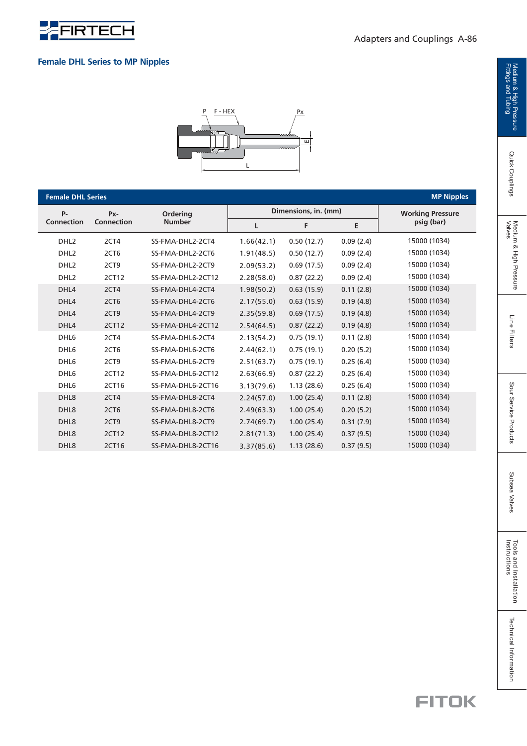## Female DHL Series to MP Nipples

| Female DHL Series | | | | | | MP Nipples |
|---|---|---|---|---|---|---|
| P-Connection | Px-Connection | Ordering Number | Dimensions, in. (mm) | | | Working Pressure psig (bar) |
| | | | L | F | E | |
| DHL2 | 2CT4 | SS-FMA-DHL2-2CT4 | 1.66(42.1) | 0.50 (12.7) | 0.09 (2.4) | 15000 (1034) |
| DHL2 | 2CT6 | SS-FMA-DHL2-2CT6 | 1.91(48.5) | 0.50 (12.7) | 0.09 (2.4) | 15000 (1034) |
| DHL2 | 2CT9 | SS-FMA-DHL2-2CT9 | 2.09(53.2) | 0.69 (17.5) | 0.09 (2.4) | 15000 (1034) |
| DHL2 | 2CT12 | SS-FMA-DHL2-2CT12 | 2.28(58.0) | 0.87 (22.2) | 0.09 (2.4) | 15000 (1034) |
| DHL4 | 2CT4 | SS-FMA-DHL4-2CT4 | 1.98(50.2) | 0.63 (15.9) | 0.11 (2.8) | 15000 (1034) |
| DHL4 | 2CT6 | SS-FMA-DHL4-2CT6 | 2.17(55.0) | 0.63 (15.9) | 0.19 (4.8) | 15000 (1034) |
| DHL4 | 2CT9 | SS-FMA-DHL4-2CT9 | 2.35(59.8) | 0.69 (17.5) | 0.19 (4.8) | 15000 (1034) |
| DHL4 | 2CT12 | SS-FMA-DHL4-2CT12 | 2.54(64.5) | 0.87 (22.2) | 0.19 (4.8) | 15000 (1034) |
| DHL6 | 2CT4 | SS-FMA-DHL6-2CT4 | 2.13(54.2) | 0.75 (19.1) | 0.11 (2.8) | 15000 (1034) |
| DHL6 | 2CT6 | SS-FMA-DHL6-2CT6 | 2.44(62.1) | 0.75 (19.1) | 0.20 (5.2) | 15000 (1034) |
| DHL6 | 2CT9 | SS-FMA-DHL6-2CT9 | 2.51(63.7) | 0.75 (19.1) | 0.25 (6.4) | 15000 (1034) |
| DHL6 | 2CT12 | SS-FMA-DHL6-2CT12 | 2.63(66.9) | 0.87 (22.2) | 0.25 (6.4) | 15000 (1034) |
| DHL6 | 2CT16 | SS-FMA-DHL6-2CT16 | 3.13(79.6) | 1.13 (28.6) | 0.25 (6.4) | 15000 (1034) |
| DHL8 | 2CT4 | SS-FMA-DHL8-2CT4 | 2.24(57.0) | 1.00 (25.4) | 0.11 (2.8) | 15000 (1034) |
| DHL8 | 2CT6 | SS-FMA-DHL8-2CT6 | 2.49(63.3) | 1.00 (25.4) | 0.20 (5.2) | 15000 (1034) |
| DHL8 | 2CT9 | SS-FMA-DHL8-2CT9 | 2.74(69.7) | 1.00 (25.4) | 0.31 (7.9) | 15000 (1034) |
| DHL8 | 2CT12 | SS-FMA-DHL8-2CT12 | 2.81(71.3) | 1.00 (25.4) | 0.37 (9.5) | 15000 (1034) |
| DHL8 | 2CT16 | SS-FMA-DHL8-2CT16 | 3.37(85.6) | 1.13 (28.6) | 0.37 (9.5) | 15000 (1034) |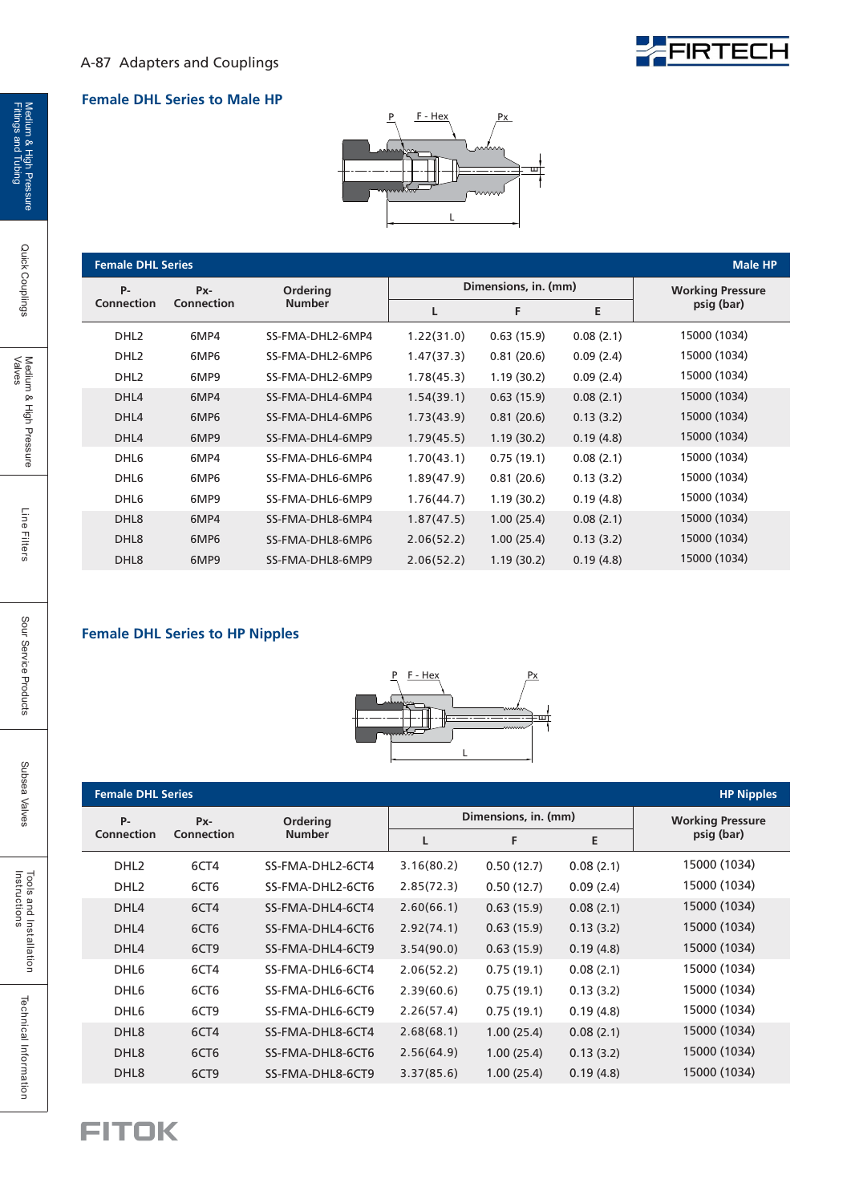## Female DHL Series to Male HP

| Female DHL Series | | | | | | Male HP |
|---|---|---|---|---|---|---|
| P-Connection | Px-Connection | Ordering Number | Dimensions, in. (mm) | | | Working Pressure psig (bar) |
| | | | L | F | E | |
| DHL2 | 6MP4 | SS-FMA-DHL2-6MP4 | 1.22(31.0) | 0.63 (15.9) | 0.08 (2.1) | 15000 (1034) |
| DHL2 | 6MP6 | SS-FMA-DHL2-6MP6 | 1.47(37.3) | 0.81 (20.6) | 0.09 (2.4) | 15000 (1034) |
| DHL2 | 6MP9 | SS-FMA-DHL2-6MP9 | 1.78(45.3) | 1.19 (30.2) | 0.09 (2.4) | 15000 (1034) |
| DHL4 | 6MP4 | SS-FMA-DHL4-6MP4 | 1.54(39.1) | 0.63 (15.9) | 0.08 (2.1) | 15000 (1034) |
| DHL4 | 6MP6 | SS-FMA-DHL4-6MP6 | 1.73(43.9) | 0.81 (20.6) | 0.13 (3.2) | 15000 (1034) |
| DHL4 | 6MP9 | SS-FMA-DHL4-6MP9 | 1.79(45.5) | 1.19 (30.2) | 0.19 (4.8) | 15000 (1034) |
| DHL6 | 6MP4 | SS-FMA-DHL6-6MP4 | 1.70(43.1) | 0.75 (19.1) | 0.08 (2.1) | 15000 (1034) |
| DHL6 | 6MP6 | SS-FMA-DHL6-6MP6 | 1.89(47.9) | 0.81 (20.6) | 0.13 (3.2) | 15000 (1034) |
| DHL6 | 6MP9 | SS-FMA-DHL6-6MP9 | 1.76(44.7) | 1.19 (30.2) | 0.19 (4.8) | 15000 (1034) |
| DHL8 | 6MP4 | SS-FMA-DHL8-6MP4 | 1.87(47.5) | 1.00 (25.4) | 0.08 (2.1) | 15000 (1034) |
| DHL8 | 6MP6 | SS-FMA-DHL8-6MP6 | 2.06(52.2) | 1.00 (25.4) | 0.13 (3.2) | 15000 (1034) |
| DHL8 | 6MP9 | SS-FMA-DHL8-6MP9 | 2.06(52.2) | 1.19 (30.2) | 0.19 (4.8) | 15000 (1034) |

## Female DHL Series to HP Nipples

| Female DHL Series | | | | | | HP Nipples |
|---|---|---|---|---|---|---|
| P-Connection | Px-Connection | Ordering Number | Dimensions, in. (mm) | | | Working Pressure psig (bar) |
| | | | L | F | E | |
| DHL2 | 6CT4 | SS-FMA-DHL2-6CT4 | 3.16(80.2) | 0.50 (12.7) | 0.08 (2.1) | 15000 (1034) |
| DHL2 | 6CT6 | SS-FMA-DHL2-6CT6 | 2.85(72.3) | 0.50 (12.7) | 0.09 (2.4) | 15000 (1034) |
| DHL4 | 6CT4 | SS-FMA-DHL4-6CT4 | 2.60(66.1) | 0.63 (15.9) | 0.08 (2.1) | 15000 (1034) |
| DHL4 | 6CT6 | SS-FMA-DHL4-6CT6 | 2.92(74.1) | 0.63 (15.9) | 0.13 (3.2) | 15000 (1034) |
| DHL4 | 6CT9 | SS-FMA-DHL4-6CT9 | 3.54(90.0) | 0.63 (15.9) | 0.19 (4.8) | 15000 (1034) |
| DHL6 | 6CT4 | SS-FMA-DHL6-6CT4 | 2.06(52.2) | 0.75 (19.1) | 0.08 (2.1) | 15000 (1034) |
| DHL6 | 6CT6 | SS-FMA-DHL6-6CT6 | 2.39(60.6) | 0.75 (19.1) | 0.13 (3.2) | 15000 (1034) |
| DHL6 | 6CT9 | SS-FMA-DHL6-6CT9 | 2.26(57.4) | 0.75 (19.1) | 0.19 (4.8) | 15000 (1034) |
| DHL8 | 6CT4 | SS-FMA-DHL8-6CT4 | 2.68(68.1) | 1.00 (25.4) | 0.08 (2.1) | 15000 (1034) |
| DHL8 | 6CT6 | SS-FMA-DHL8-6CT6 | 2.56(64.9) | 1.00 (25.4) | 0.13 (3.2) | 15000 (1034) |
| DHL8 | 6CT9 | SS-FMA-DHL8-6CT9 | 3.37(85.6) | 1.00 (25.4) | 0.19 (4.8) | 15000 (1034) |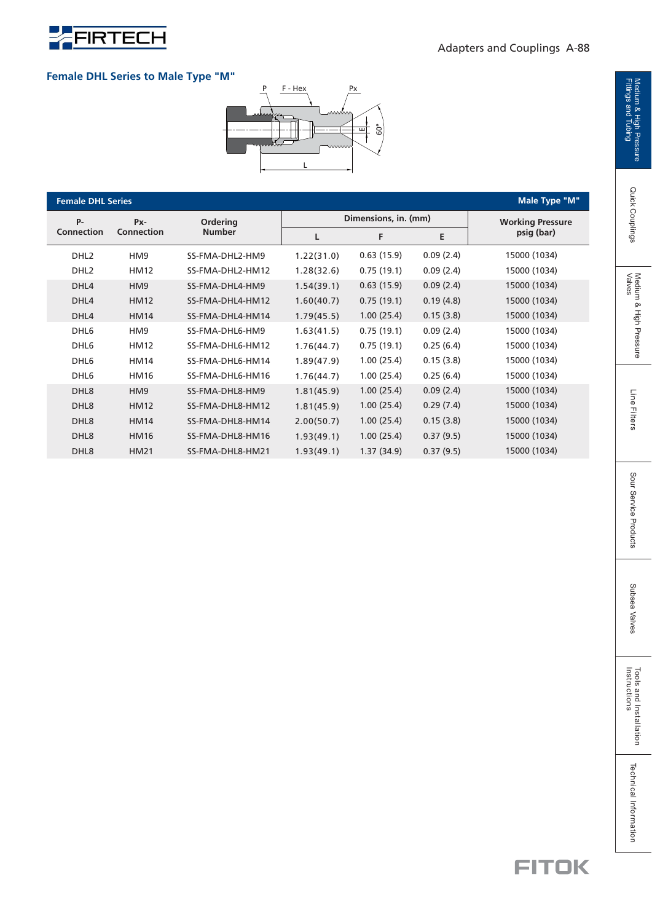## Female DHL Series to Male Type "M"

| Female DHL Series | | | | | | Male Type "M" |
|---|---|---|---|---|---|---|
| P-Connection | Px-Connection | Ordering Number | Dimensions, in. (mm) | | | Working Pressure psig (bar) |
| | | | L | F | E | |
| DHL2 | HM9 | SS-FMA-DHL2-HM9 | 1.22(31.0) | 0.63 (15.9) | 0.09 (2.4) | 15000 (1034) |
| DHL2 | HM12 | SS-FMA-DHL2-HM12 | 1.28(32.6) | 0.75 (19.1) | 0.09 (2.4) | 15000 (1034) |
| DHL4 | HM9 | SS-FMA-DHL4-HM9 | 1.54(39.1) | 0.63 (15.9) | 0.09 (2.4) | 15000 (1034) |
| DHL4 | HM12 | SS-FMA-DHL4-HM12 | 1.60(40.7) | 0.75 (19.1) | 0.19 (4.8) | 15000 (1034) |
| DHL4 | HM14 | SS-FMA-DHL4-HM14 | 1.79(45.5) | 1.00 (25.4) | 0.15 (3.8) | 15000 (1034) |
| DHL6 | HM9 | SS-FMA-DHL6-HM9 | 1.63(41.5) | 0.75 (19.1) | 0.09 (2.4) | 15000 (1034) |
| DHL6 | HM12 | SS-FMA-DHL6-HM12 | 1.76(44.7) | 0.75 (19.1) | 0.25 (6.4) | 15000 (1034) |
| DHL6 | HM14 | SS-FMA-DHL6-HM14 | 1.89(47.9) | 1.00 (25.4) | 0.15 (3.8) | 15000 (1034) |
| DHL6 | HM16 | SS-FMA-DHL6-HM16 | 1.76(44.7) | 1.00 (25.4) | 0.25 (6.4) | 15000 (1034) |
| DHL8 | HM9 | SS-FMA-DHL8-HM9 | 1.81(45.9) | 1.00 (25.4) | 0.09 (2.4) | 15000 (1034) |
| DHL8 | HM12 | SS-FMA-DHL8-HM12 | 1.81(45.9) | 1.00 (25.4) | 0.29 (7.4) | 15000 (1034) |
| DHL8 | HM14 | SS-FMA-DHL8-HM14 | 2.00(50.7) | 1.00 (25.4) | 0.15 (3.8) | 15000 (1034) |
| DHL8 | HM16 | SS-FMA-DHL8-HM16 | 1.93(49.1) | 1.00 (25.4) | 0.37 (9.5) | 15000 (1034) |
| DHL8 | HM21 | SS-FMA-DHL8-HM21 | 1.93(49.1) | 1.37 (34.9) | 0.37 (9.5) | 15000 (1034) |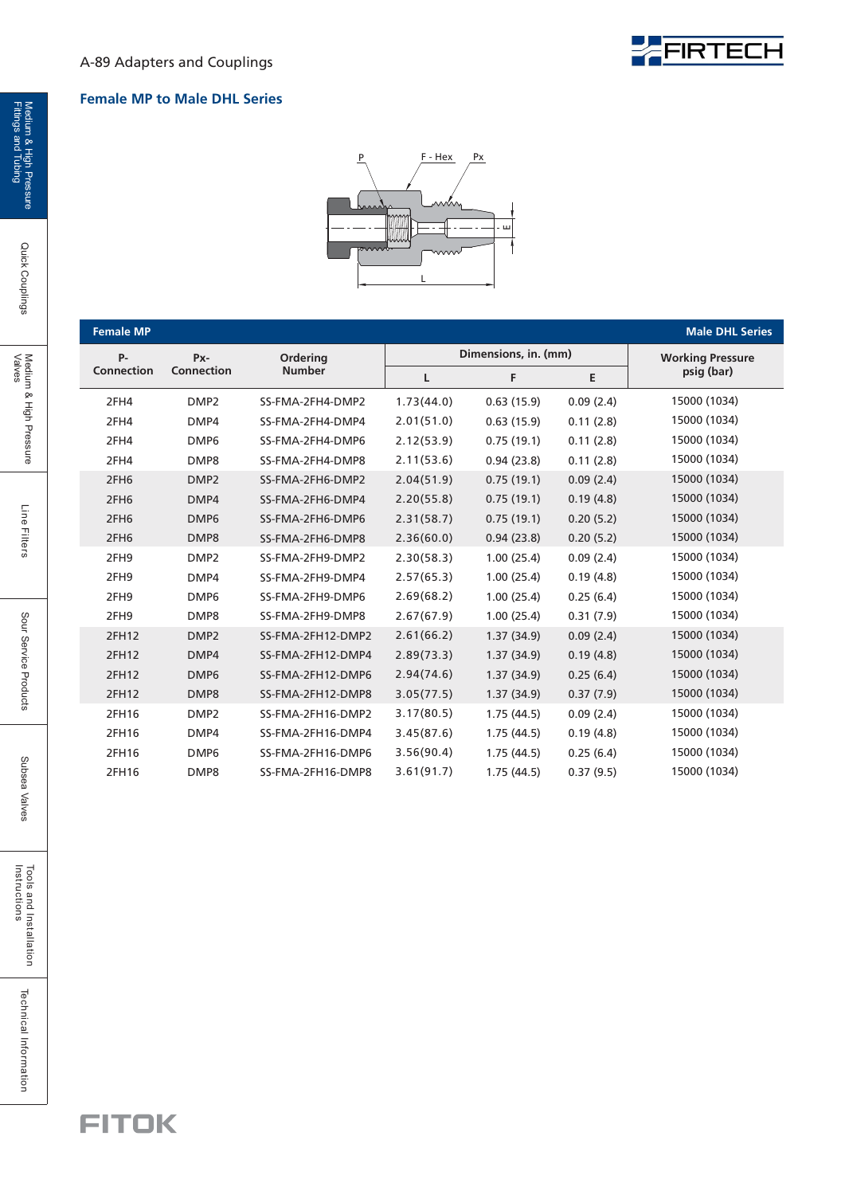## Female MP to Male DHL Series

| Female MP | | | | | | Male DHL Series |
|---|---|---|---|---|---|---|
| P-Connection | Px-Connection | Ordering Number | Dimensions, in. (mm) | | | Working Pressure psig (bar) |
| | | | L | F | E | |
| 2FH4 | DMP2 | SS-FMA-2FH4-DMP2 | 1.73(44.0) | 0.63 (15.9) | 0.09 (2.4) | 15000 (1034) |
| 2FH4 | DMP4 | SS-FMA-2FH4-DMP4 | 2.01(51.0) | 0.63 (15.9) | 0.11 (2.8) | 15000 (1034) |
| 2FH4 | DMP6 | SS-FMA-2FH4-DMP6 | 2.12(53.9) | 0.75 (19.1) | 0.11 (2.8) | 15000 (1034) |
| 2FH4 | DMP8 | SS-FMA-2FH4-DMP8 | 2.11(53.6) | 0.94 (23.8) | 0.11 (2.8) | 15000 (1034) |
| 2FH6 | DMP2 | SS-FMA-2FH6-DMP2 | 2.04(51.9) | 0.75 (19.1) | 0.09 (2.4) | 15000 (1034) |
| 2FH6 | DMP4 | SS-FMA-2FH6-DMP4 | 2.20(55.8) | 0.75 (19.1) | 0.19 (4.8) | 15000 (1034) |
| 2FH6 | DMP6 | SS-FMA-2FH6-DMP6 | 2.31(58.7) | 0.75 (19.1) | 0.20 (5.2) | 15000 (1034) |
| 2FH6 | DMP8 | SS-FMA-2FH6-DMP8 | 2.36(60.0) | 0.94 (23.8) | 0.20 (5.2) | 15000 (1034) |
| 2FH9 | DMP2 | SS-FMA-2FH9-DMP2 | 2.30(58.3) | 1.00 (25.4) | 0.09 (2.4) | 15000 (1034) |
| 2FH9 | DMP4 | SS-FMA-2FH9-DMP4 | 2.57(65.3) | 1.00 (25.4) | 0.19 (4.8) | 15000 (1034) |
| 2FH9 | DMP6 | SS-FMA-2FH9-DMP6 | 2.69(68.2) | 1.00 (25.4) | 0.25 (6.4) | 15000 (1034) |
| 2FH9 | DMP8 | SS-FMA-2FH9-DMP8 | 2.67(67.9) | 1.00 (25.4) | 0.31 (7.9) | 15000 (1034) |
| 2FH12 | DMP2 | SS-FMA-2FH12-DMP2 | 2.61(66.2) | 1.37 (34.9) | 0.09 (2.4) | 15000 (1034) |
| 2FH12 | DMP4 | SS-FMA-2FH12-DMP4 | 2.89(73.3) | 1.37 (34.9) | 0.19 (4.8) | 15000 (1034) |
| 2FH12 | DMP6 | SS-FMA-2FH12-DMP6 | 2.94(74.6) | 1.37 (34.9) | 0.25 (6.4) | 15000 (1034) |
| 2FH12 | DMP8 | SS-FMA-2FH12-DMP8 | 3.05(77.5) | 1.37 (34.9) | 0.37 (7.9) | 15000 (1034) |
| 2FH16 | DMP2 | SS-FMA-2FH16-DMP2 | 3.17(80.5) | 1.75 (44.5) | 0.09 (2.4) | 15000 (1034) |
| 2FH16 | DMP4 | SS-FMA-2FH16-DMP4 | 3.45(87.6) | 1.75 (44.5) | 0.19 (4.8) | 15000 (1034) |
| 2FH16 | DMP6 | SS-FMA-2FH16-DMP6 | 3.56(90.4) | 1.75 (44.5) | 0.25 (6.4) | 15000 (1034) |
| 2FH16 | DMP8 | SS-FMA-2FH16-DMP8 | 3.61(91.7) | 1.75 (44.5) | 0.37 (9.5) | 15000 (1034) |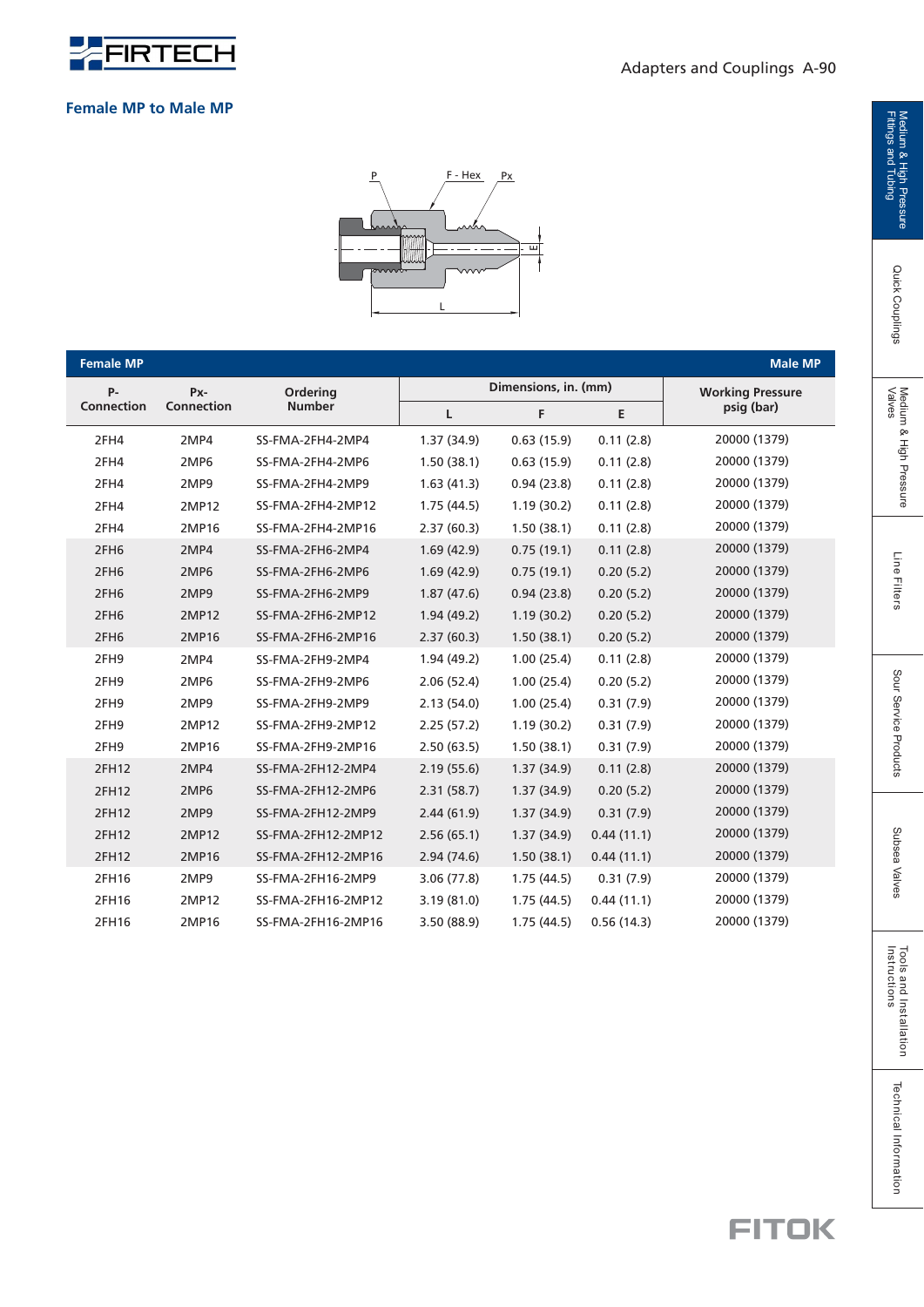## Female MP to Male MP

| Female MP | | | | | | Male MP |
|---|---|---|---|---|---|---|
| P-Connection | Px-Connection | Ordering Number | Dimensions, in. (mm) | | | Working Pressure psig (bar) |
| | | | L | F | E | |
| 2FH4 | 2MP4 | SS-FMA-2FH4-2MP4 | 1.37 (34.9) | 0.63 (15.9) | 0.11 (2.8) | 20000 (1379) |
| 2FH4 | 2MP6 | SS-FMA-2FH4-2MP6 | 1.50 (38.1) | 0.63 (15.9) | 0.11 (2.8) | 20000 (1379) |
| 2FH4 | 2MP9 | SS-FMA-2FH4-2MP9 | 1.63 (41.3) | 0.94 (23.8) | 0.11 (2.8) | 20000 (1379) |
| 2FH4 | 2MP12 | SS-FMA-2FH4-2MP12 | 1.75 (44.5) | 1.19 (30.2) | 0.11 (2.8) | 20000 (1379) |
| 2FH4 | 2MP16 | SS-FMA-2FH4-2MP16 | 2.37 (60.3) | 1.50 (38.1) | 0.11 (2.8) | 20000 (1379) |
| 2FH6 | 2MP4 | SS-FMA-2FH6-2MP4 | 1.69 (42.9) | 0.75 (19.1) | 0.11 (2.8) | 20000 (1379) |
| 2FH6 | 2MP6 | SS-FMA-2FH6-2MP6 | 1.69 (42.9) | 0.75 (19.1) | 0.20 (5.2) | 20000 (1379) |
| 2FH6 | 2MP9 | SS-FMA-2FH6-2MP9 | 1.87 (47.6) | 0.94 (23.8) | 0.20 (5.2) | 20000 (1379) |
| 2FH6 | 2MP12 | SS-FMA-2FH6-2MP12 | 1.94 (49.2) | 1.19 (30.2) | 0.20 (5.2) | 20000 (1379) |
| 2FH6 | 2MP16 | SS-FMA-2FH6-2MP16 | 2.37 (60.3) | 1.50 (38.1) | 0.20 (5.2) | 20000 (1379) |
| 2FH9 | 2MP4 | SS-FMA-2FH9-2MP4 | 1.94 (49.2) | 1.00 (25.4) | 0.11 (2.8) | 20000 (1379) |
| 2FH9 | 2MP6 | SS-FMA-2FH9-2MP6 | 2.06 (52.4) | 1.00 (25.4) | 0.20 (5.2) | 20000 (1379) |
| 2FH9 | 2MP9 | SS-FMA-2FH9-2MP9 | 2.13 (54.0) | 1.00 (25.4) | 0.31 (7.9) | 20000 (1379) |
| 2FH9 | 2MP12 | SS-FMA-2FH9-2MP12 | 2.25 (57.2) | 1.19 (30.2) | 0.31 (7.9) | 20000 (1379) |
| 2FH9 | 2MP16 | SS-FMA-2FH9-2MP16 | 2.50 (63.5) | 1.50 (38.1) | 0.31 (7.9) | 20000 (1379) |
| 2FH12 | 2MP4 | SS-FMA-2FH12-2MP4 | 2.19 (55.6) | 1.37 (34.9) | 0.11 (2.8) | 20000 (1379) |
| 2FH12 | 2MP6 | SS-FMA-2FH12-2MP6 | 2.31 (58.7) | 1.37 (34.9) | 0.20 (5.2) | 20000 (1379) |
| 2FH12 | 2MP9 | SS-FMA-2FH12-2MP9 | 2.44 (61.9) | 1.37 (34.9) | 0.31 (7.9) | 20000 (1379) |
| 2FH12 | 2MP12 | SS-FMA-2FH12-2MP12 | 2.56 (65.1) | 1.37 (34.9) | 0.44 (11.1) | 20000 (1379) |
| 2FH12 | 2MP16 | SS-FMA-2FH12-2MP16 | 2.94 (74.6) | 1.50 (38.1) | 0.44 (11.1) | 20000 (1379) |
| 2FH16 | 2MP9 | SS-FMA-2FH16-2MP9 | 3.06 (77.8) | 1.75 (44.5) | 0.31 (7.9) | 20000 (1379) |
| 2FH16 | 2MP12 | SS-FMA-2FH16-2MP12 | 3.19 (81.0) | 1.75 (44.5) | 0.44 (11.1) | 20000 (1379) |
| 2FH16 | 2MP16 | SS-FMA-2FH16-2MP16 | 3.50 (88.9) | 1.75 (44.5) | 0.56 (14.3) | 20000 (1379) |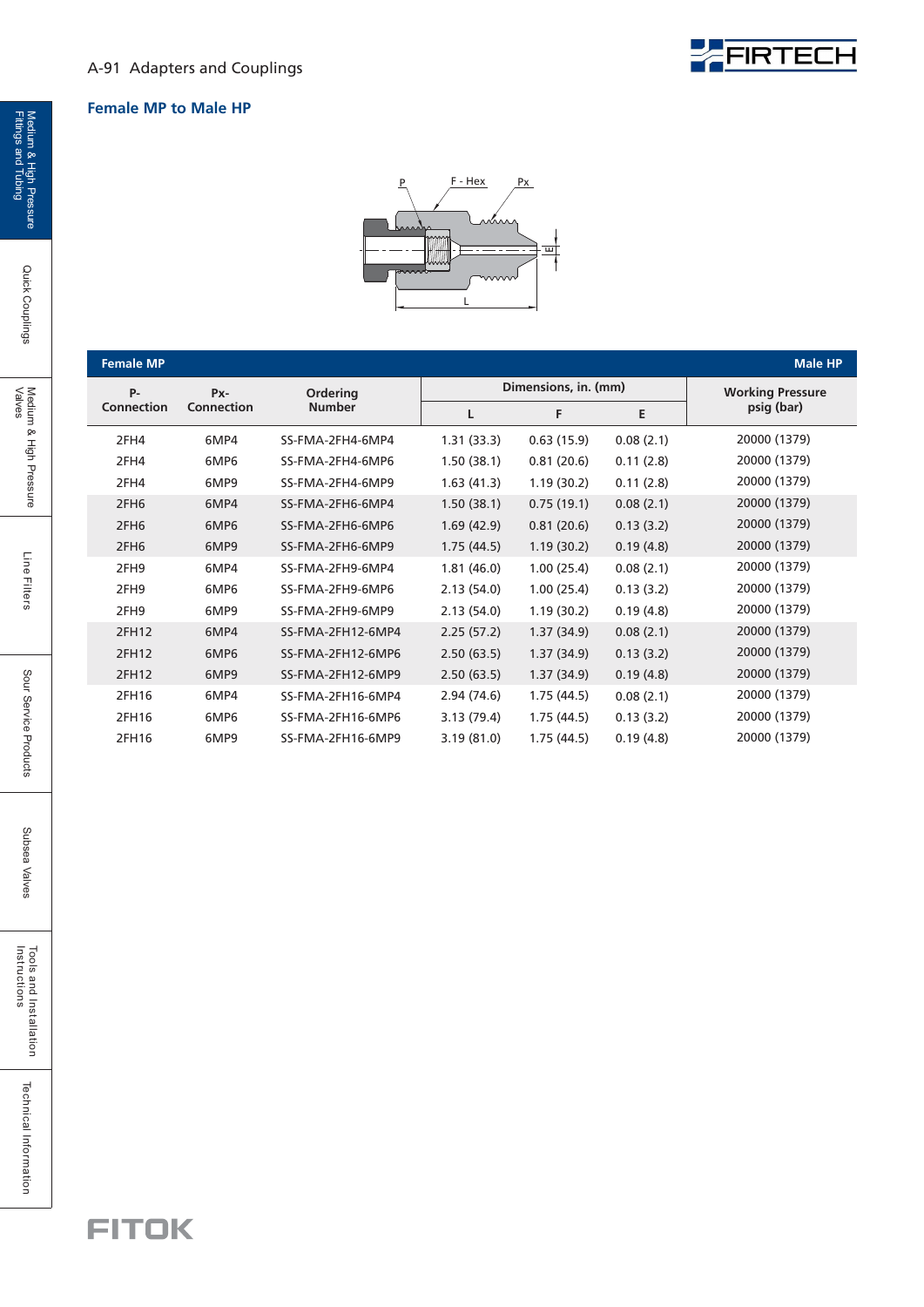## Female MP to Male HP

| Female MP | | | | | | Male HP |
|---|---|---|---|---|---|---|
| P-Connection | Px-Connection | Ordering Number | Dimensions, in. (mm) | | | Working Pressure psig (bar) |
| | | | L | F | E | |
| 2FH4 | 6MP4 | SS-FMA-2FH4-6MP4 | 1.31 (33.3) | 0.63 (15.9) | 0.08 (2.1) | 20000 (1379) |
| 2FH4 | 6MP6 | SS-FMA-2FH4-6MP6 | 1.50 (38.1) | 0.81 (20.6) | 0.11 (2.8) | 20000 (1379) |
| 2FH4 | 6MP9 | SS-FMA-2FH4-6MP9 | 1.63 (41.3) | 1.19 (30.2) | 0.11 (2.8) | 20000 (1379) |
| 2FH6 | 6MP4 | SS-FMA-2FH6-6MP4 | 1.50 (38.1) | 0.75 (19.1) | 0.08 (2.1) | 20000 (1379) |
| 2FH6 | 6MP6 | SS-FMA-2FH6-6MP6 | 1.69 (42.9) | 0.81 (20.6) | 0.13 (3.2) | 20000 (1379) |
| 2FH6 | 6MP9 | SS-FMA-2FH6-6MP9 | 1.75 (44.5) | 1.19 (30.2) | 0.19 (4.8) | 20000 (1379) |
| 2FH9 | 6MP4 | SS-FMA-2FH9-6MP4 | 1.81 (46.0) | 1.00 (25.4) | 0.08 (2.1) | 20000 (1379) |
| 2FH9 | 6MP6 | SS-FMA-2FH9-6MP6 | 2.13 (54.0) | 1.00 (25.4) | 0.13 (3.2) | 20000 (1379) |
| 2FH9 | 6MP9 | SS-FMA-2FH9-6MP9 | 2.13 (54.0) | 1.19 (30.2) | 0.19 (4.8) | 20000 (1379) |
| 2FH12 | 6MP4 | SS-FMA-2FH12-6MP4 | 2.25 (57.2) | 1.37 (34.9) | 0.08 (2.1) | 20000 (1379) |
| 2FH12 | 6MP6 | SS-FMA-2FH12-6MP6 | 2.50 (63.5) | 1.37 (34.9) | 0.13 (3.2) | 20000 (1379) |
| 2FH12 | 6MP9 | SS-FMA-2FH12-6MP9 | 2.50 (63.5) | 1.37 (34.9) | 0.19 (4.8) | 20000 (1379) |
| 2FH16 | 6MP4 | SS-FMA-2FH16-6MP4 | 2.94 (74.6) | 1.75 (44.5) | 0.08 (2.1) | 20000 (1379) |
| 2FH16 | 6MP6 | SS-FMA-2FH16-6MP6 | 3.13 (79.4) | 1.75 (44.5) | 0.13 (3.2) | 20000 (1379) |
| 2FH16 | 6MP9 | SS-FMA-2FH16-6MP9 | 3.19 (81.0) | 1.75 (44.5) | 0.19 (4.8) | 20000 (1379) |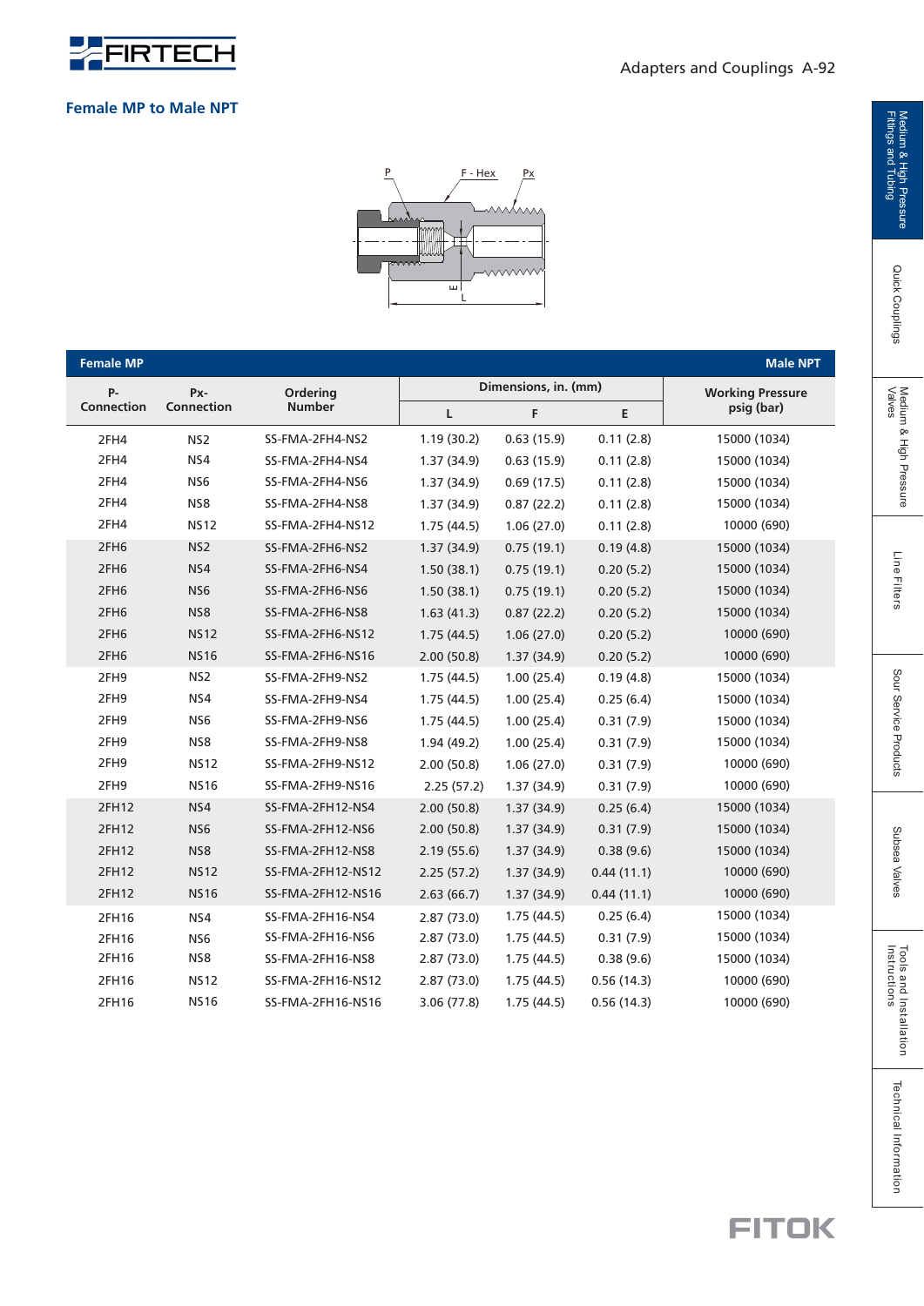## Female MP to Male NPT

| Female MP | | | | | | Male NPT |
|---|---|---|---|---|---|---|
| P-Connection | Px-Connection | Ordering Number | Dimensions, in. (mm) | | | Working Pressure psig (bar) |
| | | | L | F | E | |
| 2FH4 | NS2 | SS-FMA-2FH4-NS2 | 1.19 (30.2) | 0.63 (15.9) | 0.11 (2.8) | 15000 (1034) |
| 2FH4 | NS4 | SS-FMA-2FH4-NS4 | 1.37 (34.9) | 0.63 (15.9) | 0.11 (2.8) | 15000 (1034) |
| 2FH4 | NS6 | SS-FMA-2FH4-NS6 | 1.37 (34.9) | 0.69 (17.5) | 0.11 (2.8) | 15000 (1034) |
| 2FH4 | NS8 | SS-FMA-2FH4-NS8 | 1.37 (34.9) | 0.87 (22.2) | 0.11 (2.8) | 15000 (1034) |
| 2FH4 | NS12 | SS-FMA-2FH4-NS12 | 1.75 (44.5) | 1.06 (27.0) | 0.11 (2.8) | 10000 (690) |
| 2FH6 | NS2 | SS-FMA-2FH6-NS2 | 1.37 (34.9) | 0.75 (19.1) | 0.19 (4.8) | 15000 (1034) |
| 2FH6 | NS4 | SS-FMA-2FH6-NS4 | 1.50 (38.1) | 0.75 (19.1) | 0.20 (5.2) | 15000 (1034) |
| 2FH6 | NS6 | SS-FMA-2FH6-NS6 | 1.50 (38.1) | 0.75 (19.1) | 0.20 (5.2) | 15000 (1034) |
| 2FH6 | NS8 | SS-FMA-2FH6-NS8 | 1.63 (41.3) | 0.87 (22.2) | 0.20 (5.2) | 15000 (1034) |
| 2FH6 | NS12 | SS-FMA-2FH6-NS12 | 1.75 (44.5) | 1.06 (27.0) | 0.20 (5.2) | 10000 (690) |
| 2FH6 | NS16 | SS-FMA-2FH6-NS16 | 2.00 (50.8) | 1.37 (34.9) | 0.20 (5.2) | 10000 (690) |
| 2FH9 | NS2 | SS-FMA-2FH9-NS2 | 1.75 (44.5) | 1.00 (25.4) | 0.19 (4.8) | 15000 (1034) |
| 2FH9 | NS4 | SS-FMA-2FH9-NS4 | 1.75 (44.5) | 1.00 (25.4) | 0.25 (6.4) | 15000 (1034) |
| 2FH9 | NS6 | SS-FMA-2FH9-NS6 | 1.75 (44.5) | 1.00 (25.4) | 0.31 (7.9) | 15000 (1034) |
| 2FH9 | NS8 | SS-FMA-2FH9-NS8 | 1.94 (49.2) | 1.00 (25.4) | 0.31 (7.9) | 15000 (1034) |
| 2FH9 | NS12 | SS-FMA-2FH9-NS12 | 2.00 (50.8) | 1.06 (27.0) | 0.31 (7.9) | 10000 (690) |
| 2FH9 | NS16 | SS-FMA-2FH9-NS16 | 2.25 (57.2) | 1.37 (34.9) | 0.31 (7.9) | 10000 (690) |
| 2FH12 | NS4 | SS-FMA-2FH12-NS4 | 2.00 (50.8) | 1.37 (34.9) | 0.25 (6.4) | 15000 (1034) |
| 2FH12 | NS6 | SS-FMA-2FH12-NS6 | 2.00 (50.8) | 1.37 (34.9) | 0.31 (7.9) | 15000 (1034) |
| 2FH12 | NS8 | SS-FMA-2FH12-NS8 | 2.19 (55.6) | 1.37 (34.9) | 0.38 (9.6) | 15000 (1034) |
| 2FH12 | NS12 | SS-FMA-2FH12-NS12 | 2.25 (57.2) | 1.37 (34.9) | 0.44 (11.1) | 10000 (690) |
| 2FH12 | NS16 | SS-FMA-2FH12-NS16 | 2.63 (66.7) | 1.37 (34.9) | 0.44 (11.1) | 10000 (690) |
| 2FH16 | NS4 | SS-FMA-2FH16-NS4 | 2.87 (73.0) | 1.75 (44.5) | 0.25 (6.4) | 15000 (1034) |
| 2FH16 | NS6 | SS-FMA-2FH16-NS6 | 2.87 (73.0) | 1.75 (44.5) | 0.31 (7.9) | 15000 (1034) |
| 2FH16 | NS8 | SS-FMA-2FH16-NS8 | 2.87 (73.0) | 1.75 (44.5) | 0.38 (9.6) | 15000 (1034) |
| 2FH16 | NS12 | SS-FMA-2FH16-NS12 | 2.87 (73.0) | 1.75 (44.5) | 0.56 (14.3) | 10000 (690) |
| 2FH16 | NS16 | SS-FMA-2FH16-NS16 | 3.06 (77.8) | 1.75 (44.5) | 0.56 (14.3) | 10000 (690) |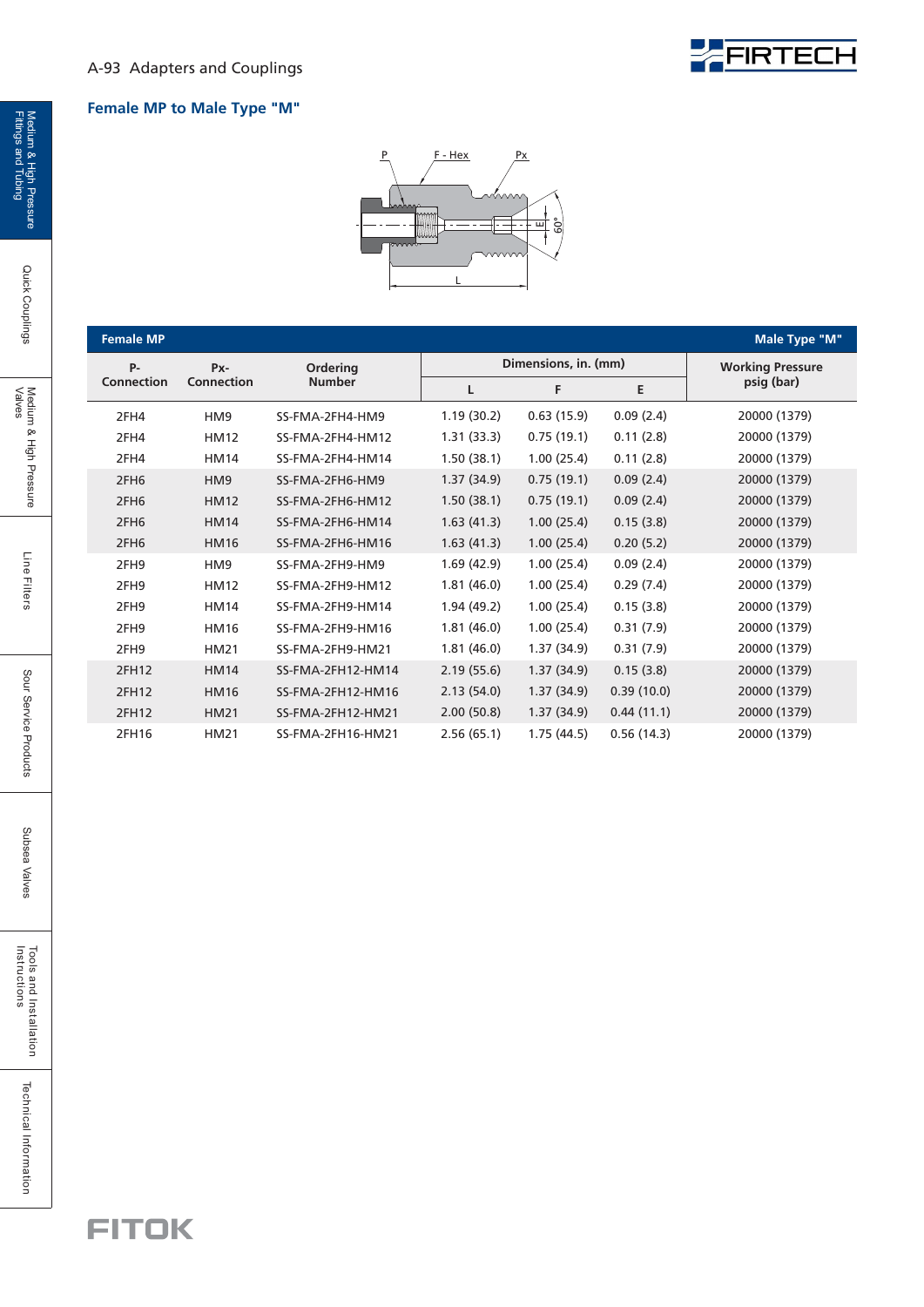## Female MP to Male Type "M"

| Female MP | | | | | | Male Type "M" |
|---|---|---|---|---|---|---|
| P-Connection | Px-Connection | Ordering Number | Dimensions, in. (mm) | | | Working Pressure psig (bar) |
| | | | L | F | E | |
| 2FH4 | HM9 | SS-FMA-2FH4-HM9 | 1.19 (30.2) | 0.63 (15.9) | 0.09 (2.4) | 20000 (1379) |
| 2FH4 | HM12 | SS-FMA-2FH4-HM12 | 1.31 (33.3) | 0.75 (19.1) | 0.11 (2.8) | 20000 (1379) |
| 2FH4 | HM14 | SS-FMA-2FH4-HM14 | 1.50 (38.1) | 1.00 (25.4) | 0.11 (2.8) | 20000 (1379) |
| 2FH6 | HM9 | SS-FMA-2FH6-HM9 | 1.37 (34.9) | 0.75 (19.1) | 0.09 (2.4) | 20000 (1379) |
| 2FH6 | HM12 | SS-FMA-2FH6-HM12 | 1.50 (38.1) | 0.75 (19.1) | 0.09 (2.4) | 20000 (1379) |
| 2FH6 | HM14 | SS-FMA-2FH6-HM14 | 1.63 (41.3) | 1.00 (25.4) | 0.15 (3.8) | 20000 (1379) |
| 2FH6 | HM16 | SS-FMA-2FH6-HM16 | 1.63 (41.3) | 1.00 (25.4) | 0.20 (5.2) | 20000 (1379) |
| 2FH9 | HM9 | SS-FMA-2FH9-HM9 | 1.69 (42.9) | 1.00 (25.4) | 0.09 (2.4) | 20000 (1379) |
| 2FH9 | HM12 | SS-FMA-2FH9-HM12 | 1.81 (46.0) | 1.00 (25.4) | 0.29 (7.4) | 20000 (1379) |
| 2FH9 | HM14 | SS-FMA-2FH9-HM14 | 1.94 (49.2) | 1.00 (25.4) | 0.15 (3.8) | 20000 (1379) |
| 2FH9 | HM16 | SS-FMA-2FH9-HM16 | 1.81 (46.0) | 1.00 (25.4) | 0.31 (7.9) | 20000 (1379) |
| 2FH9 | HM21 | SS-FMA-2FH9-HM21 | 1.81 (46.0) | 1.37 (34.9) | 0.31 (7.9) | 20000 (1379) |
| 2FH12 | HM14 | SS-FMA-2FH12-HM14 | 2.19 (55.6) | 1.37 (34.9) | 0.15 (3.8) | 20000 (1379) |
| 2FH12 | HM16 | SS-FMA-2FH12-HM16 | 2.13 (54.0) | 1.37 (34.9) | 0.39 (10.0) | 20000 (1379) |
| 2FH12 | HM21 | SS-FMA-2FH12-HM21 | 2.00 (50.8) | 1.37 (34.9) | 0.44 (11.1) | 20000 (1379) |
| 2FH16 | HM21 | SS-FMA-2FH16-HM21 | 2.56 (65.1) | 1.75 (44.5) | 0.56 (14.3) | 20000 (1379) |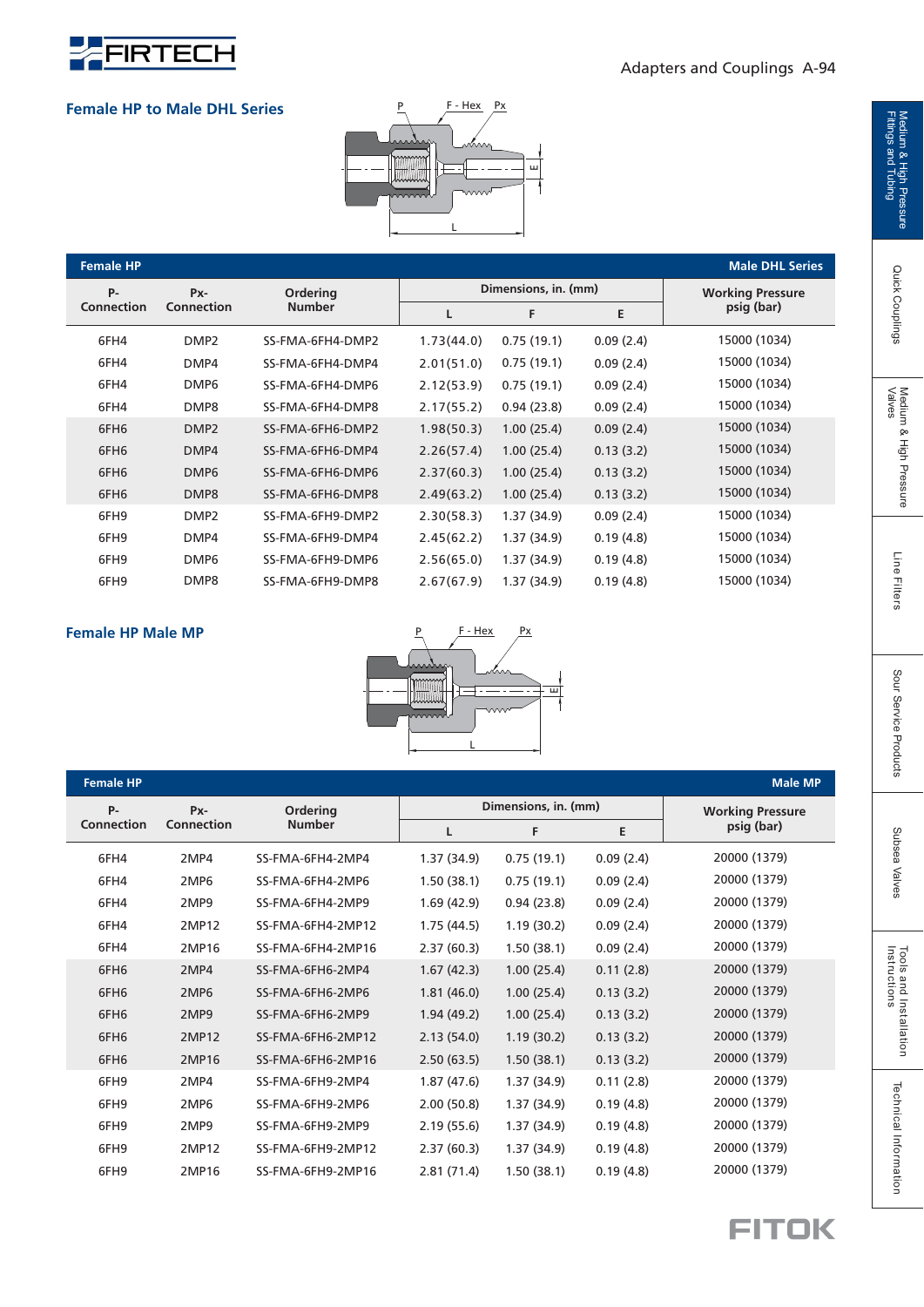## Female HP to Male DHL Series

| P-Connection | Px-Connection | Ordering Number | Dimensions, in. (mm) | | | Working Pressure psig (bar) |
|---|---|---|---|---|---|---|
| | | | L | F | E | |
| 6FH4 | DMP2 | SS-FMA-6FH4-DMP2 | 1.73(44.0) | 0.75 (19.1) | 0.09 (2.4) | 15000 (1034) |
| 6FH4 | DMP4 | SS-FMA-6FH4-DMP4 | 2.01(51.0) | 0.75 (19.1) | 0.09 (2.4) | 15000 (1034) |
| 6FH4 | DMP6 | SS-FMA-6FH4-DMP6 | 2.12(53.9) | 0.75 (19.1) | 0.09 (2.4) | 15000 (1034) |
| 6FH4 | DMP8 | SS-FMA-6FH4-DMP8 | 2.17(55.2) | 0.94 (23.8) | 0.09 (2.4) | 15000 (1034) |
| 6FH6 | DMP2 | SS-FMA-6FH6-DMP2 | 1.98(50.3) | 1.00 (25.4) | 0.09 (2.4) | 15000 (1034) |
| 6FH6 | DMP4 | SS-FMA-6FH6-DMP4 | 2.26(57.4) | 1.00 (25.4) | 0.13 (3.2) | 15000 (1034) |
| 6FH6 | DMP6 | SS-FMA-6FH6-DMP6 | 2.37(60.3) | 1.00 (25.4) | 0.13 (3.2) | 15000 (1034) |
| 6FH6 | DMP8 | SS-FMA-6FH6-DMP8 | 2.49(63.2) | 1.00 (25.4) | 0.13 (3.2) | 15000 (1034) |
| 6FH9 | DMP2 | SS-FMA-6FH9-DMP2 | 2.30(58.3) | 1.37 (34.9) | 0.09 (2.4) | 15000 (1034) |
| 6FH9 | DMP4 | SS-FMA-6FH9-DMP4 | 2.45(62.2) | 1.37 (34.9) | 0.19 (4.8) | 15000 (1034) |
| 6FH9 | DMP6 | SS-FMA-6FH9-DMP6 | 2.56(65.0) | 1.37 (34.9) | 0.19 (4.8) | 15000 (1034) |
| 6FH9 | DMP8 | SS-FMA-6FH9-DMP8 | 2.67(67.9) | 1.37 (34.9) | 0.19 (4.8) | 15000 (1034) |

## Female HP Male MP

| P-Connection | Px-Connection | Ordering Number | Dimensions, in. (mm) | | | Working Pressure psig (bar) |
|---|---|---|---|---|---|---|
| | | | L | F | E | |
| 6FH4 | 2MP4 | SS-FMA-6FH4-2MP4 | 1.37 (34.9) | 0.75 (19.1) | 0.09 (2.4) | 20000 (1379) |
| 6FH4 | 2MP6 | SS-FMA-6FH4-2MP6 | 1.50 (38.1) | 0.75 (19.1) | 0.09 (2.4) | 20000 (1379) |
| 6FH4 | 2MP9 | SS-FMA-6FH4-2MP9 | 1.69 (42.9) | 0.94 (23.8) | 0.09 (2.4) | 20000 (1379) |
| 6FH4 | 2MP12 | SS-FMA-6FH4-2MP12 | 1.75 (44.5) | 1.19 (30.2) | 0.09 (2.4) | 20000 (1379) |
| 6FH4 | 2MP16 | SS-FMA-6FH4-2MP16 | 2.37 (60.3) | 1.50 (38.1) | 0.09 (2.4) | 20000 (1379) |
| 6FH6 | 2MP4 | SS-FMA-6FH6-2MP4 | 1.67 (42.3) | 1.00 (25.4) | 0.11 (2.8) | 20000 (1379) |
| 6FH6 | 2MP6 | SS-FMA-6FH6-2MP6 | 1.81 (46.0) | 1.00 (25.4) | 0.13 (3.2) | 20000 (1379) |
| 6FH6 | 2MP9 | SS-FMA-6FH6-2MP9 | 1.94 (49.2) | 1.00 (25.4) | 0.13 (3.2) | 20000 (1379) |
| 6FH6 | 2MP12 | SS-FMA-6FH6-2MP12 | 2.13 (54.0) | 1.19 (30.2) | 0.13 (3.2) | 20000 (1379) |
| 6FH6 | 2MP16 | SS-FMA-6FH6-2MP16 | 2.50 (63.5) | 1.50 (38.1) | 0.13 (3.2) | 20000 (1379) |
| 6FH9 | 2MP4 | SS-FMA-6FH9-2MP4 | 1.87 (47.6) | 1.37 (34.9) | 0.11 (2.8) | 20000 (1379) |
| 6FH9 | 2MP6 | SS-FMA-6FH9-2MP6 | 2.00 (50.8) | 1.37 (34.9) | 0.19 (4.8) | 20000 (1379) |
| 6FH9 | 2MP9 | SS-FMA-6FH9-2MP9 | 2.19 (55.6) | 1.37 (34.9) | 0.19 (4.8) | 20000 (1379) |
| 6FH9 | 2MP12 | SS-FMA-6FH9-2MP12 | 2.37 (60.3) | 1.37 (34.9) | 0.19 (4.8) | 20000 (1379) |
| 6FH9 | 2MP16 | SS-FMA-6FH9-2MP16 | 2.81 (71.4) | 1.50 (38.1) | 0.19 (4.8) | 20000 (1379) |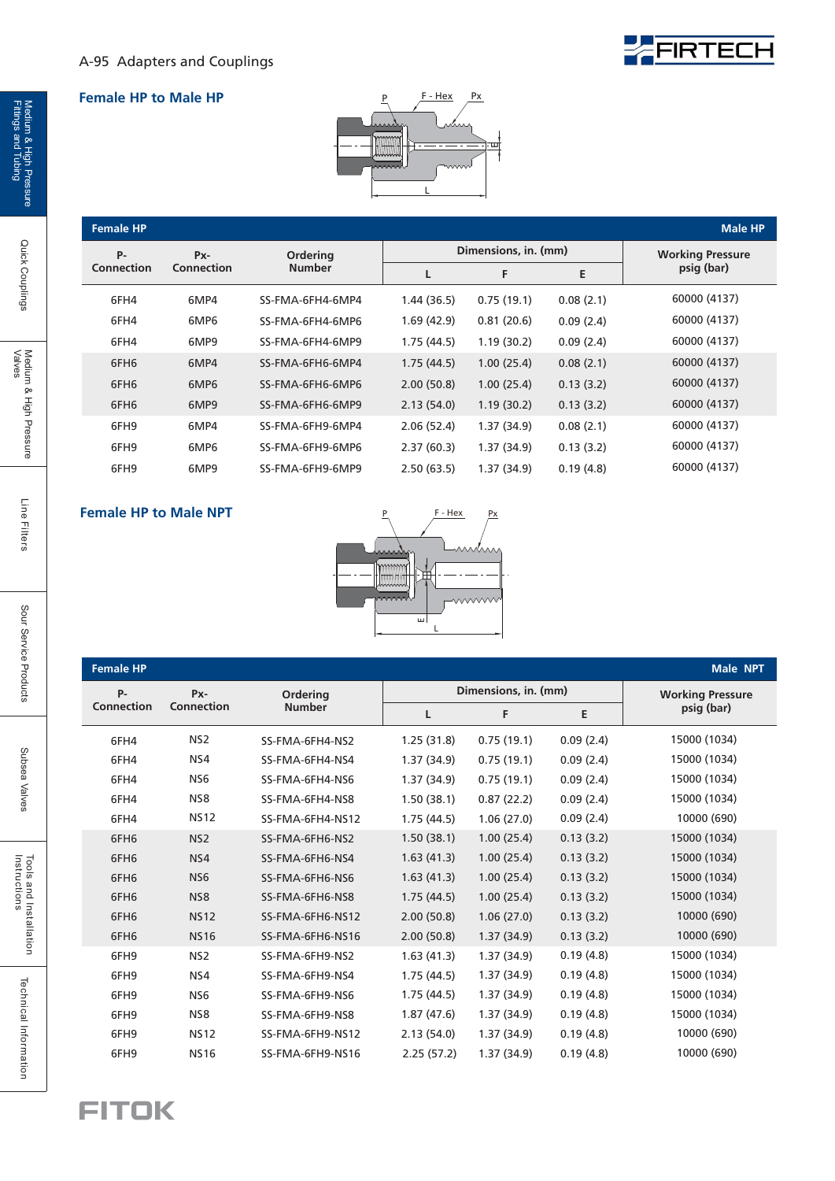## Female HP to Male HP

| Female HP | | | | | | Male HP |
|---|---|---|---|---|---|---|
| P-<br>Connection | Px-<br>Connection | Ordering<br>Number | Dimensions, in. (mm) | | | Working Pressure<br>psig (bar) |
| | | | L | F | E | |
| 6FH4 | 6MP4 | SS-FMA-6FH4-6MP4 | 1.44 (36.5) | 0.75 (19.1) | 0.08 (2.1) | 60000 (4137) |
| 6FH4 | 6MP6 | SS-FMA-6FH4-6MP6 | 1.69 (42.9) | 0.81 (20.6) | 0.09 (2.4) | 60000 (4137) |
| 6FH4 | 6MP9 | SS-FMA-6FH4-6MP9 | 1.75 (44.5) | 1.19 (30.2) | 0.09 (2.4) | 60000 (4137) |
| 6FH6 | 6MP4 | SS-FMA-6FH6-6MP4 | 1.75 (44.5) | 1.00 (25.4) | 0.08 (2.1) | 60000 (4137) |
| 6FH6 | 6MP6 | SS-FMA-6FH6-6MP6 | 2.00 (50.8) | 1.00 (25.4) | 0.13 (3.2) | 60000 (4137) |
| 6FH6 | 6MP9 | SS-FMA-6FH6-6MP9 | 2.13 (54.0) | 1.19 (30.2) | 0.13 (3.2) | 60000 (4137) |
| 6FH9 | 6MP4 | SS-FMA-6FH9-6MP4 | 2.06 (52.4) | 1.37 (34.9) | 0.08 (2.1) | 60000 (4137) |
| 6FH9 | 6MP6 | SS-FMA-6FH9-6MP6 | 2.37 (60.3) | 1.37 (34.9) | 0.13 (3.2) | 60000 (4137) |
| 6FH9 | 6MP9 | SS-FMA-6FH9-6MP9 | 2.50 (63.5) | 1.37 (34.9) | 0.19 (4.8) | 60000 (4137) |

## Female HP to Male NPT

| Female HP | | | | | | Male NPT |
|---|---|---|---|---|---|---|
| P-<br>Connection | Px-<br>Connection | Ordering<br>Number | Dimensions, in. (mm) | | | Working Pressure<br>psig (bar) |
| | | | L | F | E | |
| 6FH4 | NS2 | SS-FMA-6FH4-NS2 | 1.25 (31.8) | 0.75 (19.1) | 0.09 (2.4) | 15000 (1034) |
| 6FH4 | NS4 | SS-FMA-6FH4-NS4 | 1.37 (34.9) | 0.75 (19.1) | 0.09 (2.4) | 15000 (1034) |
| 6FH4 | NS6 | SS-FMA-6FH4-NS6 | 1.37 (34.9) | 0.75 (19.1) | 0.09 (2.4) | 15000 (1034) |
| 6FH4 | NS8 | SS-FMA-6FH4-NS8 | 1.50 (38.1) | 0.87 (22.2) | 0.09 (2.4) | 15000 (1034) |
| 6FH4 | NS12 | SS-FMA-6FH4-NS12 | 1.75 (44.5) | 1.06 (27.0) | 0.09 (2.4) | 10000 (690) |
| 6FH6 | NS2 | SS-FMA-6FH6-NS2 | 1.50 (38.1) | 1.00 (25.4) | 0.13 (3.2) | 15000 (1034) |
| 6FH6 | NS4 | SS-FMA-6FH6-NS4 | 1.63 (41.3) | 1.00 (25.4) | 0.13 (3.2) | 15000 (1034) |
| 6FH6 | NS6 | SS-FMA-6FH6-NS6 | 1.63 (41.3) | 1.00 (25.4) | 0.13 (3.2) | 15000 (1034) |
| 6FH6 | NS8 | SS-FMA-6FH6-NS8 | 1.75 (44.5) | 1.00 (25.4) | 0.13 (3.2) | 15000 (1034) |
| 6FH6 | NS12 | SS-FMA-6FH6-NS12 | 2.00 (50.8) | 1.06 (27.0) | 0.13 (3.2) | 10000 (690) |
| 6FH6 | NS16 | SS-FMA-6FH6-NS16 | 2.00 (50.8) | 1.37 (34.9) | 0.13 (3.2) | 10000 (690) |
| 6FH9 | NS2 | SS-FMA-6FH9-NS2 | 1.63 (41.3) | 1.37 (34.9) | 0.19 (4.8) | 15000 (1034) |
| 6FH9 | NS4 | SS-FMA-6FH9-NS4 | 1.75 (44.5) | 1.37 (34.9) | 0.19 (4.8) | 15000 (1034) |
| 6FH9 | NS6 | SS-FMA-6FH9-NS6 | 1.75 (44.5) | 1.37 (34.9) | 0.19 (4.8) | 15000 (1034) |
| 6FH9 | NS8 | SS-FMA-6FH9-NS8 | 1.87 (47.6) | 1.37 (34.9) | 0.19 (4.8) | 15000 (1034) |
| 6FH9 | NS12 | SS-FMA-6FH9-NS12 | 2.13 (54.0) | 1.37 (34.9) | 0.19 (4.8) | 10000 (690) |
| 6FH9 | NS16 | SS-FMA-6FH9-NS16 | 2.25 (57.2) | 1.37 (34.9) | 0.19 (4.8) | 10000 (690) |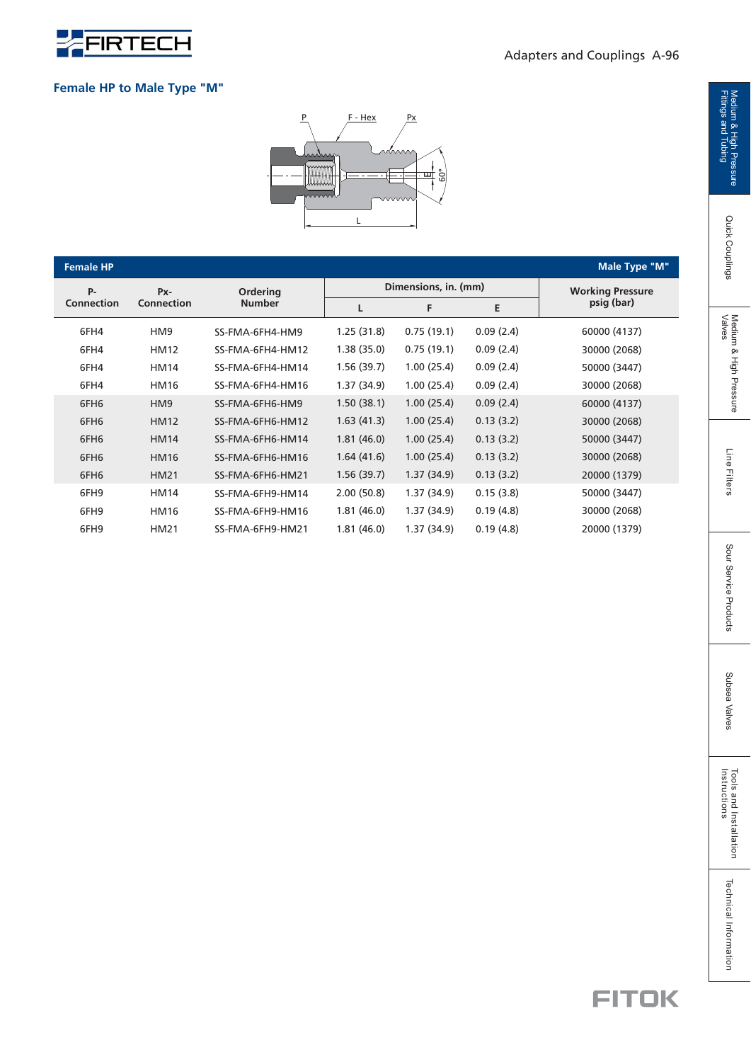## Female HP to Male Type "M"

| Female HP | | | | | | Male Type "M" |
|---|---|---|---|---|---|---|
| P-Connection | Px-Connection | Ordering Number | Dimensions, in. (mm) | | | Working Pressure psig (bar) |
| | | | L | F | E | |
| 6FH4 | HM9 | SS-FMA-6FH4-HM9 | 1.25 (31.8) | 0.75 (19.1) | 0.09 (2.4) | 60000 (4137) |
| 6FH4 | HM12 | SS-FMA-6FH4-HM12 | 1.38 (35.0) | 0.75 (19.1) | 0.09 (2.4) | 30000 (2068) |
| 6FH4 | HM14 | SS-FMA-6FH4-HM14 | 1.56 (39.7) | 1.00 (25.4) | 0.09 (2.4) | 50000 (3447) |
| 6FH4 | HM16 | SS-FMA-6FH4-HM16 | 1.37 (34.9) | 1.00 (25.4) | 0.09 (2.4) | 30000 (2068) |
| 6FH6 | HM9 | SS-FMA-6FH6-HM9 | 1.50 (38.1) | 1.00 (25.4) | 0.09 (2.4) | 60000 (4137) |
| 6FH6 | HM12 | SS-FMA-6FH6-HM12 | 1.63 (41.3) | 1.00 (25.4) | 0.13 (3.2) | 30000 (2068) |
| 6FH6 | HM14 | SS-FMA-6FH6-HM14 | 1.81 (46.0) | 1.00 (25.4) | 0.13 (3.2) | 50000 (3447) |
| 6FH6 | HM16 | SS-FMA-6FH6-HM16 | 1.64 (41.6) | 1.00 (25.4) | 0.13 (3.2) | 30000 (2068) |
| 6FH6 | HM21 | SS-FMA-6FH6-HM21 | 1.56 (39.7) | 1.37 (34.9) | 0.13 (3.2) | 20000 (1379) |
| 6FH9 | HM14 | SS-FMA-6FH9-HM14 | 2.00 (50.8) | 1.37 (34.9) | 0.15 (3.8) | 50000 (3447) |
| 6FH9 | HM16 | SS-FMA-6FH9-HM16 | 1.81 (46.0) | 1.37 (34.9) | 0.19 (4.8) | 30000 (2068) |
| 6FH9 | HM21 | SS-FMA-6FH9-HM21 | 1.81 (46.0) | 1.37 (34.9) | 0.19 (4.8) | 20000 (1379) |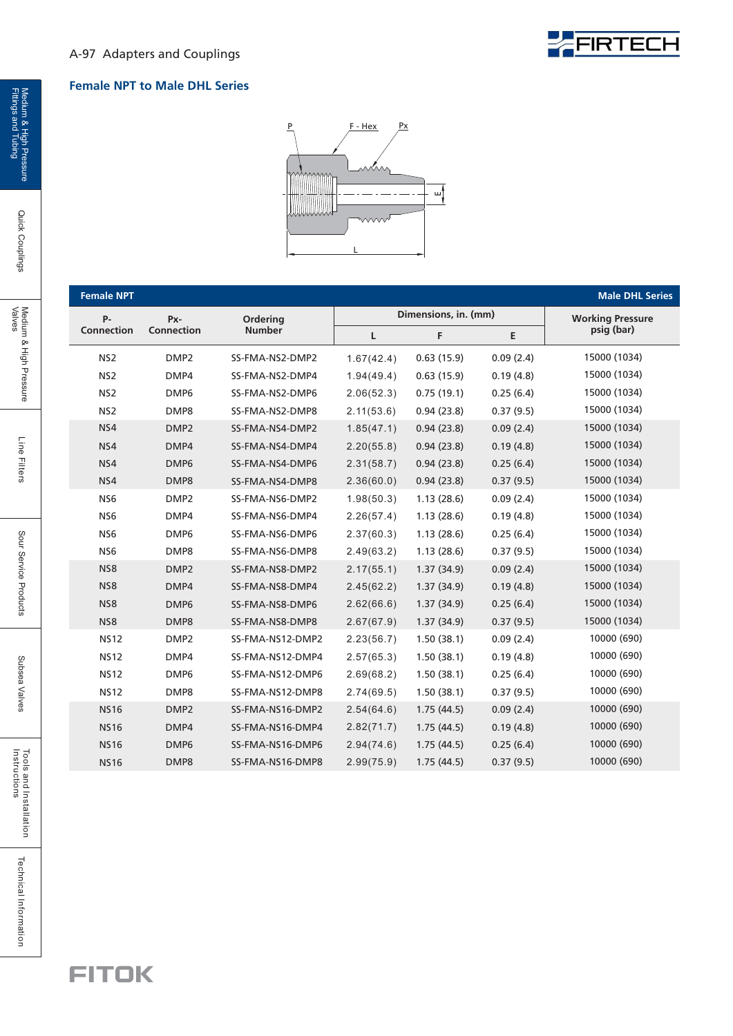## Female NPT to Male DHL Series

| Female NPT | | | | | | Male DHL Series |
|---|---|---|---|---|---|---|
| P-Connection | Px-Connection | Ordering Number | Dimensions, in. (mm) | | | Working Pressure psig (bar) |
| | | | L | F | E | |
| NS2 | DMP2 | SS-FMA-NS2-DMP2 | 1.67(42.4) | 0.63 (15.9) | 0.09 (2.4) | 15000 (1034) |
| NS2 | DMP4 | SS-FMA-NS2-DMP4 | 1.94(49.4) | 0.63 (15.9) | 0.19 (4.8) | 15000 (1034) |
| NS2 | DMP6 | SS-FMA-NS2-DMP6 | 2.06(52.3) | 0.75 (19.1) | 0.25 (6.4) | 15000 (1034) |
| NS2 | DMP8 | SS-FMA-NS2-DMP8 | 2.11(53.6) | 0.94 (23.8) | 0.37 (9.5) | 15000 (1034) |
| NS4 | DMP2 | SS-FMA-NS4-DMP2 | 1.85(47.1) | 0.94 (23.8) | 0.09 (2.4) | 15000 (1034) |
| NS4 | DMP4 | SS-FMA-NS4-DMP4 | 2.20(55.8) | 0.94 (23.8) | 0.19 (4.8) | 15000 (1034) |
| NS4 | DMP6 | SS-FMA-NS4-DMP6 | 2.31(58.7) | 0.94 (23.8) | 0.25 (6.4) | 15000 (1034) |
| NS4 | DMP8 | SS-FMA-NS4-DMP8 | 2.36(60.0) | 0.94 (23.8) | 0.37 (9.5) | 15000 (1034) |
| NS6 | DMP2 | SS-FMA-NS6-DMP2 | 1.98(50.3) | 1.13 (28.6) | 0.09 (2.4) | 15000 (1034) |
| NS6 | DMP4 | SS-FMA-NS6-DMP4 | 2.26(57.4) | 1.13 (28.6) | 0.19 (4.8) | 15000 (1034) |
| NS6 | DMP6 | SS-FMA-NS6-DMP6 | 2.37(60.3) | 1.13 (28.6) | 0.25 (6.4) | 15000 (1034) |
| NS6 | DMP8 | SS-FMA-NS6-DMP8 | 2.49(63.2) | 1.13 (28.6) | 0.37 (9.5) | 15000 (1034) |
| NS8 | DMP2 | SS-FMA-NS8-DMP2 | 2.17(55.1) | 1.37 (34.9) | 0.09 (2.4) | 15000 (1034) |
| NS8 | DMP4 | SS-FMA-NS8-DMP4 | 2.45(62.2) | 1.37 (34.9) | 0.19 (4.8) | 15000 (1034) |
| NS8 | DMP6 | SS-FMA-NS8-DMP6 | 2.62(66.6) | 1.37 (34.9) | 0.25 (6.4) | 15000 (1034) |
| NS8 | DMP8 | SS-FMA-NS8-DMP8 | 2.67(67.9) | 1.37 (34.9) | 0.37 (9.5) | 15000 (1034) |
| NS12 | DMP2 | SS-FMA-NS12-DMP2 | 2.23(56.7) | 1.50 (38.1) | 0.09 (2.4) | 10000 (690) |
| NS12 | DMP4 | SS-FMA-NS12-DMP4 | 2.57(65.3) | 1.50 (38.1) | 0.19 (4.8) | 10000 (690) |
| NS12 | DMP6 | SS-FMA-NS12-DMP6 | 2.69(68.2) | 1.50 (38.1) | 0.25 (6.4) | 10000 (690) |
| NS12 | DMP8 | SS-FMA-NS12-DMP8 | 2.74(69.5) | 1.50 (38.1) | 0.37 (9.5) | 10000 (690) |
| NS16 | DMP2 | SS-FMA-NS16-DMP2 | 2.54(64.6) | 1.75 (44.5) | 0.09 (2.4) | 10000 (690) |
| NS16 | DMP4 | SS-FMA-NS16-DMP4 | 2.82(71.7) | 1.75 (44.5) | 0.19 (4.8) | 10000 (690) |
| NS16 | DMP6 | SS-FMA-NS16-DMP6 | 2.94(74.6) | 1.75 (44.5) | 0.25 (6.4) | 10000 (690) |
| NS16 | DMP8 | SS-FMA-NS16-DMP8 | 2.99(75.9) | 1.75 (44.5) | 0.37 (9.5) | 10000 (690) |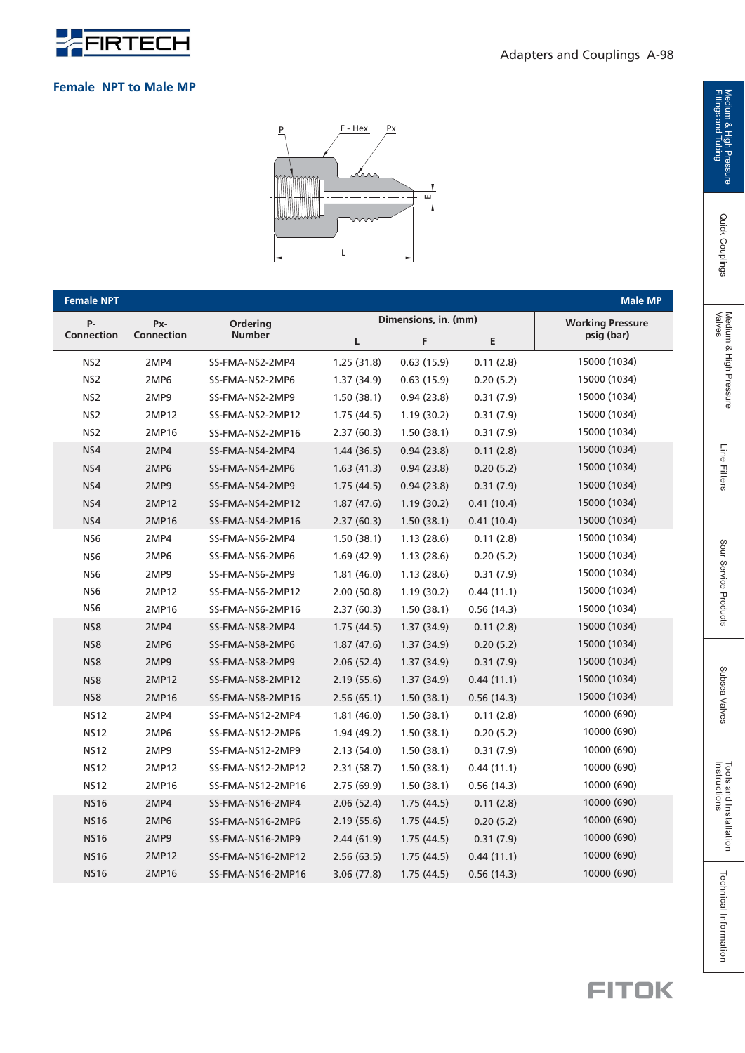## Female NPT to Male MP

| Female NPT | | | | | | Male MP |
|---|---|---|---|---|---|---|
| P-Connection | Px-Connection | Ordering Number | Dimensions, in. (mm) | | | Working Pressure psig (bar) |
| | | | L | F | E | |
| NS2 | 2MP4 | SS-FMA-NS2-2MP4 | 1.25 (31.8) | 0.63 (15.9) | 0.11 (2.8) | 15000 (1034) |
| NS2 | 2MP6 | SS-FMA-NS2-2MP6 | 1.37 (34.9) | 0.63 (15.9) | 0.20 (5.2) | 15000 (1034) |
| NS2 | 2MP9 | SS-FMA-NS2-2MP9 | 1.50 (38.1) | 0.94 (23.8) | 0.31 (7.9) | 15000 (1034) |
| NS2 | 2MP12 | SS-FMA-NS2-2MP12 | 1.75 (44.5) | 1.19 (30.2) | 0.31 (7.9) | 15000 (1034) |
| NS2 | 2MP16 | SS-FMA-NS2-2MP16 | 2.37 (60.3) | 1.50 (38.1) | 0.31 (7.9) | 15000 (1034) |
| NS4 | 2MP4 | SS-FMA-NS4-2MP4 | 1.44 (36.5) | 0.94 (23.8) | 0.11 (2.8) | 15000 (1034) |
| NS4 | 2MP6 | SS-FMA-NS4-2MP6 | 1.63 (41.3) | 0.94 (23.8) | 0.20 (5.2) | 15000 (1034) |
| NS4 | 2MP9 | SS-FMA-NS4-2MP9 | 1.75 (44.5) | 0.94 (23.8) | 0.31 (7.9) | 15000 (1034) |
| NS4 | 2MP12 | SS-FMA-NS4-2MP12 | 1.87 (47.6) | 1.19 (30.2) | 0.41 (10.4) | 15000 (1034) |
| NS4 | 2MP16 | SS-FMA-NS4-2MP16 | 2.37 (60.3) | 1.50 (38.1) | 0.41 (10.4) | 15000 (1034) |
| NS6 | 2MP4 | SS-FMA-NS6-2MP4 | 1.50 (38.1) | 1.13 (28.6) | 0.11 (2.8) | 15000 (1034) |
| NS6 | 2MP6 | SS-FMA-NS6-2MP6 | 1.69 (42.9) | 1.13 (28.6) | 0.20 (5.2) | 15000 (1034) |
| NS6 | 2MP9 | SS-FMA-NS6-2MP9 | 1.81 (46.0) | 1.13 (28.6) | 0.31 (7.9) | 15000 (1034) |
| NS6 | 2MP12 | SS-FMA-NS6-2MP12 | 2.00 (50.8) | 1.19 (30.2) | 0.44 (11.1) | 15000 (1034) |
| NS6 | 2MP16 | SS-FMA-NS6-2MP16 | 2.37 (60.3) | 1.50 (38.1) | 0.56 (14.3) | 15000 (1034) |
| NS8 | 2MP4 | SS-FMA-NS8-2MP4 | 1.75 (44.5) | 1.37 (34.9) | 0.11 (2.8) | 15000 (1034) |
| NS8 | 2MP6 | SS-FMA-NS8-2MP6 | 1.87 (47.6) | 1.37 (34.9) | 0.20 (5.2) | 15000 (1034) |
| NS8 | 2MP9 | SS-FMA-NS8-2MP9 | 2.06 (52.4) | 1.37 (34.9) | 0.31 (7.9) | 15000 (1034) |
| NS8 | 2MP12 | SS-FMA-NS8-2MP12 | 2.19 (55.6) | 1.37 (34.9) | 0.44 (11.1) | 15000 (1034) |
| NS8 | 2MP16 | SS-FMA-NS8-2MP16 | 2.56 (65.1) | 1.50 (38.1) | 0.56 (14.3) | 15000 (1034) |
| NS12 | 2MP4 | SS-FMA-NS12-2MP4 | 1.81 (46.0) | 1.50 (38.1) | 0.11 (2.8) | 10000 (690) |
| NS12 | 2MP6 | SS-FMA-NS12-2MP6 | 1.94 (49.2) | 1.50 (38.1) | 0.20 (5.2) | 10000 (690) |
| NS12 | 2MP9 | SS-FMA-NS12-2MP9 | 2.13 (54.0) | 1.50 (38.1) | 0.31 (7.9) | 10000 (690) |
| NS12 | 2MP12 | SS-FMA-NS12-2MP12 | 2.31 (58.7) | 1.50 (38.1) | 0.44 (11.1) | 10000 (690) |
| NS12 | 2MP16 | SS-FMA-NS12-2MP16 | 2.75 (69.9) | 1.50 (38.1) | 0.56 (14.3) | 10000 (690) |
| NS16 | 2MP4 | SS-FMA-NS16-2MP4 | 2.06 (52.4) | 1.75 (44.5) | 0.11 (2.8) | 10000 (690) |
| NS16 | 2MP6 | SS-FMA-NS16-2MP6 | 2.19 (55.6) | 1.75 (44.5) | 0.20 (5.2) | 10000 (690) |
| NS16 | 2MP9 | SS-FMA-NS16-2MP9 | 2.44 (61.9) | 1.75 (44.5) | 0.31 (7.9) | 10000 (690) |
| NS16 | 2MP12 | SS-FMA-NS16-2MP12 | 2.56 (63.5) | 1.75 (44.5) | 0.44 (11.1) | 10000 (690) |
| NS16 | 2MP16 | SS-FMA-NS16-2MP16 | 3.06 (77.8) | 1.75 (44.5) | 0.56 (14.3) | 10000 (690) |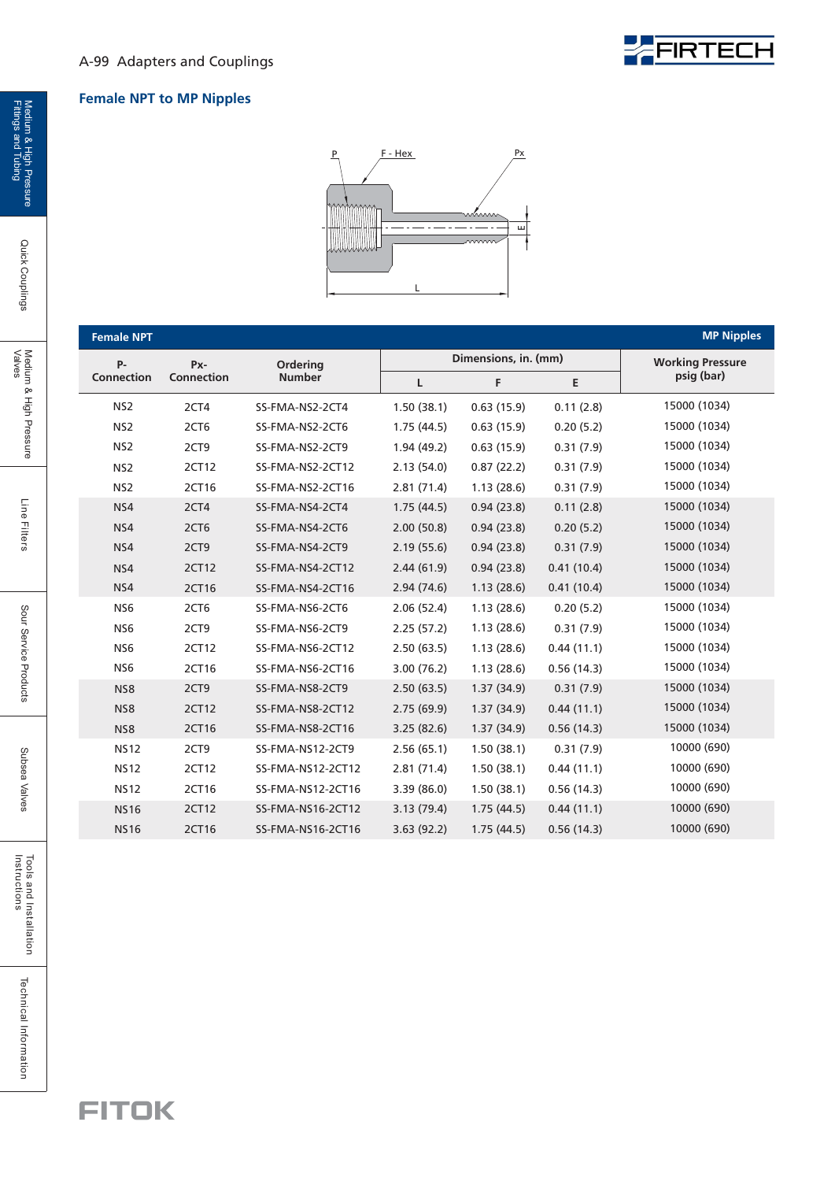## Female NPT to MP Nipples

| Female NPT | | | | | | MP Nipples |
|---|---|---|---|---|---|---|
| P-Connection | Px-Connection | Ordering Number | Dimensions, in. (mm) | | | Working Pressure psig (bar) |
| | | | L | F | E | |
| NS2 | 2CT4 | SS-FMA-NS2-2CT4 | 1.50 (38.1) | 0.63 (15.9) | 0.11 (2.8) | 15000 (1034) |
| NS2 | 2CT6 | SS-FMA-NS2-2CT6 | 1.75 (44.5) | 0.63 (15.9) | 0.20 (5.2) | 15000 (1034) |
| NS2 | 2CT9 | SS-FMA-NS2-2CT9 | 1.94 (49.2) | 0.63 (15.9) | 0.31 (7.9) | 15000 (1034) |
| NS2 | 2CT12 | SS-FMA-NS2-2CT12 | 2.13 (54.0) | 0.87 (22.2) | 0.31 (7.9) | 15000 (1034) |
| NS2 | 2CT16 | SS-FMA-NS2-2CT16 | 2.81 (71.4) | 1.13 (28.6) | 0.31 (7.9) | 15000 (1034) |
| NS4 | 2CT4 | SS-FMA-NS4-2CT4 | 1.75 (44.5) | 0.94 (23.8) | 0.11 (2.8) | 15000 (1034) |
| NS4 | 2CT6 | SS-FMA-NS4-2CT6 | 2.00 (50.8) | 0.94 (23.8) | 0.20 (5.2) | 15000 (1034) |
| NS4 | 2CT9 | SS-FMA-NS4-2CT9 | 2.19 (55.6) | 0.94 (23.8) | 0.31 (7.9) | 15000 (1034) |
| NS4 | 2CT12 | SS-FMA-NS4-2CT12 | 2.44 (61.9) | 0.94 (23.8) | 0.41 (10.4) | 15000 (1034) |
| NS4 | 2CT16 | SS-FMA-NS4-2CT16 | 2.94 (74.6) | 1.13 (28.6) | 0.41 (10.4) | 15000 (1034) |
| NS6 | 2CT6 | SS-FMA-NS6-2CT6 | 2.06 (52.4) | 1.13 (28.6) | 0.20 (5.2) | 15000 (1034) |
| NS6 | 2CT9 | SS-FMA-NS6-2CT9 | 2.25 (57.2) | 1.13 (28.6) | 0.31 (7.9) | 15000 (1034) |
| NS6 | 2CT12 | SS-FMA-NS6-2CT12 | 2.50 (63.5) | 1.13 (28.6) | 0.44 (11.1) | 15000 (1034) |
| NS6 | 2CT16 | SS-FMA-NS6-2CT16 | 3.00 (76.2) | 1.13 (28.6) | 0.56 (14.3) | 15000 (1034) |
| NS8 | 2CT9 | SS-FMA-NS8-2CT9 | 2.50 (63.5) | 1.37 (34.9) | 0.31 (7.9) | 15000 (1034) |
| NS8 | 2CT12 | SS-FMA-NS8-2CT12 | 2.75 (69.9) | 1.37 (34.9) | 0.44 (11.1) | 15000 (1034) |
| NS8 | 2CT16 | SS-FMA-NS8-2CT16 | 3.25 (82.6) | 1.37 (34.9) | 0.56 (14.3) | 15000 (1034) |
| NS12 | 2CT9 | SS-FMA-NS12-2CT9 | 2.56 (65.1) | 1.50 (38.1) | 0.31 (7.9) | 10000 (690) |
| NS12 | 2CT12 | SS-FMA-NS12-2CT12 | 2.81 (71.4) | 1.50 (38.1) | 0.44 (11.1) | 10000 (690) |
| NS12 | 2CT16 | SS-FMA-NS12-2CT16 | 3.39 (86.0) | 1.50 (38.1) | 0.56 (14.3) | 10000 (690) |
| NS16 | 2CT12 | SS-FMA-NS16-2CT12 | 3.13 (79.4) | 1.75 (44.5) | 0.44 (11.1) | 10000 (690) |
| NS16 | 2CT16 | SS-FMA-NS16-2CT16 | 3.63 (92.2) | 1.75 (44.5) | 0.56 (14.3) | 10000 (690) |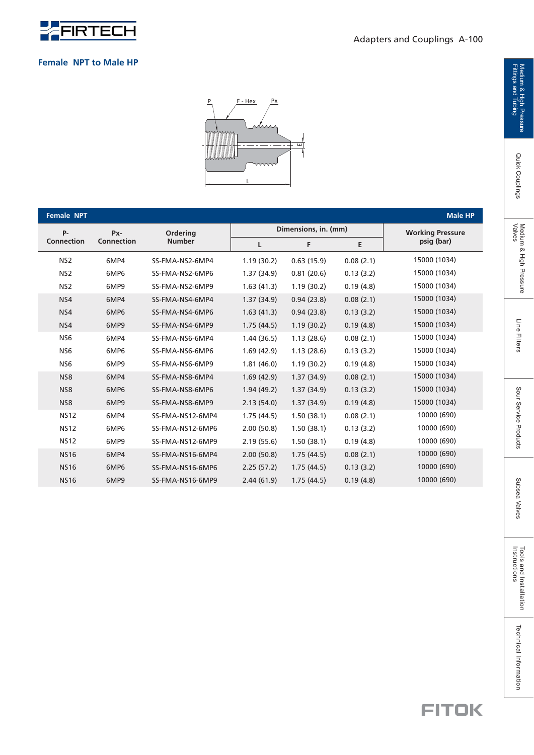## Female NPT to Male HP

| Female NPT | | | | | | Male HP |
|---|---|---|---|---|---|---|
| P-Connection | Px-Connection | Ordering Number | Dimensions, in. (mm) | | | Working Pressure psig (bar) |
| | | | L | F | E | |
| NS2 | 6MP4 | SS-FMA-NS2-6MP4 | 1.19 (30.2) | 0.63 (15.9) | 0.08 (2.1) | 15000 (1034) |
| NS2 | 6MP6 | SS-FMA-NS2-6MP6 | 1.37 (34.9) | 0.81 (20.6) | 0.13 (3.2) | 15000 (1034) |
| NS2 | 6MP9 | SS-FMA-NS2-6MP9 | 1.63 (41.3) | 1.19 (30.2) | 0.19 (4.8) | 15000 (1034) |
| NS4 | 6MP4 | SS-FMA-NS4-6MP4 | 1.37 (34.9) | 0.94 (23.8) | 0.08 (2.1) | 15000 (1034) |
| NS4 | 6MP6 | SS-FMA-NS4-6MP6 | 1.63 (41.3) | 0.94 (23.8) | 0.13 (3.2) | 15000 (1034) |
| NS4 | 6MP9 | SS-FMA-NS4-6MP9 | 1.75 (44.5) | 1.19 (30.2) | 0.19 (4.8) | 15000 (1034) |
| NS6 | 6MP4 | SS-FMA-NS6-6MP4 | 1.44 (36.5) | 1.13 (28.6) | 0.08 (2.1) | 15000 (1034) |
| NS6 | 6MP6 | SS-FMA-NS6-6MP6 | 1.69 (42.9) | 1.13 (28.6) | 0.13 (3.2) | 15000 (1034) |
| NS6 | 6MP9 | SS-FMA-NS6-6MP9 | 1.81 (46.0) | 1.19 (30.2) | 0.19 (4.8) | 15000 (1034) |
| NS8 | 6MP4 | SS-FMA-NS8-6MP4 | 1.69 (42.9) | 1.37 (34.9) | 0.08 (2.1) | 15000 (1034) |
| NS8 | 6MP6 | SS-FMA-NS8-6MP6 | 1.94 (49.2) | 1.37 (34.9) | 0.13 (3.2) | 15000 (1034) |
| NS8 | 6MP9 | SS-FMA-NS8-6MP9 | 2.13 (54.0) | 1.37 (34.9) | 0.19 (4.8) | 15000 (1034) |
| NS12 | 6MP4 | SS-FMA-NS12-6MP4 | 1.75 (44.5) | 1.50 (38.1) | 0.08 (2.1) | 10000 (690) |
| NS12 | 6MP6 | SS-FMA-NS12-6MP6 | 2.00 (50.8) | 1.50 (38.1) | 0.13 (3.2) | 10000 (690) |
| NS12 | 6MP9 | SS-FMA-NS12-6MP9 | 2.19 (55.6) | 1.50 (38.1) | 0.19 (4.8) | 10000 (690) |
| NS16 | 6MP4 | SS-FMA-NS16-6MP4 | 2.00 (50.8) | 1.75 (44.5) | 0.08 (2.1) | 10000 (690) |
| NS16 | 6MP6 | SS-FMA-NS16-6MP6 | 2.25 (57.2) | 1.75 (44.5) | 0.13 (3.2) | 10000 (690) |
| NS16 | 6MP9 | SS-FMA-NS16-6MP9 | 2.44 (61.9) | 1.75 (44.5) | 0.19 (4.8) | 10000 (690) |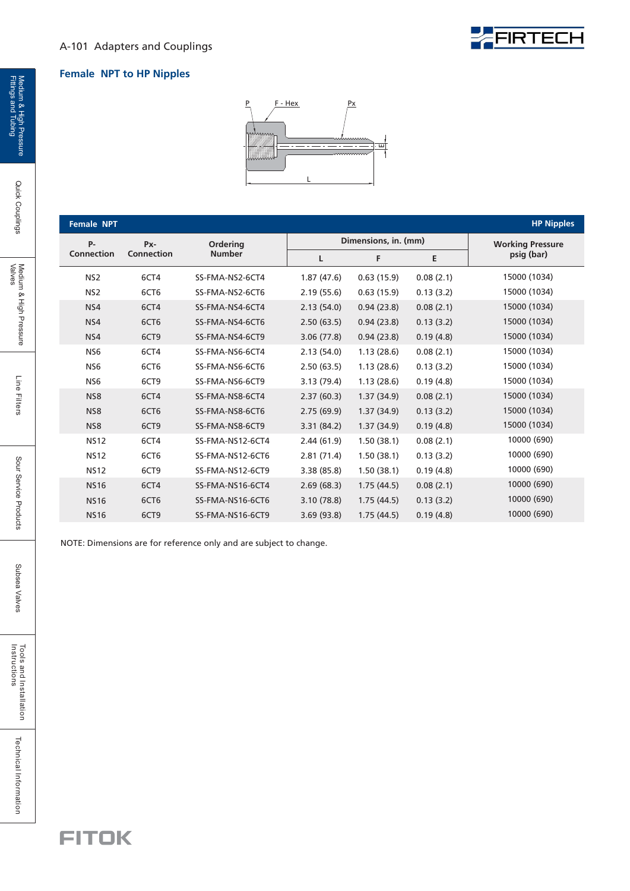## Female NPT to HP Nipples

| Female NPT | | | | | | HP Nipples |
|---|---|---|---|---|---|---|
| P-Connection | Px-Connection | Ordering Number | Dimensions, in. (mm) | | | Working Pressure psig (bar) |
| | | | L | F | E | |
| NS2 | 6CT4 | SS-FMA-NS2-6CT4 | 1.87 (47.6) | 0.63 (15.9) | 0.08 (2.1) | 15000 (1034) |
| NS2 | 6CT6 | SS-FMA-NS2-6CT6 | 2.19 (55.6) | 0.63 (15.9) | 0.13 (3.2) | 15000 (1034) |
| NS4 | 6CT4 | SS-FMA-NS4-6CT4 | 2.13 (54.0) | 0.94 (23.8) | 0.08 (2.1) | 15000 (1034) |
| NS4 | 6CT6 | SS-FMA-NS4-6CT6 | 2.50 (63.5) | 0.94 (23.8) | 0.13 (3.2) | 15000 (1034) |
| NS4 | 6CT9 | SS-FMA-NS4-6CT9 | 3.06 (77.8) | 0.94 (23.8) | 0.19 (4.8) | 15000 (1034) |
| NS6 | 6CT4 | SS-FMA-NS6-6CT4 | 2.13 (54.0) | 1.13 (28.6) | 0.08 (2.1) | 15000 (1034) |
| NS6 | 6CT6 | SS-FMA-NS6-6CT6 | 2.50 (63.5) | 1.13 (28.6) | 0.13 (3.2) | 15000 (1034) |
| NS6 | 6CT9 | SS-FMA-NS6-6CT9 | 3.13 (79.4) | 1.13 (28.6) | 0.19 (4.8) | 15000 (1034) |
| NS8 | 6CT4 | SS-FMA-NS8-6CT4 | 2.37 (60.3) | 1.37 (34.9) | 0.08 (2.1) | 15000 (1034) |
| NS8 | 6CT6 | SS-FMA-NS8-6CT6 | 2.75 (69.9) | 1.37 (34.9) | 0.13 (3.2) | 15000 (1034) |
| NS8 | 6CT9 | SS-FMA-NS8-6CT9 | 3.31 (84.2) | 1.37 (34.9) | 0.19 (4.8) | 15000 (1034) |
| NS12 | 6CT4 | SS-FMA-NS12-6CT4 | 2.44 (61.9) | 1.50 (38.1) | 0.08 (2.1) | 10000 (690) |
| NS12 | 6CT6 | SS-FMA-NS12-6CT6 | 2.81 (71.4) | 1.50 (38.1) | 0.13 (3.2) | 10000 (690) |
| NS12 | 6CT9 | SS-FMA-NS12-6CT9 | 3.38 (85.8) | 1.50 (38.1) | 0.19 (4.8) | 10000 (690) |
| NS16 | 6CT4 | SS-FMA-NS16-6CT4 | 2.69 (68.3) | 1.75 (44.5) | 0.08 (2.1) | 10000 (690) |
| NS16 | 6CT6 | SS-FMA-NS16-6CT6 | 3.10 (78.8) | 1.75 (44.5) | 0.13 (3.2) | 10000 (690) |
| NS16 | 6CT9 | SS-FMA-NS16-6CT9 | 3.69 (93.8) | 1.75 (44.5) | 0.19 (4.8) | 10000 (690) |

NOTE: Dimensions are for reference only and are subject to change.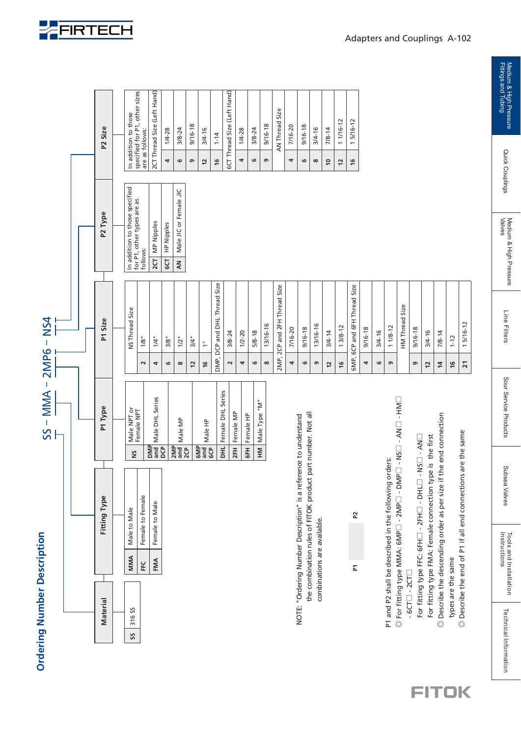## Ordering Number Description

SS – MMA – 2MP6 – NS4

### Material

| | |
|---|---|
| SS | 316 SS |

### Fitting Type

| | |
|---|---|
| MMA | Male to Male |
| FFC | Female to Female |
| FMA | Female to Male |

### P1 Type

| | |
|---|---|
| NS | Male NPT or Female NPT |
| DMP and DCP | Male DHL Series |
| 2MP and 2CP | Male MP |
| 6MP and 6CP | Male HP |
| DHL | Female DHL Series |
| 2FH | Female MP |
| 6FH | Female HP |
| HM | Male Type "M" |

### P1 Size

| | |
|---|---|
| NS Thread Size | |
| 2 | 1/8" |
| 4 | 1/4" |
| 6 | 3/8" |
| 8 | 1/2" |
| 12 | 3/4" |
| 16 | 1" |
| DMP, DCP and DHL Thread Size | |
| 2 | 3/8-24 |
| 4 | 1/2-20 |
| 6 | 5/8-18 |
| 8 | 13/16-16 |
| 2MP, 2CP and 2FH Thread Size | |
| 4 | 7/16-20 |
| 6 | 9/16-18 |
| 9 | 13/16-16 |
| 12 | 3/4-14 |
| 16 | 1 3/8-12 |
| 6MP, 6CP and 6FH Thread Size | |
| 4 | 9/16-18 |
| 6 | 3/4-16 |
| 9 | 1 1/8-12 |
| HM Thread Size | |
| 9 | 9/16-18 |
| 12 | 3/4-16 |
| 14 | 7/8-14 |
| 16 | 1-12 |
| 21 | 1 5/16-12 |

### P2 Type

In addition to those specified for P1, other types are as follows:

| | |
|---|---|
| 2CT | MP Nipples |
| 6CT | HP Nipples |
| AN | Male JIC or Female JIC |

### P2 Size

In addition to those specified for P1, other sizes are as follows:

| | |
|---|---|
| 2CT Thread Size (Left Hand) | |
| 4 | 1/4-28 |
| 6 | 3/8-24 |
| 9 | 9/16-18 |
| 12 | 3/4-16 |
| 16 | 1-14 |
| 6CT Thread Size (Left Hand) | |
| 4 | 1/4-28 |
| 6 | 3/8-24 |
| 9 | 9/16-18 |
| AN Thread Size | |
| 4 | 7/16-20 |
| 6 | 9/16-18 |
| 8 | 3/4-16 |
| 10 | 7/8-14 |
| 12 | 1 1/16-12 |
| 16 | 1 5/16-12 |

NOTE: "Ordering Number Description" is a reference to understand the combination rules of FITOK product part number. Not all combinations are available.

P1 | P2

P1 and P2 shall be described in the following orders:

◎ For fitting type MMA: 6MP□ - 2MP□ - DMP□ - NS□ - AN□ - HM□ - 6CT□ - 2CT□
For fitting type FFC: 6FH□ - 2FH□ - DHL□ - NS□ - AN□
For fitting type FMA: Female connection type is the first

◎ Describe the descending order as per size if the end connection types are the same

◎ Describe the end of P1 if all end connections are the same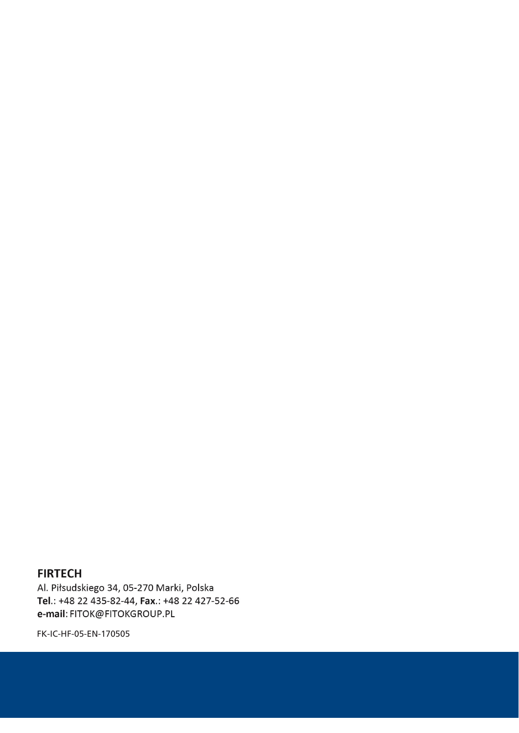**FIRTECH**

Al. Piłsudskiego 34, 05-270 Marki, Polska

**Tel**.: +48 22 435-82-44, **Fax**.: +48 22 427-52-66

**e-mail**: FITOK@FITOKGROUP.PL

FK-IC-HF-05-EN-170505